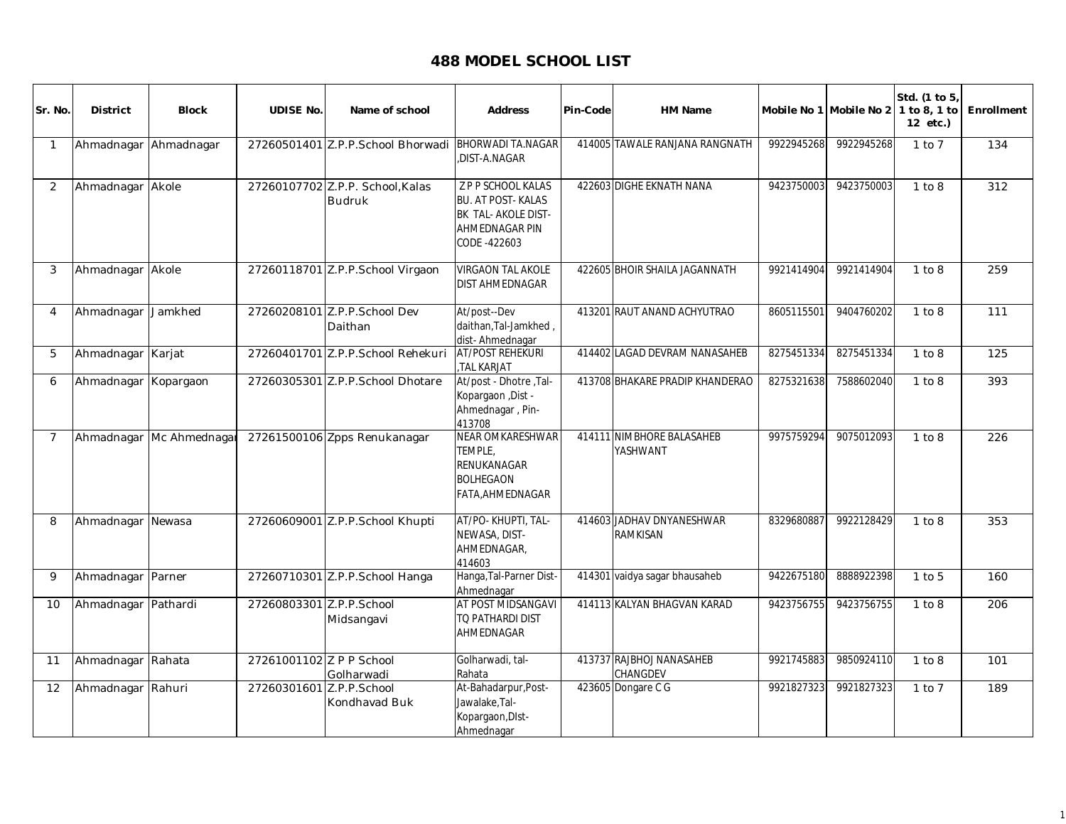# 488 MODEL SCHOOL LIST

| Sr. No. | District | Block | UDISE No. | Name of school | Address | Pin-Code | HM Name | Mobile No 1 | Mobile No 2 | Std. (1 to 5, 1 to 8, 1 to 12 etc.) | Enrollment |
|---|---|---|---|---|---|---|---|---|---|---|---|
| 1 | Ahmadnagar | Ahmadnagar | 27260501401 | Z.P.P.School Bhorwadi | BHORWADI TA.NAGAR ,DIST-A.NAGAR | 414005 | TAWALE RANJANA RANGNATH | 9922945268 | 9922945268 | 1 to 7 | 134 |
| 2 | Ahmadnagar | Akole | 27260107702 | Z.P.P. School,Kalas Budruk | Z P P SCHOOL KALAS BU. AT POST- KALAS BK TAL- AKOLE DIST- AHMEDNAGAR PIN CODE -422603 | 422603 | DIGHE EKNATH NANA | 9423750003 | 9423750003 | 1 to 8 | 312 |
| 3 | Ahmadnagar | Akole | 27260118701 | Z.P.P.School Virgaon | VIRGAON TAL AKOLE DIST AHMEDNAGAR | 422605 | BHOIR SHAILA JAGANNATH | 9921414904 | 9921414904 | 1 to 8 | 259 |
| 4 | Ahmadnagar | Jamkhed | 27260208101 | Z.P.P.School Dev Daithan | At/post--Dev daithan,Tal-Jamkhed , dist- Ahmednagar | 413201 | RAUT ANAND ACHYUTRAO | 8605115501 | 9404760202 | 1 to 8 | 111 |
| 5 | Ahmadnagar | Karjat | 27260401701 | Z.P.P.School Rehekuri | AT/POST REHEKURI ,TAL KARJAT | 414402 | LAGAD DEVRAM NANASAHEB | 8275451334 | 8275451334 | 1 to 8 | 125 |
| 6 | Ahmadnagar | Kopargaon | 27260305301 | Z.P.P.School Dhotare | At/post - Dhotre ,Tal- Kopargaon ,Dist - Ahmednagar , Pin- 413708 | 413708 | BHAKARE PRADIP KHANDERAO | 8275321638 | 7588602040 | 1 to 8 | 393 |
| 7 | Ahmadnagar | Mc Ahmednagar | 27261500106 | Zpps Renukanagar | NEAR OMKARESHWAR TEMPLE, RENUKANAGAR BOLHEGAON FATA,AHMEDNAGAR | 414111 | NIMBHORE BALASAHEB YASHWANT | 9975759294 | 9075012093 | 1 to 8 | 226 |
| 8 | Ahmadnagar | Newasa | 27260609001 | Z.P.P.School Khupti | AT/PO- KHUPTI, TAL- NEWASA, DIST- AHMEDNAGAR, 414603 | 414603 | JADHAV DNYANESHWAR RAMKISAN | 8329680887 | 9922128429 | 1 to 8 | 353 |
| 9 | Ahmadnagar | Parner | 27260710301 | Z.P.P.School Hanga | Hanga,Tal-Parner Dist- Ahmednagar | 414301 | vaidya sagar bhausaheb | 9422675180 | 8888922398 | 1 to 5 | 160 |
| 10 | Ahmadnagar | Pathardi | 27260803301 | Z.P.P.School Midsangavi | AT POST MIDSANGAVI TQ PATHARDI DIST AHMEDNAGAR | 414113 | KALYAN BHAGVAN KARAD | 9423756755 | 9423756755 | 1 to 8 | 206 |
| 11 | Ahmadnagar | Rahata | 27261001102 | Z P P School Golharwadi | Golharwadi, tal- Rahata | 413737 | RAJBHOJ NANASAHEB CHANGDEV | 9921745883 | 9850924110 | 1 to 8 | 101 |
| 12 | Ahmadnagar | Rahuri | 27260301601 | Z.P.P.School Kondhavad Buk | At-Bahadarpur,Post- Jawalake,Tal- Kopargaon,DIst- Ahmednagar | 423605 | Dongare C G | 9921827323 | 9921827323 | 1 to 7 | 189 |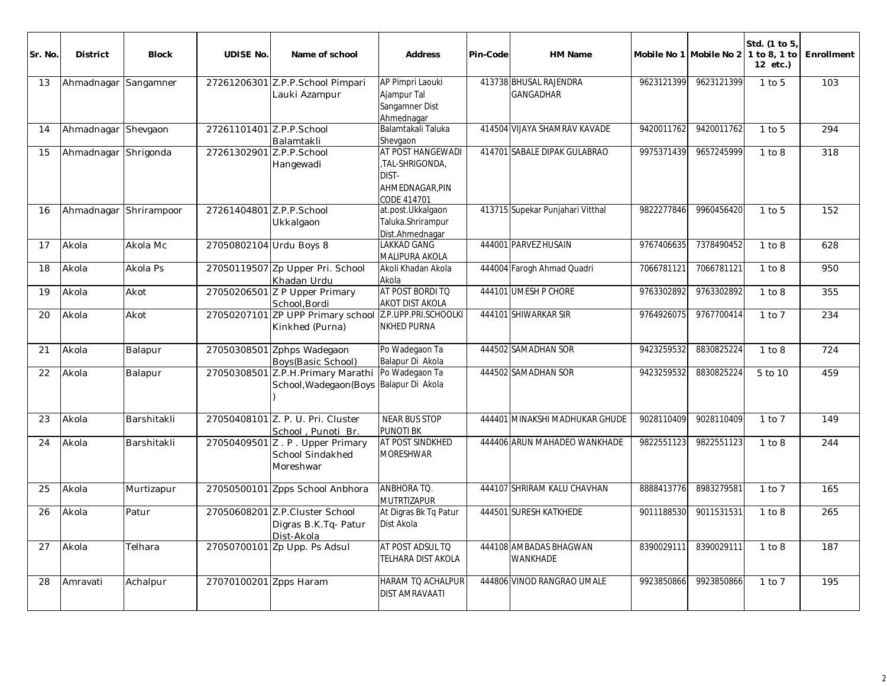| Sr. No. | District | Block | UDISE No. | Name of school | Address | Pin-Code | HM Name | Mobile No 1 | Mobile No 2 | Std. (1 to 5, 1 to 8, 1 to 12 etc.) | Enrollment |
|---|---|---|---|---|---|---|---|---|---|---|---|
| 13 | Ahmadnagar | Sangamner | 27261206301 | Z.P.P.School Pimpari Lauki Azampur | AP Pimpri Laouki Ajampur Tal Sangamner Dist Ahmednagar | 413738 | BHUSAL RAJENDRA GANGADHAR | 9623121399 | 9623121399 | 1 to 5 | 103 |
| 14 | Ahmadnagar | Shevgaon | 27261101401 | Z.P.P.School Balamtakli | Balamtakali Taluka Shevgaon | 414504 | VIJAYA SHAMRAV KAVADE | 9420011762 | 9420011762 | 1 to 5 | 294 |
| 15 | Ahmadnagar | Shrigonda | 27261302901 | Z.P.P.School Hangewadi | AT POST HANGEWADI ,TAL-SHRIGONDA, DIST-AHMEDNAGAR,PIN CODE 414701 | 414701 | SABALE DIPAK GULABRAO | 9975371439 | 9657245999 | 1 to 8 | 318 |
| 16 | Ahmadnagar | Shrirampoor | 27261404801 | Z.P.P.School Ukkalgaon | at.post.Ukkalgaon Taluka.Shrirampur Dist.Ahmednagar | 413715 | Supekar Punjahari Vitthal | 9822277846 | 9960456420 | 1 to 5 | 152 |
| 17 | Akola | Akola Mc | 27050802104 | Urdu Boys 8 | LAKKAD GANG MALIPURA AKOLA | 444001 | PARVEZ HUSAIN | 9767406635 | 7378490452 | 1 to 8 | 628 |
| 18 | Akola | Akola Ps | 27050119507 | Zp Upper Pri. School Khadan Urdu | Akoli Khadan Akola Akola | 444004 | Farogh Ahmad Quadri | 7066781121 | 7066781121 | 1 to 8 | 950 |
| 19 | Akola | Akot | 27050206501 | Z P Upper Primary School,Bordi | AT POST BORDI TQ AKOT DIST AKOLA | 444101 | UMESH P CHORE | 9763302892 | 9763302892 | 1 to 8 | 355 |
| 20 | Akola | Akot | 27050207101 | ZP UPP Primary school Kinkhed (Purna) | Z.P.UPP.PRI.SCHOOLKINKHED PURNA | 444101 | SHIWARKAR SIR | 9764926075 | 9767700414 | 1 to 7 | 234 |
| 21 | Akola | Balapur | 27050308501 | Zphps Wadegaon Boys(Basic School) | Po Wadegaon Ta Balapur Di Akola | 444502 | SAMADHAN SOR | 9423259532 | 8830825224 | 1 to 8 | 724 |
| 22 | Akola | Balapur | 27050308501 | Z.P.H.Primary Marathi School,Wadegaon(Boys) | Po Wadegaon Ta Balapur Di Akola | 444502 | SAMADHAN SOR | 9423259532 | 8830825224 | 5 to 10 | 459 |
| 23 | Akola | Barshitakli | 27050408101 | Z. P. U. Pri. Cluster School , Punoti Br. | NEAR BUS STOP PUNOTI BK | 444401 | MINAKSHI MADHUKAR GHUDE | 9028110409 | 9028110409 | 1 to 7 | 149 |
| 24 | Akola | Barshitakli | 27050409501 | Z . P . Upper Primary School Sindakhed Moreshwar | AT POST SINDKHED MORESHWAR | 444406 | ARUN MAHADEO WANKHADE | 9822551123 | 9822551123 | 1 to 8 | 244 |
| 25 | Akola | Murtizapur | 27050500101 | Zpps School Anbhora | ANBHORA TQ. MUTRTIZAPUR | 444107 | SHRIRAM KALU CHAVHAN | 8888413776 | 8983279581 | 1 to 7 | 165 |
| 26 | Akola | Patur | 27050608201 | Z.P.Cluster School Digras B.K.Tq- Patur Dist-Akola | At Digras Bk Tq Patur Dist Akola | 444501 | SURESH KATKHEDE | 9011188530 | 9011531531 | 1 to 8 | 265 |
| 27 | Akola | Telhara | 27050700101 | Zp Upp. Ps Adsul | AT POST ADSUL TQ TELHARA DIST AKOLA | 444108 | AMBADAS BHAGWAN WANKHADE | 8390029111 | 8390029111 | 1 to 8 | 187 |
| 28 | Amravati | Achalpur | 27070100201 | Zpps Haram | HARAM TQ ACHALPUR DIST AMRAVAATI | 444806 | VINOD RANGRAO UMALE | 9923850866 | 9923850866 | 1 to 7 | 195 |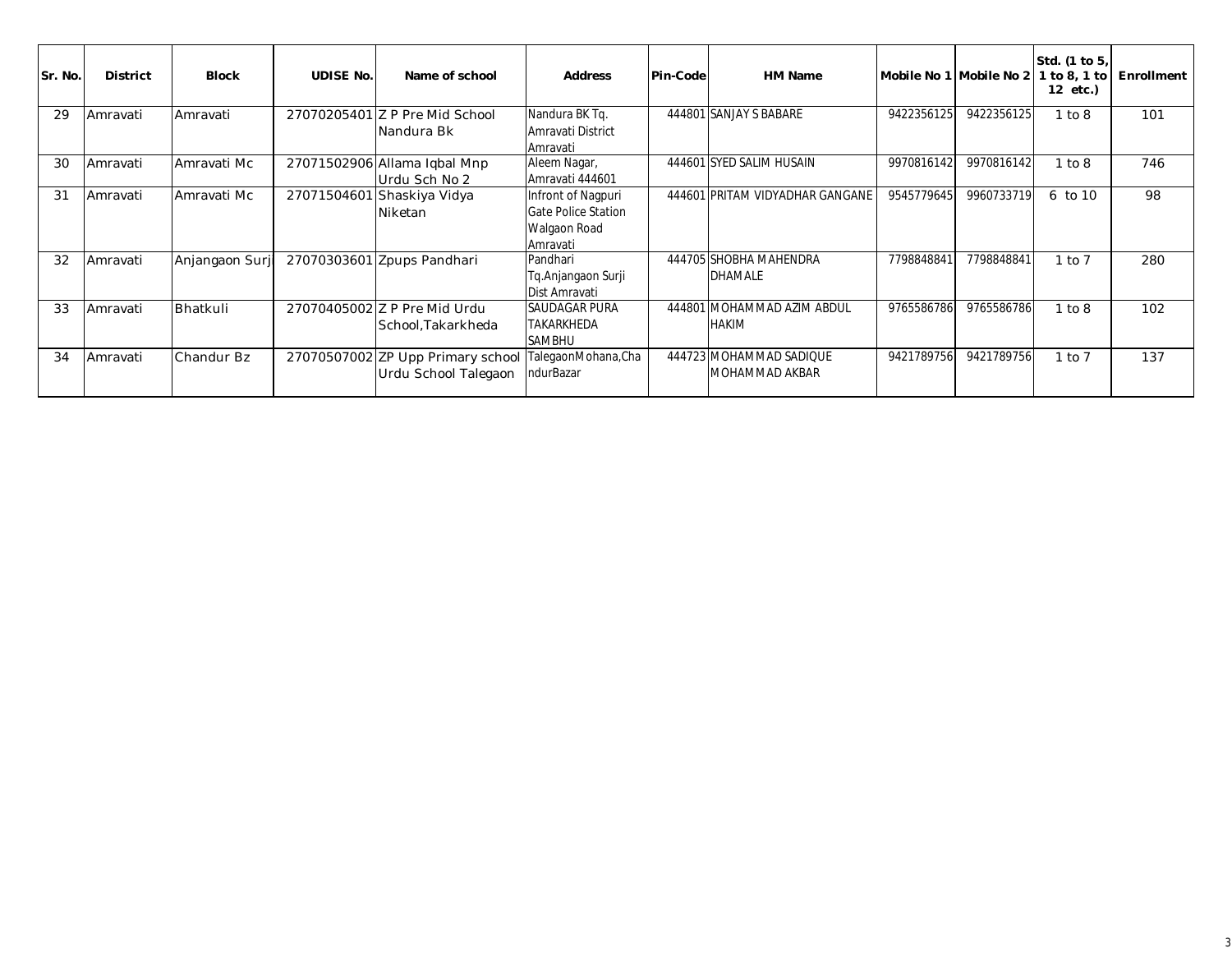| Sr. No. | District | Block | UDISE No. | Name of school | Address | Pin-Code | HM Name | Mobile No 1 | Mobile No 2 | Std. (1 to 5, 1 to 8, 1 to 12 etc.) | Enrollment |
|---|---|---|---|---|---|---|---|---|---|---|---|
| 29 | Amravati | Amravati | 27070205401 | Z P Pre Mid School Nandura Bk | Nandura BK Tq. Amravati District Amravati | 444801 | SANJAY S BABARE | 9422356125 | 9422356125 | 1 to 8 | 101 |
| 30 | Amravati | Amravati Mc | 27071502906 | Allama Iqbal Mnp Urdu Sch No 2 | Aleem Nagar, Amravati 444601 | 444601 | SYED SALIM HUSAIN | 9970816142 | 9970816142 | 1 to 8 | 746 |
| 31 | Amravati | Amravati Mc | 27071504601 | Shaskiya Vidya Niketan | Infront of Nagpuri Gate Police Station Walgaon Road Amravati | 444601 | PRITAM VIDYADHAR GANGANE | 9545779645 | 9960733719 | 6 to 10 | 98 |
| 32 | Amravati | Anjangaon Surj | 27070303601 | Zpups Pandhari | Pandhari Tq.Anjangaon Surji Dist Amravati | 444705 | SHOBHA MAHENDRA DHAMALE | 7798848841 | 7798848841 | 1 to 7 | 280 |
| 33 | Amravati | Bhatkuli | 27070405002 | Z P Pre Mid Urdu School,Takarkheda | SAUDAGAR PURA TAKARKHEDA SAMBHU | 444801 | MOHAMMAD AZIM ABDUL HAKIM | 9765586786 | 9765586786 | 1 to 8 | 102 |
| 34 | Amravati | Chandur Bz | 27070507002 | ZP Upp Primary school Urdu School Talegaon | TalegaonMohana,ChandurBazar | 444723 | MOHAMMAD SADIQUE MOHAMMAD AKBAR | 9421789756 | 9421789756 | 1 to 7 | 137 |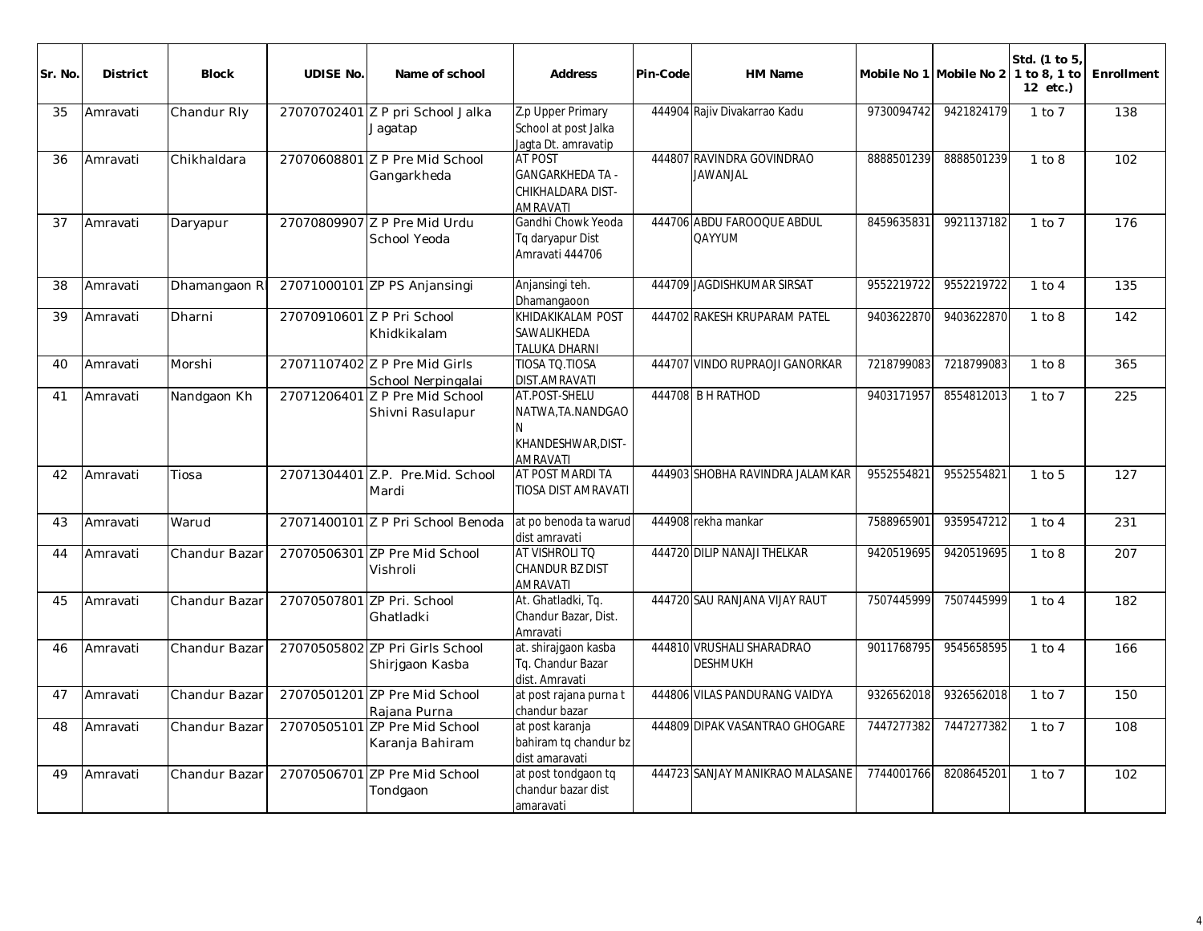| Sr. No. | District | Block | UDISE No. | Name of school | Address | Pin-Code | HM Name | Mobile No 1 | Mobile No 2 | Std. (1 to 5, 1 to 8, 1 to 12 etc.) | Enrollment |
|---|---|---|---|---|---|---|---|---|---|---|---|
| 35 | Amravati | Chandur Rly | 27070702401 | Z P pri School Jalka Jagatap | Z.p Upper Primary School at post Jalka Jagta Dt. amravatip | 444904 | Rajiv Divakarrao Kadu | 9730094742 | 9421824179 | 1 to 7 | 138 |
| 36 | Amravati | Chikhaldara | 27070608801 | Z P Pre Mid School Gangarkheda | AT POST GANGARKHEDA TA - CHIKHALDARA DIST- AMRAVATI | 444807 | RAVINDRA GOVINDRAO JAWANJAL | 8888501239 | 8888501239 | 1 to 8 | 102 |
| 37 | Amravati | Daryapur | 27070809907 | Z P Pre Mid Urdu School Yeoda | Gandhi Chowk Yeoda Tq daryapur Dist Amravati 444706 | 444706 | ABDU FAROOQUE ABDUL QAYYUM | 8459635831 | 9921137182 | 1 to 7 | 176 |
| 38 | Amravati | Dhamangaon R | 27071000101 | ZP PS Anjansingi | Anjansingi teh. Dhamangaoon | 444709 | JAGDISHKUMAR SIRSAT | 9552219722 | 9552219722 | 1 to 4 | 135 |
| 39 | Amravati | Dharni | 27070910601 | Z P Pri School Khidkikalam | KHIDAKIKALAM POST SAWALIKHEDA TALUKA DHARNI | 444702 | RAKESH KRUPARAM PATEL | 9403622870 | 9403622870 | 1 to 8 | 142 |
| 40 | Amravati | Morshi | 27071107402 | Z P Pre Mid Girls School Nerpingalai | TIOSA TQ.TIOSA DIST.AMRAVATI | 444707 | VINDO RUPRAOJI GANORKAR | 7218799083 | 7218799083 | 1 to 8 | 365 |
| 41 | Amravati | Nandgaon Kh | 27071206401 | Z P Pre Mid School Shivni Rasulapur | AT.POST-SHELU NATWA,TA.NANDGAON KHANDESHWAR,DIST-AMRAVATI | 444708 | B H RATHOD | 9403171957 | 8554812013 | 1 to 7 | 225 |
| 42 | Amravati | Tiosa | 27071304401 | Z.P. Pre.Mid. School Mardi | AT POST MARDI TA TIOSA DIST AMRAVATI | 444903 | SHOBHA RAVINDRA JALAMKAR | 9552554821 | 9552554821 | 1 to 5 | 127 |
| 43 | Amravati | Warud | 27071400101 | Z P Pri School Benoda | at po benoda ta warud dist amravati | 444908 | rekha mankar | 7588965901 | 9359547212 | 1 to 4 | 231 |
| 44 | Amravati | Chandur Bazar | 27070506301 | ZP Pre Mid School Vishroli | AT VISHROLI TQ CHANDUR BZ DIST AMRAVATI | 444720 | DILIP NANAJI THELKAR | 9420519695 | 9420519695 | 1 to 8 | 207 |
| 45 | Amravati | Chandur Bazar | 27070507801 | ZP Pri. School Ghatladki | At. Ghatladki, Tq. Chandur Bazar, Dist. Amravati | 444720 | SAU RANJANA VIJAY RAUT | 7507445999 | 7507445999 | 1 to 4 | 182 |
| 46 | Amravati | Chandur Bazar | 27070505802 | ZP Pri Girls School Shirjgaon Kasba | at. shirajgaon kasba Tq. Chandur Bazar dist. Amravati | 444810 | VRUSHALI SHARADRAO DESHMUKH | 9011768795 | 9545658595 | 1 to 4 | 166 |
| 47 | Amravati | Chandur Bazar | 27070501201 | ZP Pre Mid School Rajana Purna | at post rajana purna t chandur bazar | 444806 | VILAS PANDURANG VAIDYA | 9326562018 | 9326562018 | 1 to 7 | 150 |
| 48 | Amravati | Chandur Bazar | 27070505101 | ZP Pre Mid School Karanja Bahiram | at post karanja bahiram tq chandur bz dist amaravati | 444809 | DIPAK VASANTRAO GHOGARE | 7447277382 | 7447277382 | 1 to 7 | 108 |
| 49 | Amravati | Chandur Bazar | 27070506701 | ZP Pre Mid School Tondgaon | at post tondgaon tq chandur bazar dist amaravati | 444723 | SANJAY MANIKRAO MALASANE | 7744001766 | 8208645201 | 1 to 7 | 102 |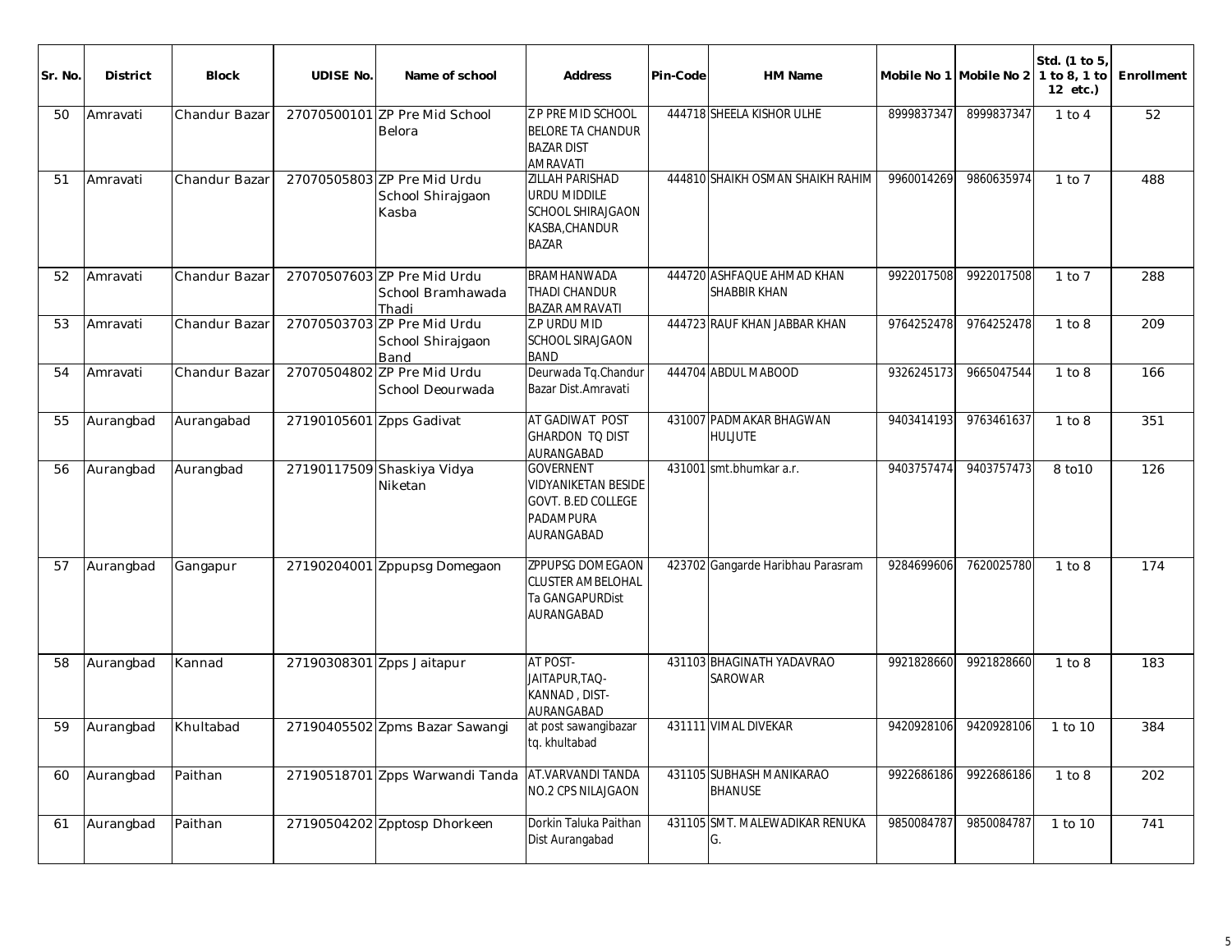| Sr. No. | District | Block | UDISE No. | Name of school | Address | Pin-Code | HM Name | Mobile No 1 | Mobile No 2 | Std. (1 to 5, 1 to 8, 1 to 12 etc.) | Enrollment |
|---|---|---|---|---|---|---|---|---|---|---|---|
| 50 | Amravati | Chandur Bazar | 27070500101 | ZP Pre Mid School Belora | Z P PRE MID SCHOOL BELORE TA CHANDUR BAZAR DIST AMRAVATI | 444718 | SHEELA KISHOR ULHE | 8999837347 | 8999837347 | 1 to 4 | 52 |
| 51 | Amravati | Chandur Bazar | 27070505803 | ZP Pre Mid Urdu School Shirajgaon Kasba | ZILLAH PARISHAD URDU MIDDILE SCHOOL SHIRAJGAON KASBA,CHANDUR BAZAR | 444810 | SHAIKH OSMAN SHAIKH RAHIM | 9960014269 | 9860635974 | 1 to 7 | 488 |
| 52 | Amravati | Chandur Bazar | 27070507603 | ZP Pre Mid Urdu School Bramhawada Thadi | BRAMHANWADA THADI CHANDUR BAZAR AMRAVATI | 444720 | ASHFAQUE AHMAD KHAN SHABBIR KHAN | 9922017508 | 9922017508 | 1 to 7 | 288 |
| 53 | Amravati | Chandur Bazar | 27070503703 | ZP Pre Mid Urdu School Shirajgaon Band | Z.P URDU MID SCHOOL SIRAJGAON BAND | 444723 | RAUF KHAN JABBAR KHAN | 9764252478 | 9764252478 | 1 to 8 | 209 |
| 54 | Amravati | Chandur Bazar | 27070504802 | ZP Pre Mid Urdu School Deourwada | Deurwada Tq.Chandur Bazar Dist.Amravati | 444704 | ABDUL MABOOD | 9326245173 | 9665047544 | 1 to 8 | 166 |
| 55 | Aurangbad | Aurangabad | 27190105601 | Zpps Gadivat | AT GADIWAT POST GHARDON TQ DIST AURANGABAD | 431007 | PADMAKAR BHAGWAN HULJUTE | 9403414193 | 9763461637 | 1 to 8 | 351 |
| 56 | Aurangbad | Aurangbad | 27190117509 | Shaskiya Vidya Niketan | GOVERNENT VIDYANIKETAN BESIDE GOVT. B.ED COLLEGE PADAMPURA AURANGABAD | 431001 | smt.bhumkar a.r. | 9403757474 | 9403757473 | 8 to10 | 126 |
| 57 | Aurangbad | Gangapur | 27190204001 | Zppupsg Domegaon | ZPPUPSG DOMEGAON CLUSTER AMBELOHAL Ta GANGAPURDist AURANGABAD | 423702 | Gangarde Haribhau Parasram | 9284699606 | 7620025780 | 1 to 8 | 174 |
| 58 | Aurangbad | Kannad | 27190308301 | Zpps Jaitapur | AT POST- JAITAPUR,TAQ- KANNAD , DIST- AURANGABAD | 431103 | BHAGINATH YADAVRAO SAROWAR | 9921828660 | 9921828660 | 1 to 8 | 183 |
| 59 | Aurangbad | Khultabad | 27190405502 | Zpms Bazar Sawangi | at post sawangibazar tq. khultabad | 431111 | VIMAL DIVEKAR | 9420928106 | 9420928106 | 1 to 10 | 384 |
| 60 | Aurangbad | Paithan | 27190518701 | Zpps Warwandi Tanda | AT.VARVANDI TANDA NO.2 CPS NILAJGAON | 431105 | SUBHASH MANIKARAO BHANUSE | 9922686186 | 9922686186 | 1 to 8 | 202 |
| 61 | Aurangbad | Paithan | 27190504202 | Zpptosp Dhorkeen | Dorkin Taluka Paithan Dist Aurangabad | 431105 | SMT. MALEWADIKAR RENUKA G. | 9850084787 | 9850084787 | 1 to 10 | 741 |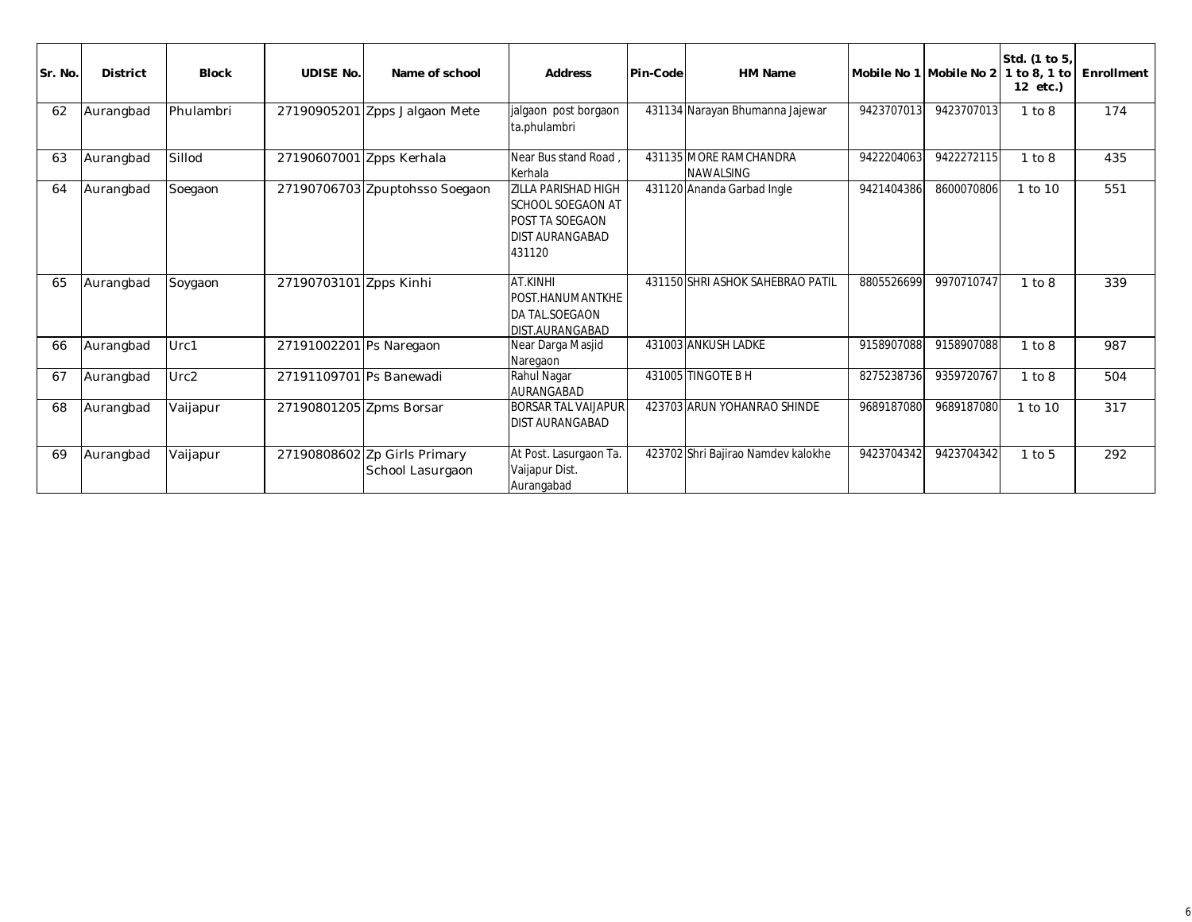| Sr. No. | District | Block | UDISE No. | Name of school | Address | Pin-Code | HM Name | Mobile No 1 | Mobile No 2 | Std. (1 to 5, 1 to 8, 1 to 12 etc.) | Enrollment |
|---|---|---|---|---|---|---|---|---|---|---|---|
| 62 | Aurangbad | Phulambri | 27190905201 | Zpps Jalgaon Mete | jalgaon post borgaon ta.phulambri | 431134 | Narayan Bhumanna Jajewar | 9423707013 | 9423707013 | 1 to 8 | 174 |
| 63 | Aurangbad | Sillod | 27190607001 | Zpps Kerhala | Near Bus stand Road , Kerhala | 431135 | MORE RAMCHANDRA NAWALSING | 9422204063 | 9422272115 | 1 to 8 | 435 |
| 64 | Aurangbad | Soegaon | 27190706703 | Zpuptohsso Soegaon | ZILLA PARISHAD HIGH SCHOOL SOEGAON AT POST TA SOEGAON DIST AURANGABAD 431120 | 431120 | Ananda Garbad Ingle | 9421404386 | 8600070806 | 1 to 10 | 551 |
| 65 | Aurangbad | Soygaon | 27190703101 | Zpps Kinhi | AT.KINHI POST.HANUMANTKHEDA TAL.SOEGAON DIST.AURANGABAD | 431150 | SHRI ASHOK SAHEBRAO PATIL | 8805526699 | 9970710747 | 1 to 8 | 339 |
| 66 | Aurangbad | Urc1 | 27191002201 | Ps Naregaon | Near Darga Masjid Naregaon | 431003 | ANKUSH LADKE | 9158907088 | 9158907088 | 1 to 8 | 987 |
| 67 | Aurangbad | Urc2 | 27191109701 | Ps Banewadi | Rahul Nagar AURANGABAD | 431005 | TINGOTE B H | 8275238736 | 9359720767 | 1 to 8 | 504 |
| 68 | Aurangbad | Vaijapur | 27190801205 | Zpms Borsar | BORSAR TAL VAIJAPUR DIST AURANGABAD | 423703 | ARUN YOHANRAO SHINDE | 9689187080 | 9689187080 | 1 to 10 | 317 |
| 69 | Aurangbad | Vaijapur | 27190808602 | Zp Girls Primary School Lasurgaon | At Post. Lasurgaon Ta. Vaijapur Dist. Aurangabad | 423702 | Shri Bajirao Namdev kalokhe | 9423704342 | 9423704342 | 1 to 5 | 292 |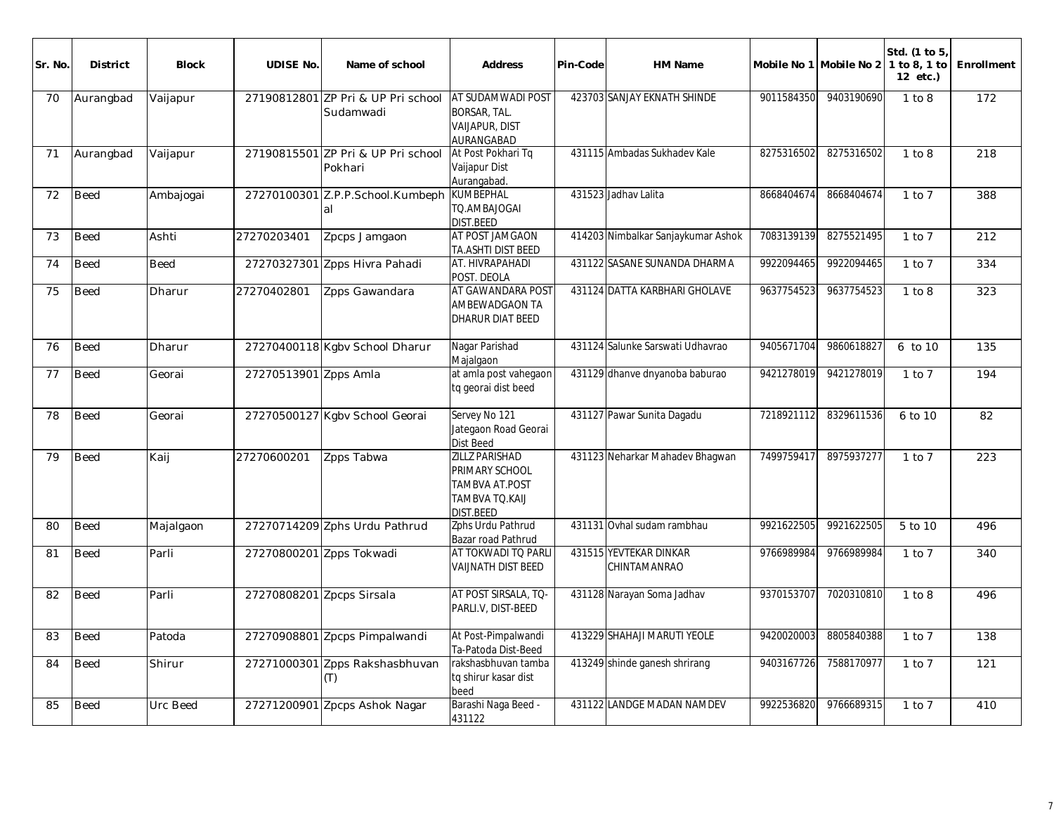| Sr. No. | District | Block | UDISE No. | Name of school | Address | Pin-Code | HM Name | Mobile No 1 | Mobile No 2 | Std. (1 to 5, 1 to 8, 1 to 12 etc.) | Enrollment |
|---|---|---|---|---|---|---|---|---|---|---|---|
| 70 | Aurangbad | Vaijapur | 27190812801 | ZP Pri & UP Pri school Sudamwadi | AT SUDAMWADI POST BORSAR, TAL. VAIJAPUR, DIST AURANGABAD | 423703 | SANJAY EKNATH SHINDE | 9011584350 | 9403190690 | 1 to 8 | 172 |
| 71 | Aurangbad | Vaijapur | 27190815501 | ZP Pri & UP Pri school Pokhari | At Post Pokhari Tq Vaijapur Dist Aurangabad. | 431115 | Ambadas Sukhadev Kale | 8275316502 | 8275316502 | 1 to 8 | 218 |
| 72 | Beed | Ambajogai | 27270100301 | Z.P.P.School.Kumbephal | KUMBEPHAL TQ.AMBAJOGAI DIST.BEED | 431523 | Jadhav Lalita | 8668404674 | 8668404674 | 1 to 7 | 388 |
| 73 | Beed | Ashti | 27270203401 | Zpcps Jamgaon | AT POST JAMGAON TA.ASHTI DIST BEED | 414203 | Nimbalkar Sanjaykumar Ashok | 7083139139 | 8275521495 | 1 to 7 | 212 |
| 74 | Beed | Beed | 27270327301 | Zpps Hivra Pahadi | AT. HIVRAPAHADI POST. DEOLA | 431122 | SASANE SUNANDA DHARMA | 9922094465 | 9922094465 | 1 to 7 | 334 |
| 75 | Beed | Dharur | 27270402801 | Zpps Gawandara | AT GAWANDARA POST AMBEWADGAON TA DHARUR DIAT BEED | 431124 | DATTA KARBHARI GHOLAVE | 9637754523 | 9637754523 | 1 to 8 | 323 |
| 76 | Beed | Dharur | 27270400118 | Kgbv School Dharur | Nagar Parishad Majalgaon | 431124 | Salunke Sarswati Udhavrao | 9405671704 | 9860618827 | 6 to 10 | 135 |
| 77 | Beed | Georai | 27270513901 | Zpps Amla | at amla post vahegaon tq georai dist beed | 431129 | dhanve dnyanoba baburao | 9421278019 | 9421278019 | 1 to 7 | 194 |
| 78 | Beed | Georai | 27270500127 | Kgbv School Georai | Servey No 121 Jategaon Road Georai Dist Beed | 431127 | Pawar Sunita Dagadu | 7218921112 | 8329611536 | 6 to 10 | 82 |
| 79 | Beed | Kaij | 27270600201 | Zpps Tabwa | ZILLZ PARISHAD PRIMARY SCHOOL TAMBVA AT.POST TAMBVA TQ.KAIJ DIST.BEED | 431123 | Neharkar Mahadev Bhagwan | 7499759417 | 8975937277 | 1 to 7 | 223 |
| 80 | Beed | Majalgaon | 27270714209 | Zphs Urdu Pathrud | Zphs Urdu Pathrud Bazar road Pathrud | 431131 | Ovhal sudam rambhau | 9921622505 | 9921622505 | 5 to 10 | 496 |
| 81 | Beed | Parli | 27270800201 | Zpps Tokwadi | AT TOKWADI TQ PARLI VAIJNATH DIST BEED | 431515 | YEVTEKAR DINKAR CHINTAMANRAO | 9766989984 | 9766989984 | 1 to 7 | 340 |
| 82 | Beed | Parli | 27270808201 | Zpcps Sirsala | AT POST SIRSALA, TQ-PARLI.V, DIST-BEED | 431128 | Narayan Soma Jadhav | 9370153707 | 7020310810 | 1 to 8 | 496 |
| 83 | Beed | Patoda | 27270908801 | Zpcps Pimpalwandi | At Post-Pimpalwandi Ta-Patoda Dist-Beed | 413229 | SHAHAJI MARUTI YEOLE | 9420020003 | 8805840388 | 1 to 7 | 138 |
| 84 | Beed | Shirur | 27271000301 | Zpps Rakshasbhuvan (T) | rakshasbhuvan tamba tq shirur kasar dist beed | 413249 | shinde ganesh shrirang | 9403167726 | 7588170977 | 1 to 7 | 121 |
| 85 | Beed | Urc Beed | 27271200901 | Zpcps Ashok Nagar | Barashi Naga Beed - 431122 | 431122 | LANDGE MADAN NAMDEV | 9922536820 | 9766689315 | 1 to 7 | 410 |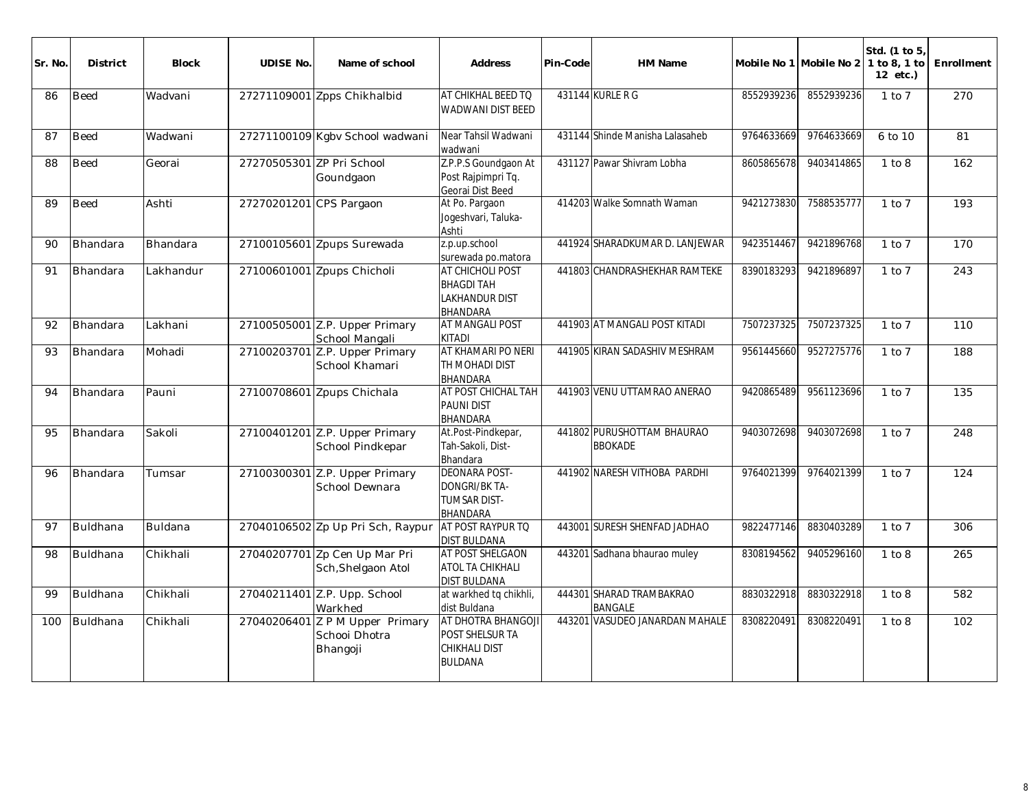| Sr. No. | District | Block | UDISE No. | Name of school | Address | Pin-Code | HM Name | Mobile No 1 | Mobile No 2 | Std. (1 to 5, 1 to 8, 1 to 12 etc.) | Enrollment |
|---|---|---|---|---|---|---|---|---|---|---|---|
| 86 | Beed | Wadvani | 27271109001 | Zpps Chikhalbid | AT CHIKHAL BEED TQ WADWANI DIST BEED | 431144 | KURLE R G | 8552939236 | 8552939236 | 1 to 7 | 270 |
| 87 | Beed | Wadwani | 27271100109 | Kgbv School wadwani | Near Tahsil Wadwani wadwani | 431144 | Shinde Manisha Lalasaheb | 9764633669 | 9764633669 | 6 to 10 | 81 |
| 88 | Beed | Georai | 27270505301 | ZP Pri School Goundgaon | Z.P.P.S Goundgaon At Post Rajpimpri Tq. Georai Dist Beed | 431127 | Pawar Shivram Lobha | 8605865678 | 9403414865 | 1 to 8 | 162 |
| 89 | Beed | Ashti | 27270201201 | CPS Pargaon | At Po. Pargaon Jogeshvari, Taluka-Ashti | 414203 | Walke Somnath Waman | 9421273830 | 7588535777 | 1 to 7 | 193 |
| 90 | Bhandara | Bhandara | 27100105601 | Zpups Surewada | z.p.up.school surewada po.matora | 441924 | SHARADKUMAR D. LANJEWAR | 9423514467 | 9421896768 | 1 to 7 | 170 |
| 91 | Bhandara | Lakhandur | 27100601001 | Zpups Chicholi | AT CHICHOLI POST BHAGDI TAH LAKHANDUR DIST BHANDARA | 441803 | CHANDRASHEKHAR RAMTEKE | 8390183293 | 9421896897 | 1 to 7 | 243 |
| 92 | Bhandara | Lakhani | 27100505001 | Z.P. Upper Primary School Mangali | AT MANGALI POST KITADI | 441903 | AT MANGALI POST KITADI | 7507237325 | 7507237325 | 1 to 7 | 110 |
| 93 | Bhandara | Mohadi | 27100203701 | Z.P. Upper Primary School Khamari | AT KHAMARI PO NERI TH MOHADI DIST BHANDARA | 441905 | KIRAN SADASHIV MESHRAM | 9561445660 | 9527275776 | 1 to 7 | 188 |
| 94 | Bhandara | Pauni | 27100708601 | Zpups Chichala | AT POST CHICHAL TAH PAUNI DIST BHANDARA | 441903 | VENU UTTAMRAO ANERAO | 9420865489 | 9561123696 | 1 to 7 | 135 |
| 95 | Bhandara | Sakoli | 27100401201 | Z.P. Upper Primary School Pindkepar | At.Post-Pindkepar, Tah-Sakoli, Dist-Bhandara | 441802 | PURUSHOTTAM BHAURAO BBOKADE | 9403072698 | 9403072698 | 1 to 7 | 248 |
| 96 | Bhandara | Tumsar | 27100300301 | Z.P. Upper Primary School Dewnara | DEONARA POST-DONGRI/BK TA-TUMSAR DIST-BHANDARA | 441902 | NARESH VITHOBA PARDHI | 9764021399 | 9764021399 | 1 to 7 | 124 |
| 97 | Buldhana | Buldana | 27040106502 | Zp Up Pri Sch, Raypur | AT POST RAYPUR TQ DIST BULDANA | 443001 | SURESH SHENFAD JADHAO | 9822477146 | 8830403289 | 1 to 7 | 306 |
| 98 | Buldhana | Chikhali | 27040207701 | Zp Cen Up Mar Pri Sch,Shelgaon Atol | AT POST SHELGAON ATOL TA CHIKHALI DIST BULDANA | 443201 | Sadhana bhaurao muley | 8308194562 | 9405296160 | 1 to 8 | 265 |
| 99 | Buldhana | Chikhali | 27040211401 | Z.P. Upp. School Warkhed | at warkhed tq chikhli, dist Buldana | 444301 | SHARAD TRAMBAKRAO BANGALE | 8830322918 | 8830322918 | 1 to 8 | 582 |
| 100 | Buldhana | Chikhali | 27040206401 | Z P M Upper Primary Schooi Dhotra Bhangoji | AT DHOTRA BHANGOJI POST SHELSUR TA CHIKHALI DIST BULDANA | 443201 | VASUDEO JANARDAN MAHALE | 8308220491 | 8308220491 | 1 to 8 | 102 |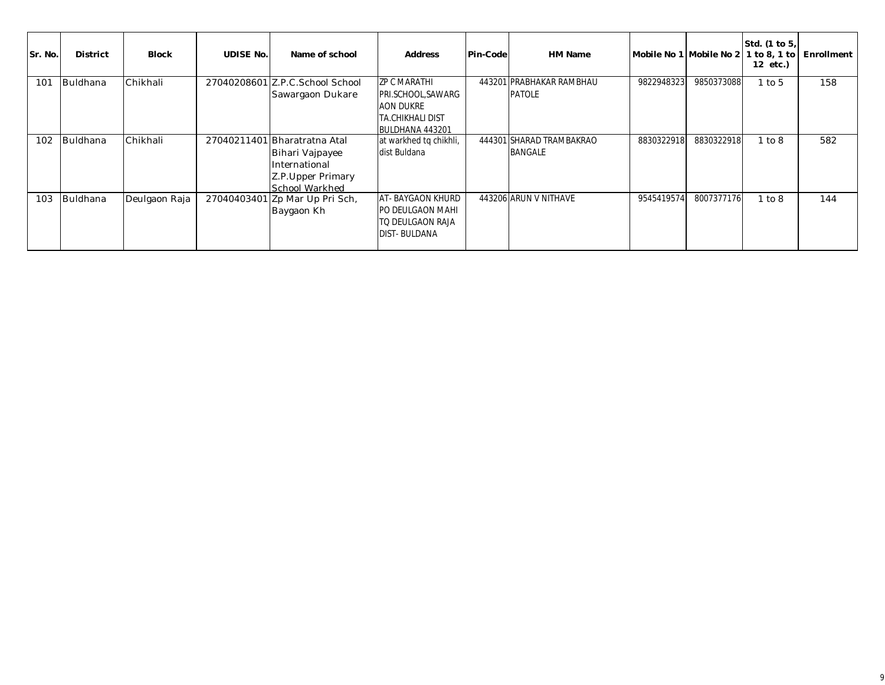| Sr. No. | District | Block | UDISE No. | Name of school | Address | Pin-Code | HM Name | Mobile No 1 | Mobile No 2 | Std. (1 to 5, 1 to 8, 1 to 12 etc.) | Enrollment |
|---|---|---|---|---|---|---|---|---|---|---|---|
| 101 | Buldhana | Chikhali | 27040208601 | Z.P.C.School School Sawargaon Dukare | ZP C MARATHI PRI.SCHOOL,SAWARGAON DUKRE TA.CHIKHALI DIST BULDHANA 443201 | 443201 | PRABHAKAR RAMBHAU PATOLE | 9822948323 | 9850373088 | 1 to 5 | 158 |
| 102 | Buldhana | Chikhali | 27040211401 | Bharatratna Atal Bihari Vajpayee International Z.P.Upper Primary School Warkhed | at warkhed tq chikhli, dist Buldana | 444301 | SHARAD TRAMBAKRAO BANGALE | 8830322918 | 8830322918 | 1 to 8 | 582 |
| 103 | Buldhana | Deulgaon Raja | 27040403401 | Zp Mar Up Pri Sch, Baygaon Kh | AT- BAYGAON KHURD PO DEULGAON MAHI TQ DEULGAON RAJA DIST- BULDANA | 443206 | ARUN V NITHAVE | 9545419574 | 8007377176 | 1 to 8 | 144 |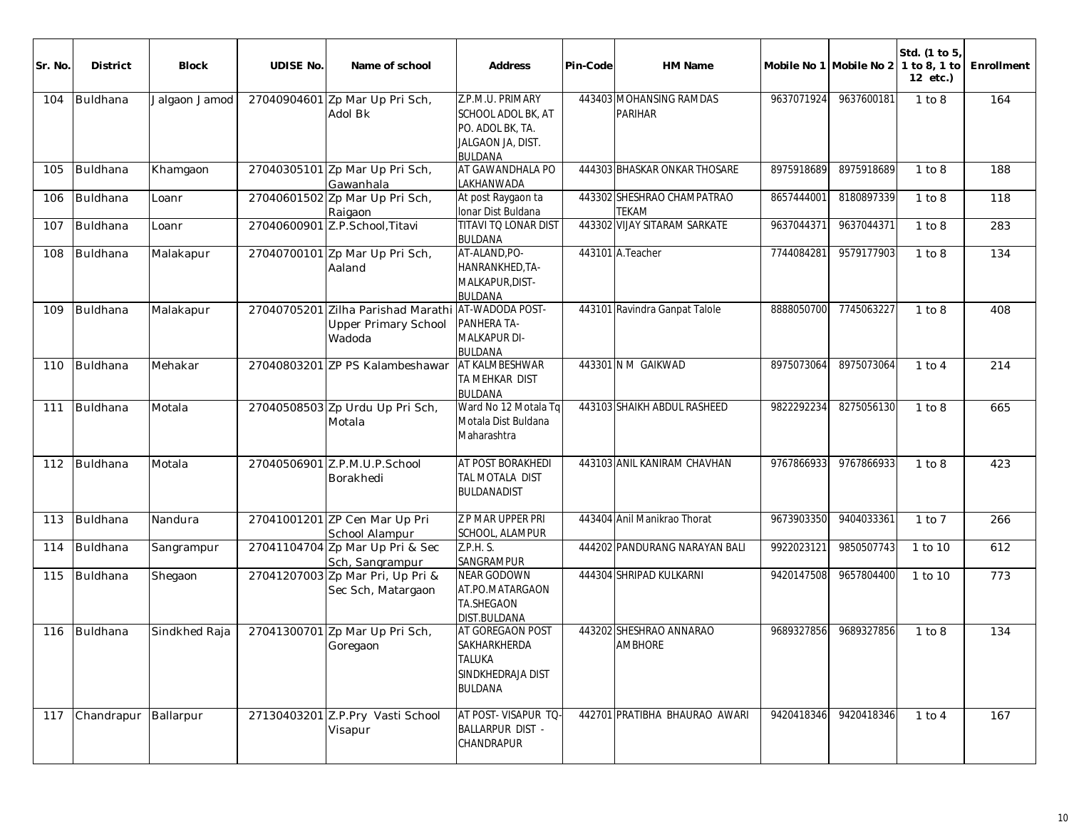| Sr. No. | District | Block | UDISE No. | Name of school | Address | Pin-Code | HM Name | Mobile No 1 | Mobile No 2 | Std. (1 to 5, 1 to 8, 1 to 12 etc.) | Enrollment |
|---|---|---|---|---|---|---|---|---|---|---|---|
| 104 | Buldhana | Jalgaon Jamod | 27040904601 | Zp Mar Up Pri Sch, Adol Bk | Z.P.M.U. PRIMARY SCHOOL ADOL BK, AT PO. ADOL BK, TA. JALGAON JA, DIST. BULDANA | 443403 | MOHANSING RAMDAS PARIHAR | 9637071924 | 9637600181 | 1 to 8 | 164 |
| 105 | Buldhana | Khamgaon | 27040305101 | Zp Mar Up Pri Sch, Gawanhala | AT GAWANDHALA PO LAKHANWADA | 444303 | BHASKAR ONKAR THOSARE | 8975918689 | 8975918689 | 1 to 8 | 188 |
| 106 | Buldhana | Loanr | 27040601502 | Zp Mar Up Pri Sch, Raigaon | At post Raygaon ta lonar Dist Buldana | 443302 | SHESHRAO CHAMPATRAO TEKAM | 8657444001 | 8180897339 | 1 to 8 | 118 |
| 107 | Buldhana | Loanr | 27040600901 | Z.P.School,Titavi | TITAVI TQ LONAR DIST BULDANA | 443302 | VIJAY SITARAM SARKATE | 9637044371 | 9637044371 | 1 to 8 | 283 |
| 108 | Buldhana | Malakapur | 27040700101 | Zp Mar Up Pri Sch, Aaland | AT-ALAND,PO-HANRANKHED,TA-MALKAPUR,DIST-BULDANA | 443101 | A.Teacher | 7744084281 | 9579177903 | 1 to 8 | 134 |
| 109 | Buldhana | Malakapur | 27040705201 | Zilha Parishad Marathi Upper Primary School Wadoda | AT-WADODA POST-PANHERA TA-MALKAPUR DI-BULDANA | 443101 | Ravindra Ganpat Talole | 8888050700 | 7745063227 | 1 to 8 | 408 |
| 110 | Buldhana | Mehakar | 27040803201 | ZP PS Kalambeshawar | AT KALMBESHWAR TA MEHKAR DIST BULDANA | 443301 | N M GAIKWAD | 8975073064 | 8975073064 | 1 to 4 | 214 |
| 111 | Buldhana | Motala | 27040508503 | Zp Urdu Up Pri Sch, Motala | Ward No 12 Motala Tq Motala Dist Buldana Maharashtra | 443103 | SHAIKH ABDUL RASHEED | 9822292234 | 8275056130 | 1 to 8 | 665 |
| 112 | Buldhana | Motala | 27040506901 | Z.P.M.U.P.School Borakhedi | AT POST BORAKHEDI TAL MOTALA DIST BULDANADIST | 443103 | ANIL KANIRAM CHAVHAN | 9767866933 | 9767866933 | 1 to 8 | 423 |
| 113 | Buldhana | Nandura | 27041001201 | ZP Cen Mar Up Pri School Alampur | Z P MAR UPPER PRI SCHOOL, ALAMPUR | 443404 | Anil Manikrao Thorat | 9673903350 | 9404033361 | 1 to 7 | 266 |
| 114 | Buldhana | Sangrampur | 27041104704 | Zp Mar Up Pri & Sec Sch, Sangrampur | Z.P.H. S. SANGRAMPUR | 444202 | PANDURANG NARAYAN BALI | 9922023121 | 9850507743 | 1 to 10 | 612 |
| 115 | Buldhana | Shegaon | 27041207003 | Zp Mar Pri, Up Pri & Sec Sch, Matargaon | NEAR GODOWN AT.PO.MATARGAON TA.SHEGAON DIST.BULDANA | 444304 | SHRIPAD KULKARNI | 9420147508 | 9657804400 | 1 to 10 | 773 |
| 116 | Buldhana | Sindkhed Raja | 27041300701 | Zp Mar Up Pri Sch, Goregaon | AT GOREGAON POST SAKHARKHERDA TALUKA SINDKHEDRAJA DIST BULDANA | 443202 | SHESHRAO ANNARAO AMBHORE | 9689327856 | 9689327856 | 1 to 8 | 134 |
| 117 | Chandrapur | Ballarpur | 27130403201 | Z.P.Pry Vasti School Visapur | AT POST- VISAPUR TQ-BALLARPUR DIST - CHANDRAPUR | 442701 | PRATIBHA BHAURAO AWARI | 9420418346 | 9420418346 | 1 to 4 | 167 |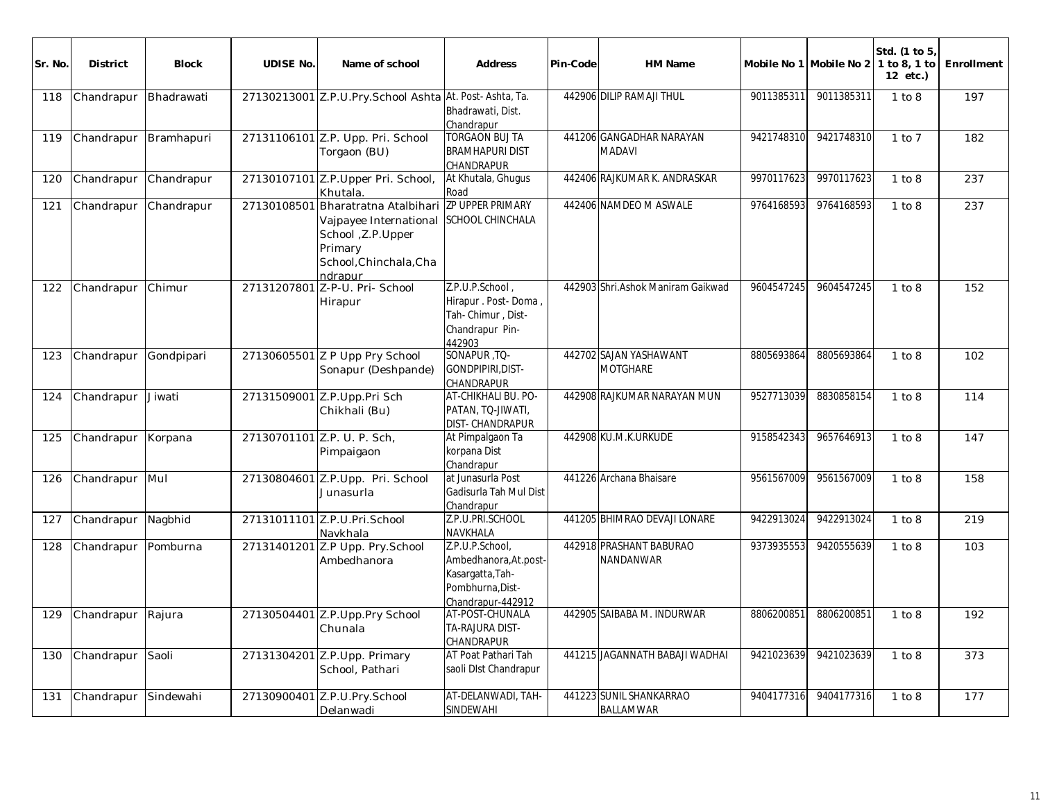| Sr. No. | District | Block | UDISE No. | Name of school | Address | Pin-Code | HM Name | Mobile No 1 | Mobile No 2 | Std. (1 to 5, 1 to 8, 1 to 12 etc.) | Enrollment |
|---|---|---|---|---|---|---|---|---|---|---|---|
| 118 | Chandrapur | Bhadrawati | 27130213001 | Z.P.U.Pry.School Ashta | At. Post- Ashta, Ta. Bhadrawati, Dist. Chandrapur | 442906 | DILIP RAMAJI THUL | 9011385311 | 9011385311 | 1 to 8 | 197 |
| 119 | Chandrapur | Bramhapuri | 27131106101 | Z.P. Upp. Pri. School Torgaon (BU) | TORGAON BUJ TA BRAMHAPURI DIST CHANDRAPUR | 441206 | GANGADHAR NARAYAN MADAVI | 9421748310 | 9421748310 | 1 to 7 | 182 |
| 120 | Chandrapur | Chandrapur | 27130107101 | Z.P.Upper Pri. School, Khutala. | At Khutala, Ghugus Road | 442406 | RAJKUMAR K. ANDRASKAR | 9970117623 | 9970117623 | 1 to 8 | 237 |
| 121 | Chandrapur | Chandrapur | 27130108501 | Bharatratna Atalbihari Vajpayee International School ,Z.P.Upper Primary School,Chinchala,Chandrapur | ZP UPPER PRIMARY SCHOOL CHINCHALA | 442406 | NAMDEO M ASWALE | 9764168593 | 9764168593 | 1 to 8 | 237 |
| 122 | Chandrapur | Chimur | 27131207801 | Z-P-U. Pri- School Hirapur | Z.P.U.P.School , Hirapur . Post- Doma , Tah- Chimur , Dist- Chandrapur Pin- 442903 | 442903 | Shri.Ashok Maniram Gaikwad | 9604547245 | 9604547245 | 1 to 8 | 152 |
| 123 | Chandrapur | Gondpipari | 27130605501 | Z P Upp Pry School Sonapur (Deshpande) | SONAPUR ,TQ-GONDPIPIRI,DIST-CHANDRAPUR | 442702 | SAJAN YASHAWANT MOTGHARE | 8805693864 | 8805693864 | 1 to 8 | 102 |
| 124 | Chandrapur | Jiwati | 27131509001 | Z.P.Upp.Pri Sch Chikhali (Bu) | AT-CHIKHALI BU. PO-PATAN, TQ-JIWATI, DIST- CHANDRAPUR | 442908 | RAJKUMAR NARAYAN MUN | 9527713039 | 8830858154 | 1 to 8 | 114 |
| 125 | Chandrapur | Korpana | 27130701101 | Z.P. U. P. Sch, Pimpaigaon | At Pimpalgaon Ta korpana Dist Chandrapur | 442908 | KU.M.K.URKUDE | 9158542343 | 9657646913 | 1 to 8 | 147 |
| 126 | Chandrapur | Mul | 27130804601 | Z.P.Upp. Pri. School Junasurla | at Junasurla Post Gadisurla Tah Mul Dist Chandrapur | 441226 | Archana Bhaisare | 9561567009 | 9561567009 | 1 to 8 | 158 |
| 127 | Chandrapur | Nagbhid | 27131011101 | Z.P.U.Pri.School Navkhala | Z.P.U.PRI.SCHOOL NAVKHALA | 441205 | BHIMRAO DEVAJI LONARE | 9422913024 | 9422913024 | 1 to 8 | 219 |
| 128 | Chandrapur | Pomburna | 27131401201 | Z.P Upp. Pry.School Ambedhanora | Z.P.U.P.School, Ambedhanora,At.post-Kasargatta,Tah-Pombhurna,Dist-Chandrapur-442912 | 442918 | PRASHANT BABURAO NANDANWAR | 9373935553 | 9420555639 | 1 to 8 | 103 |
| 129 | Chandrapur | Rajura | 27130504401 | Z.P.Upp.Pry School Chunala | AT-POST-CHUNALA TA-RAJURA DIST-CHANDRAPUR | 442905 | SAIBABA M. INDURWAR | 8806200851 | 8806200851 | 1 to 8 | 192 |
| 130 | Chandrapur | Saoli | 27131304201 | Z.P.Upp. Primary School, Pathari | AT Poat Pathari Tah saoli DIst Chandrapur | 441215 | JAGANNATH BABAJI WADHAI | 9421023639 | 9421023639 | 1 to 8 | 373 |
| 131 | Chandrapur | Sindewahi | 27130900401 | Z.P.U.Pry.School Delanwadi | AT-DELANWADI, TAH-SINDEWAHI | 441223 | SUNIL SHANKARRAO BALLAMWAR | 9404177316 | 9404177316 | 1 to 8 | 177 |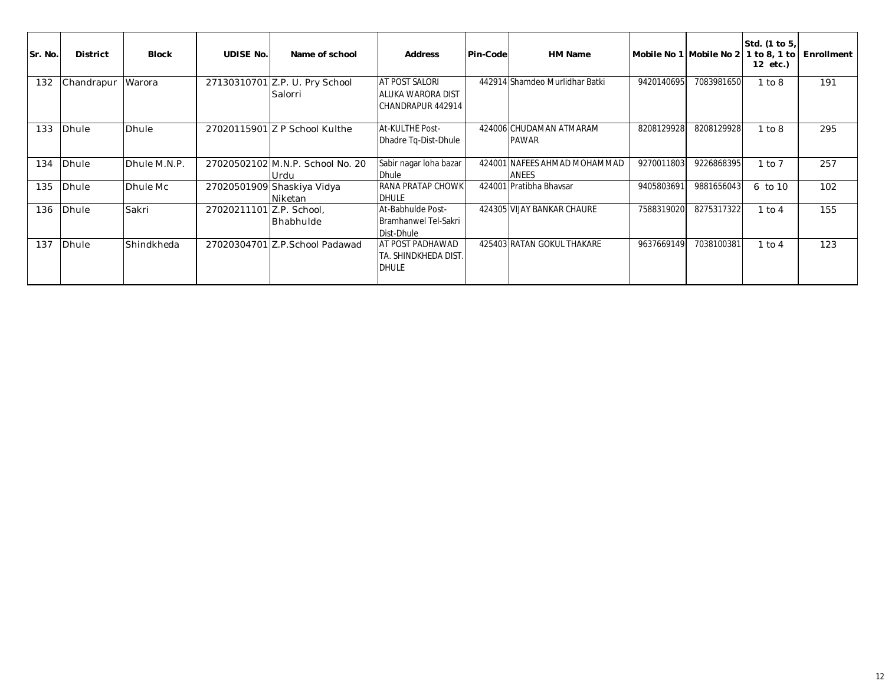| Sr. No. | District | Block | UDISE No. | Name of school | Address | Pin-Code | HM Name | Mobile No 1 | Mobile No 2 | Std. (1 to 5, 1 to 8, 1 to 12 etc.) | Enrollment |
|---|---|---|---|---|---|---|---|---|---|---|---|
| 132 | Chandrapur | Warora | 27130310701 | Z.P. U. Pry School Salorri | AT POST SALORI ALUKA WARORA DIST CHANDRAPUR 442914 | 442914 | Shamdeo Murlidhar Batki | 9420140695 | 7083981650 | 1 to 8 | 191 |
| 133 | Dhule | Dhule | 27020115901 | Z P School Kulthe | At-KULTHE Post-Dhadre Tq-Dist-Dhule | 424006 | CHUDAMAN ATMARAM PAWAR | 8208129928 | 8208129928 | 1 to 8 | 295 |
| 134 | Dhule | Dhule M.N.P. | 27020502102 | M.N.P. School No. 20 Urdu | Sabir nagar loha bazar Dhule | 424001 | NAFEES AHMAD MOHAMMAD ANEES | 9270011803 | 9226868395 | 1 to 7 | 257 |
| 135 | Dhule | Dhule Mc | 27020501909 | Shaskiya Vidya Niketan | RANA PRATAP CHOWK DHULE | 424001 | Pratibha Bhavsar | 9405803691 | 9881656043 | 6 to 10 | 102 |
| 136 | Dhule | Sakri | 27020211101 | Z.P. School, Bhabhulde | At-Babhulde Post-Bramhanwel Tel-Sakri Dist-Dhule | 424305 | VIJAY BANKAR CHAURE | 7588319020 | 8275317322 | 1 to 4 | 155 |
| 137 | Dhule | Shindkheda | 27020304701 | Z.P.School Padawad | AT POST PADHAWAD TA. SHINDKHEDA DIST. DHULE | 425403 | RATAN GOKUL THAKARE | 9637669149 | 7038100381 | 1 to 4 | 123 |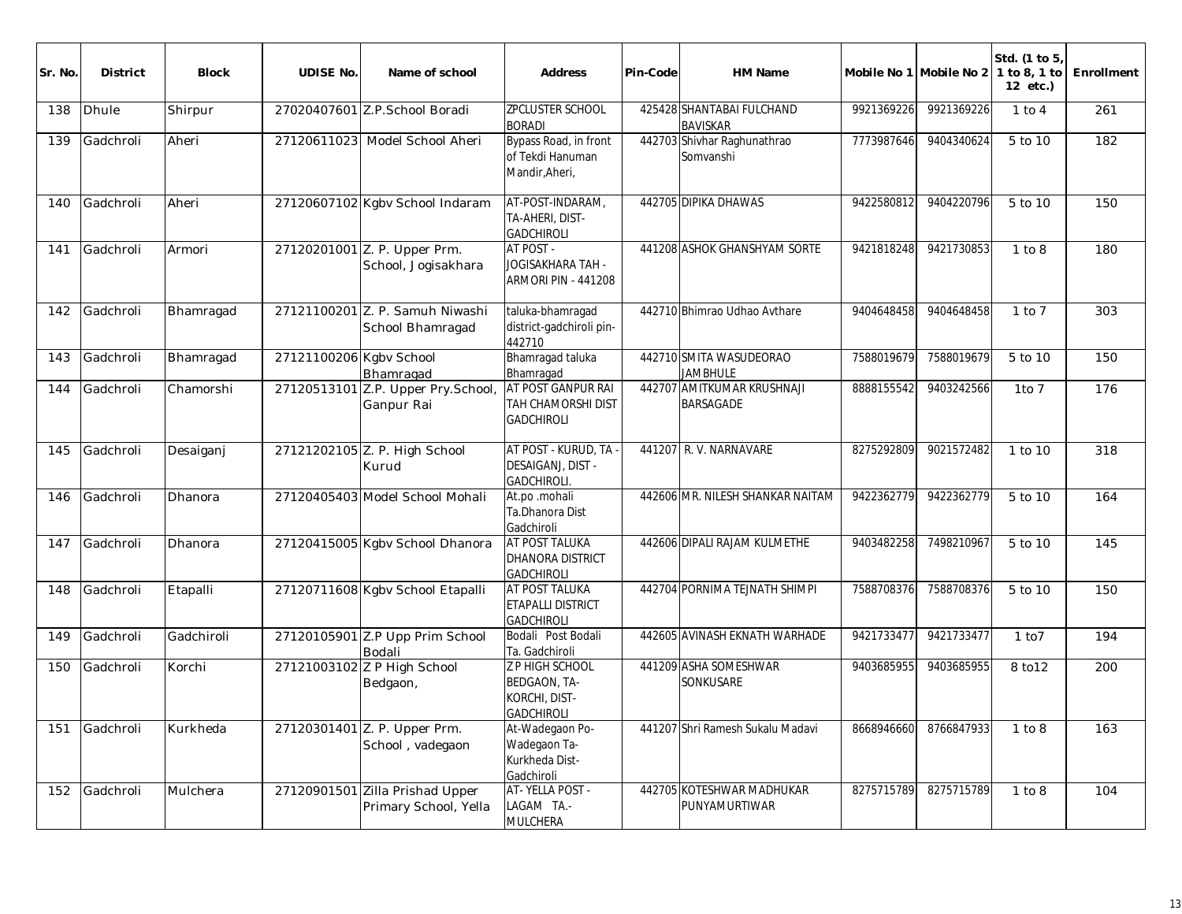| Sr. No. | District | Block | UDISE No. | Name of school | Address | Pin-Code | HM Name | Mobile No 1 | Mobile No 2 | Std. (1 to 5, 1 to 8, 1 to 12 etc.) | Enrollment |
|---|---|---|---|---|---|---|---|---|---|---|---|
| 138 | Dhule | Shirpur | 27020407601 | Z.P.School Boradi | ZPCLUSTER SCHOOL BORADI | 425428 | SHANTABAI FULCHAND BAVISKAR | 9921369226 | 9921369226 | 1 to 4 | 261 |
| 139 | Gadchroli | Aheri | 27120611023 | Model School Aheri | Bypass Road, in front of Tekdi Hanuman Mandir,Aheri, | 442703 | Shivhar Raghunathrao Somvanshi | 7773987646 | 9404340624 | 5 to 10 | 182 |
| 140 | Gadchroli | Aheri | 27120607102 | Kgbv School Indaram | AT-POST-INDARAM, TA-AHERI, DIST-GADCHIROLI | 442705 | DIPIKA DHAWAS | 9422580812 | 9404220796 | 5 to 10 | 150 |
| 141 | Gadchroli | Armori | 27120201001 | Z. P. Upper Prm. School, Jogisakhara | AT POST - JOGISAKHARA TAH - ARMORI PIN - 441208 | 441208 | ASHOK GHANSHYAM SORTE | 9421818248 | 9421730853 | 1 to 8 | 180 |
| 142 | Gadchroli | Bhamragad | 27121100201 | Z. P. Samuh Niwashi School Bhamragad | taluka-bhamragad district-gadchiroli pin-442710 | 442710 | Bhimrao Udhao Avthare | 9404648458 | 9404648458 | 1 to 7 | 303 |
| 143 | Gadchroli | Bhamragad | 27121100206 | Kgbv School Bhamragad | Bhamragad taluka Bhamragad | 442710 | SMITA WASUDEORAO JAMBHULE | 7588019679 | 7588019679 | 5 to 10 | 150 |
| 144 | Gadchroli | Chamorshi | 27120513101 | Z.P. Upper Pry.School, Ganpur Rai | AT POST GANPUR RAI TAH CHAMORSHI DIST GADCHIROLI | 442707 | AMITKUMAR KRUSHNAJI BARSAGADE | 8888155542 | 9403242566 | 1to 7 | 176 |
| 145 | Gadchroli | Desaiganj | 27121202105 | Z. P. High School Kurud | AT POST - KURUD, TA - DESAIGANJ, DIST - GADCHIROLI. | 441207 | R. V. NARNAVARE | 8275292809 | 9021572482 | 1 to 10 | 318 |
| 146 | Gadchroli | Dhanora | 27120405403 | Model School Mohali | At.po .mohali Ta.Dhanora Dist Gadchiroli | 442606 | MR. NILESH SHANKAR NAITAM | 9422362779 | 9422362779 | 5 to 10 | 164 |
| 147 | Gadchroli | Dhanora | 27120415005 | Kgbv School Dhanora | AT POST TALUKA DHANORA DISTRICT GADCHIROLI | 442606 | DIPALI RAJAM KULMETHE | 9403482258 | 7498210967 | 5 to 10 | 145 |
| 148 | Gadchroli | Etapalli | 27120711608 | Kgbv School Etapalli | AT POST TALUKA ETAPALLI DISTRICT GADCHIROLI | 442704 | PORNIMA TEJNATH SHIMPI | 7588708376 | 7588708376 | 5 to 10 | 150 |
| 149 | Gadchroli | Gadchiroli | 27120105901 | Z.P Upp Prim School Bodali | Bodali Post Bodali Ta. Gadchiroli | 442605 | AVINASH EKNATH WARHADE | 9421733477 | 9421733477 | 1 to7 | 194 |
| 150 | Gadchroli | Korchi | 27121003102 | Z P High School Bedgaon, | Z P HIGH SCHOOL BEDGAON, TA-KORCHI, DIST-GADCHIROLI | 441209 | ASHA SOMESHWAR SONKUSARE | 9403685955 | 9403685955 | 8 to12 | 200 |
| 151 | Gadchroli | Kurkheda | 27120301401 | Z. P. Upper Prm. School , vadegaon | At-Wadegaon Po-Wadegaon Ta-Kurkheda Dist-Gadchiroli | 441207 | Shri Ramesh Sukalu Madavi | 8668946660 | 8766847933 | 1 to 8 | 163 |
| 152 | Gadchroli | Mulchera | 27120901501 | Zilla Prishad Upper Primary School, Yella | AT- YELLA POST - LAGAM TA.-MULCHERA | 442705 | KOTESHWAR MADHUKAR PUNYAMURTIWAR | 8275715789 | 8275715789 | 1 to 8 | 104 |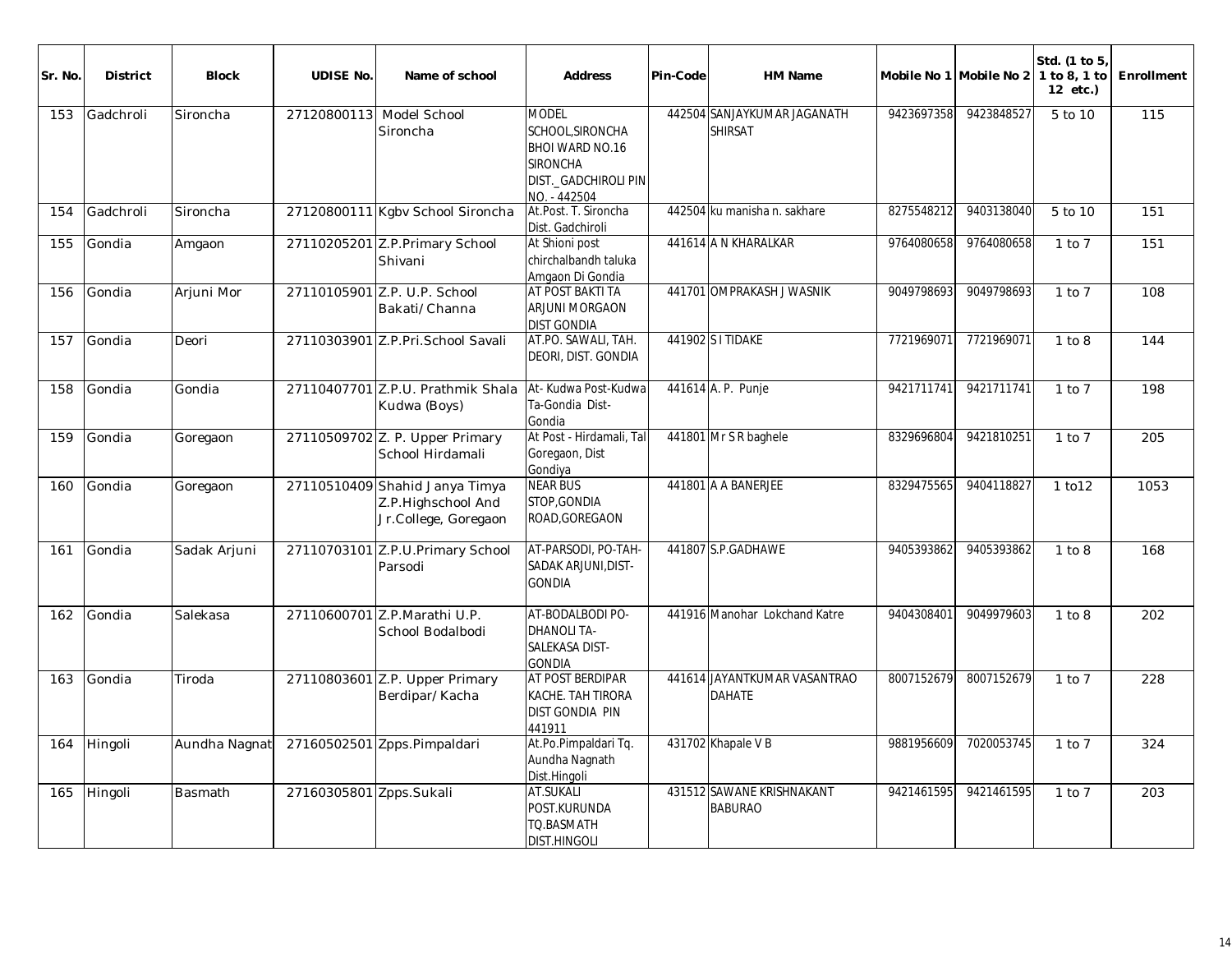| Sr. No. | District | Block | UDISE No. | Name of school | Address | Pin-Code | HM Name | Mobile No 1 | Mobile No 2 | Std. (1 to 5, 1 to 8, 1 to 12 etc.) | Enrollment |
|---|---|---|---|---|---|---|---|---|---|---|---|
| 153 | Gadchroli | Sironcha | 27120800113 | Model School Sironcha | MODEL SCHOOL,SIRONCHA BHOI WARD NO.16 SIRONCHA DIST._GADCHIROLI PIN NO. - 442504 | 442504 | SANJAYKUMAR JAGANATH SHIRSAT | 9423697358 | 9423848527 | 5 to 10 | 115 |
| 154 | Gadchroli | Sironcha | 27120800111 | Kgbv School Sironcha | At.Post. T. Sironcha Dist. Gadchiroli | 442504 | ku manisha n. sakhare | 8275548212 | 9403138040 | 5 to 10 | 151 |
| 155 | Gondia | Amgaon | 27110205201 | Z.P.Primary School Shivani | At Shioni post chirchalbandh taluka Amgaon Di Gondia | 441614 | A N KHARALKAR | 9764080658 | 9764080658 | 1 to 7 | 151 |
| 156 | Gondia | Arjuni Mor | 27110105901 | Z.P. U.P. School Bakati/Channa | AT POST BAKTI TA ARJUNI MORGAON DIST GONDIA | 441701 | OMPRAKASH J WASNIK | 9049798693 | 9049798693 | 1 to 7 | 108 |
| 157 | Gondia | Deori | 27110303901 | Z.P.Pri.School Savali | AT.PO. SAWALI, TAH. DEORI, DIST. GONDIA | 441902 | S I TIDAKE | 7721969071 | 7721969071 | 1 to 8 | 144 |
| 158 | Gondia | Gondia | 27110407701 | Z.P.U. Prathmik Shala Kudwa (Boys) | At- Kudwa Post-Kudwa Ta-Gondia Dist-Gondia | 441614 | A. P. Punje | 9421711741 | 9421711741 | 1 to 7 | 198 |
| 159 | Gondia | Goregaon | 27110509702 | Z. P. Upper Primary School Hirdamali | At Post - Hirdamali, Tal Goregaon, Dist Gondiya | 441801 | Mr S R baghele | 8329696804 | 9421810251 | 1 to 7 | 205 |
| 160 | Gondia | Goregaon | 27110510409 | Shahid Janya Timya Z.P.Highschool And Jr.College, Goregaon | NEAR BUS STOP,GONDIA ROAD,GOREGAON | 441801 | A A BANERJEE | 8329475565 | 9404118827 | 1 to12 | 1053 |
| 161 | Gondia | Sadak Arjuni | 27110703101 | Z.P.U.Primary School Parsodi | AT-PARSODI, PO-TAH-SADAK ARJUNI,DIST-GONDIA | 441807 | S.P.GADHAWE | 9405393862 | 9405393862 | 1 to 8 | 168 |
| 162 | Gondia | Salekasa | 27110600701 | Z.P.Marathi U.P. School Bodalbodi | AT-BODALBODI PO-DHANOLI TA-SALEKASA DIST-GONDIA | 441916 | Manohar Lokchand Katre | 9404308401 | 9049979603 | 1 to 8 | 202 |
| 163 | Gondia | Tiroda | 27110803601 | Z.P. Upper Primary Berdipar/Kacha | AT POST BERDIPAR KACHE. TAH TIRORA DIST GONDIA PIN 441911 | 441614 | JAYANTKUMAR VASANTRAO DAHATE | 8007152679 | 8007152679 | 1 to 7 | 228 |
| 164 | Hingoli | Aundha Nagnat | 27160502501 | Zpps.Pimpaldari | At.Po.Pimpaldari Tq. Aundha Nagnath Dist.Hingoli | 431702 | Khapale V B | 9881956609 | 7020053745 | 1 to 7 | 324 |
| 165 | Hingoli | Basmath | 27160305801 | Zpps.Sukali | AT.SUKALI POST.KURUNDA TQ.BASMATH DIST.HINGOLI | 431512 | SAWANE KRISHNAKANT BABURAO | 9421461595 | 9421461595 | 1 to 7 | 203 |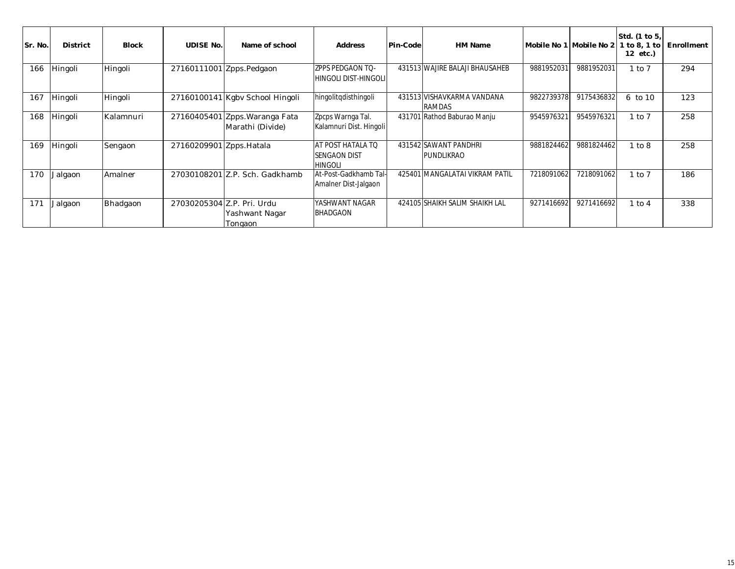| Sr. No. | District | Block | UDISE No. | Name of school | Address | Pin-Code | HM Name | Mobile No 1 | Mobile No 2 | Std. (1 to 5, 1 to 8, 1 to 12 etc.) | Enrollment |
|---|---|---|---|---|---|---|---|---|---|---|---|
| 166 | Hingoli | Hingoli | 27160111001 | Zpps.Pedgaon | ZPPS PEDGAON TQ-HINGOLI DIST-HINGOLI | 431513 | WAJIRE BALAJI BHAUSAHEB | 9881952031 | 9881952031 | 1 to 7 | 294 |
| 167 | Hingoli | Hingoli | 27160100141 | Kgbv School Hingoli | hingolitqdisthingoli | 431513 | VISHAVKARMA VANDANA RAMDAS | 9822739378 | 9175436832 | 6 to 10 | 123 |
| 168 | Hingoli | Kalamnuri | 27160405401 | Zpps.Waranga Fata Marathi (Divide) | Zpcps Warnga Tal. Kalamnuri Dist. Hingoli | 431701 | Rathod Baburao Manju | 9545976321 | 9545976321 | 1 to 7 | 258 |
| 169 | Hingoli | Sengaon | 27160209901 | Zpps.Hatala | AT POST HATALA TQ SENGAON DIST HINGOLI | 431542 | SAWANT PANDHRI PUNDLIKRAO | 9881824462 | 9881824462 | 1 to 8 | 258 |
| 170 | Jalgaon | Amalner | 27030108201 | Z.P. Sch. Gadkhamb | At-Post-Gadkhamb Tal-Amalner Dist-Jalgaon | 425401 | MANGALATAI VIKRAM PATIL | 7218091062 | 7218091062 | 1 to 7 | 186 |
| 171 | Jalgaon | Bhadgaon | 27030205304 | Z.P. Pri. Urdu Yashwant Nagar Tongaon | YASHWANT NAGAR BHADGAON | 424105 | SHAIKH SALIM SHAIKH LAL | 9271416692 | 9271416692 | 1 to 4 | 338 |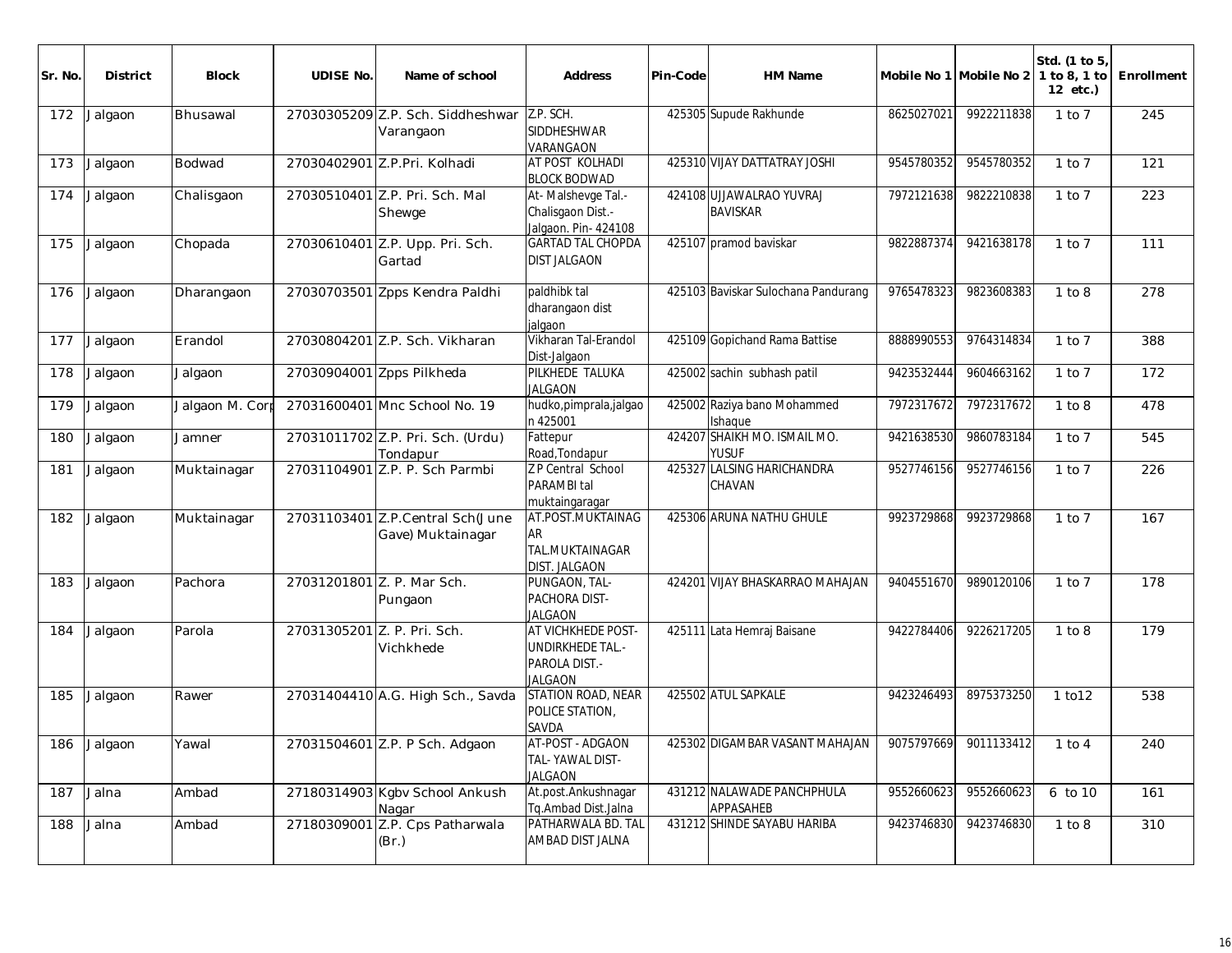| Sr. No. | District | Block | UDISE No. | Name of school | Address | Pin-Code | HM Name | Mobile No 1 | Mobile No 2 | Std. (1 to 5, 1 to 8, 1 to 12 etc.) | Enrollment |
|---|---|---|---|---|---|---|---|---|---|---|---|
| 172 | Jalgaon | Bhusawal | 27030305209 | Z.P. Sch. Siddheshwar Varangaon | Z.P. SCH. SIDDHESHWAR VARANGAON | 425305 | Supude Rakhunde | 8625027021 | 9922211838 | 1 to 7 | 245 |
| 173 | Jalgaon | Bodwad | 27030402901 | Z.P.Pri. Kolhadi | AT POST KOLHADI BLOCK BODWAD | 425310 | VIJAY DATTATRAY JOSHI | 9545780352 | 9545780352 | 1 to 7 | 121 |
| 174 | Jalgaon | Chalisgaon | 27030510401 | Z.P. Pri. Sch. Mal Shewge | At- Malshevge Tal.- Chalisgaon Dist.- Jalgaon. Pin- 424108 | 424108 | UJJAWALRAO YUVRAJ BAVISKAR | 7972121638 | 9822210838 | 1 to 7 | 223 |
| 175 | Jalgaon | Chopada | 27030610401 | Z.P. Upp. Pri. Sch. Gartad | GARTAD TAL CHOPDA DIST JALGAON | 425107 | pramod baviskar | 9822887374 | 9421638178 | 1 to 7 | 111 |
| 176 | Jalgaon | Dharangaon | 27030703501 | Zpps Kendra Paldhi | paldhibk tal dharangaon dist jalgaon | 425103 | Baviskar Sulochana Pandurang | 9765478323 | 9823608383 | 1 to 8 | 278 |
| 177 | Jalgaon | Erandol | 27030804201 | Z.P. Sch. Vikharan | Vikharan Tal-Erandol Dist-Jalgaon | 425109 | Gopichand Rama Battise | 8888990553 | 9764314834 | 1 to 7 | 388 |
| 178 | Jalgaon | Jalgaon | 27030904001 | Zpps Pilkheda | PILKHEDE TALUKA JALGAON | 425002 | sachin subhash patil | 9423532444 | 9604663162 | 1 to 7 | 172 |
| 179 | Jalgaon | Jalgaon M. Corp | 27031600401 | Mnc School No. 19 | hudko,pimprala,jalgaon 425001 | 425002 | Raziya bano Mohammed Ishaque | 7972317672 | 7972317672 | 1 to 8 | 478 |
| 180 | Jalgaon | Jamner | 27031011702 | Z.P. Pri. Sch. (Urdu) Tondapur | Fattepur Road,Tondapur | 424207 | SHAIKH MO. ISMAIL MO. YUSUF | 9421638530 | 9860783184 | 1 to 7 | 545 |
| 181 | Jalgaon | Muktainagar | 27031104901 | Z.P. P. Sch Parmbi | Z P Central School PARAMBI tal muktaingaragar | 425327 | LALSING HARICHANDRA CHAVAN | 9527746156 | 9527746156 | 1 to 7 | 226 |
| 182 | Jalgaon | Muktainagar | 27031103401 | Z.P.Central Sch(June Gave) Muktainagar | AT.POST.MUKTAINAGAR TAL.MUKTAINAGAR DIST. JALGAON | 425306 | ARUNA NATHU GHULE | 9923729868 | 9923729868 | 1 to 7 | 167 |
| 183 | Jalgaon | Pachora | 27031201801 | Z. P. Mar Sch. Pungaon | PUNGAON, TAL-PACHORA DIST-JALGAON | 424201 | VIJAY BHASKARRAO MAHAJAN | 9404551670 | 9890120106 | 1 to 7 | 178 |
| 184 | Jalgaon | Parola | 27031305201 | Z. P. Pri. Sch. Vichkhede | AT VICHKHEDE POST-UNDIRKHEDE TAL.-PAROLA DIST.-JALGAON | 425111 | Lata Hemraj Baisane | 9422784406 | 9226217205 | 1 to 8 | 179 |
| 185 | Jalgaon | Rawer | 27031404410 | A.G. High Sch., Savda | STATION ROAD, NEAR POLICE STATION, SAVDA | 425502 | ATUL SAPKALE | 9423246493 | 8975373250 | 1 to12 | 538 |
| 186 | Jalgaon | Yawal | 27031504601 | Z.P. P Sch. Adgaon | AT-POST - ADGAON TAL- YAWAL DIST-JALGAON | 425302 | DIGAMBAR VASANT MAHAJAN | 9075797669 | 9011133412 | 1 to 4 | 240 |
| 187 | Jalna | Ambad | 27180314903 | Kgbv School Ankush Nagar | At.post.Ankushnagar Tq.Ambad Dist.Jalna | 431212 | NALAWADE PANCHPHULA APPASAHEB | 9552660623 | 9552660623 | 6 to 10 | 161 |
| 188 | Jalna | Ambad | 27180309001 | Z.P. Cps Patharwala (Br.) | PATHARWALA BD. TAL AMBAD DIST JALNA | 431212 | SHINDE SAYABU HARIBA | 9423746830 | 9423746830 | 1 to 8 | 310 |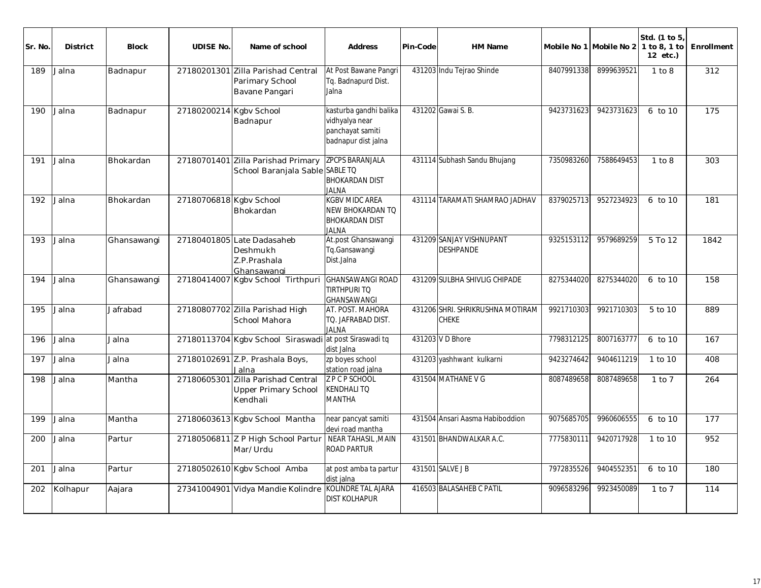| Sr. No. | District | Block | UDISE No. | Name of school | Address | Pin-Code | HM Name | Mobile No 1 | Mobile No 2 | Std. (1 to 5, 1 to 8, 1 to 12 etc.) | Enrollment |
|---|---|---|---|---|---|---|---|---|---|---|---|
| 189 | Jalna | Badnapur | 27180201301 | Zilla Parishad Central Parimary School Bavane Pangari | At Post Bawane Pangri Tq. Badnapurd Dist. Jalna | 431203 | Indu Tejrao Shinde | 8407991338 | 8999639521 | 1 to 8 | 312 |
| 190 | Jalna | Badnapur | 27180200214 | Kgbv School Badnapur | kasturba gandhi balika vidhyalya near panchayat samiti badnapur dist jalna | 431202 | Gawai S. B. | 9423731623 | 9423731623 | 6 to 10 | 175 |
| 191 | Jalna | Bhokardan | 27180701401 | Zilla Parishad Primary School Baranjala Sable | ZPCPS BARANJALA SABLE TQ BHOKARDAN DIST JALNA | 431114 | Subhash Sandu Bhujang | 7350983260 | 7588649453 | 1 to 8 | 303 |
| 192 | Jalna | Bhokardan | 27180706818 | Kgbv School Bhokardan | KGBV MIDC AREA NEW BHOKARDAN TQ BHOKARDAN DIST JALNA | 431114 | TARAMATI SHAMRAO JADHAV | 8379025713 | 9527234923 | 6 to 10 | 181 |
| 193 | Jalna | Ghansawangi | 27180401805 | Late Dadasaheb Deshmukh Z.P.Prashala Ghansawangi | At.post Ghansawangi Tq.Gansawangi Dist.Jalna | 431209 | SANJAY VISHNUPANT DESHPANDE | 9325153112 | 9579689259 | 5 To 12 | 1842 |
| 194 | Jalna | Ghansawangi | 27180414007 | Kgbv School Tirthpuri | GHANSAWANGI ROAD TIRTHPURI TQ GHANSAWANGI | 431209 | SULBHA SHIVLIG CHIPADE | 8275344020 | 8275344020 | 6 to 10 | 158 |
| 195 | Jalna | Jafrabad | 27180807702 | Zilla Parishad High School Mahora | AT. POST. MAHORA TQ. JAFRABAD DIST. JALNA | 431206 | SHRI. SHRIKRUSHNA MOTIRAM CHEKE | 9921710303 | 9921710303 | 5 to 10 | 889 |
| 196 | Jalna | Jalna | 27180113704 | Kgbv School Siraswadi | at post Siraswadi tq dist Jalna | 431203 | V D Bhore | 7798312125 | 8007163777 | 6 to 10 | 167 |
| 197 | Jalna | Jalna | 27180102691 | Z.P. Prashala Boys, Jalna | zp boyes school station road jalna | 431203 | yashhwant kulkarni | 9423274642 | 9404611219 | 1 to 10 | 408 |
| 198 | Jalna | Mantha | 27180605301 | Zilla Parishad Central Upper Primary School Kendhali | Z P C P SCHOOL KENDHALI TQ MANTHA | 431504 | MATHANE V G | 8087489658 | 8087489658 | 1 to 7 | 264 |
| 199 | Jalna | Mantha | 27180603613 | Kgbv School Mantha | near pancyat samiti devi road mantha | 431504 | Ansari Aasma Habiboddion | 9075685705 | 9960606555 | 6 to 10 | 177 |
| 200 | Jalna | Partur | 27180506811 | Z P High School Partur Mar/Urdu | NEAR TAHASIL ,MAIN ROAD PARTUR | 431501 | BHANDWALKAR A.C. | 7775830111 | 9420717928 | 1 to 10 | 952 |
| 201 | Jalna | Partur | 27180502610 | Kgbv School Amba | at post amba ta partur dist jalna | 431501 | SALVE J B | 7972835526 | 9404552351 | 6 to 10 | 180 |
| 202 | Kolhapur | Aajara | 27341004901 | Vidya Mandie Kolindre | KOLINDRE TAL AJARA DIST KOLHAPUR | 416503 | BALASAHEB C PATIL | 9096583296 | 9923450089 | 1 to 7 | 114 |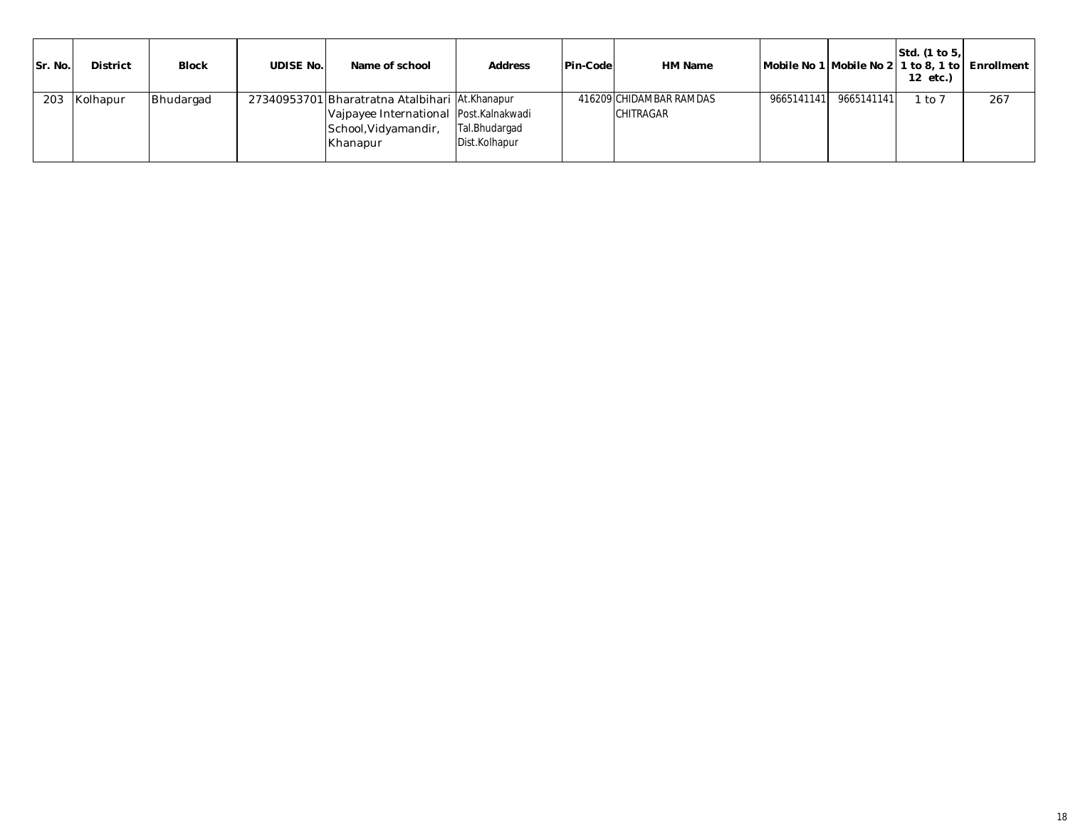| Sr. No. | District | Block | UDISE No. | Name of school | Address | Pin-Code | HM Name | Mobile No 1 | Mobile No 2 | Std. (1 to 5, 1 to 8, 1 to 12 etc.) | Enrollment |
|---|---|---|---|---|---|---|---|---|---|---|---|
| 203 | Kolhapur | Bhudargad | 27340953701 | Bharatratna Atalbihari Vajpayee International School,Vidyamandir, Khanapur | At.Khanapur Post.Kalnakwadi Tal.Bhudargad Dist.Kolhapur | 416209 | CHIDAMBAR RAMDAS CHITRAGAR | 9665141141 | 9665141141 | 1 to 7 | 267 |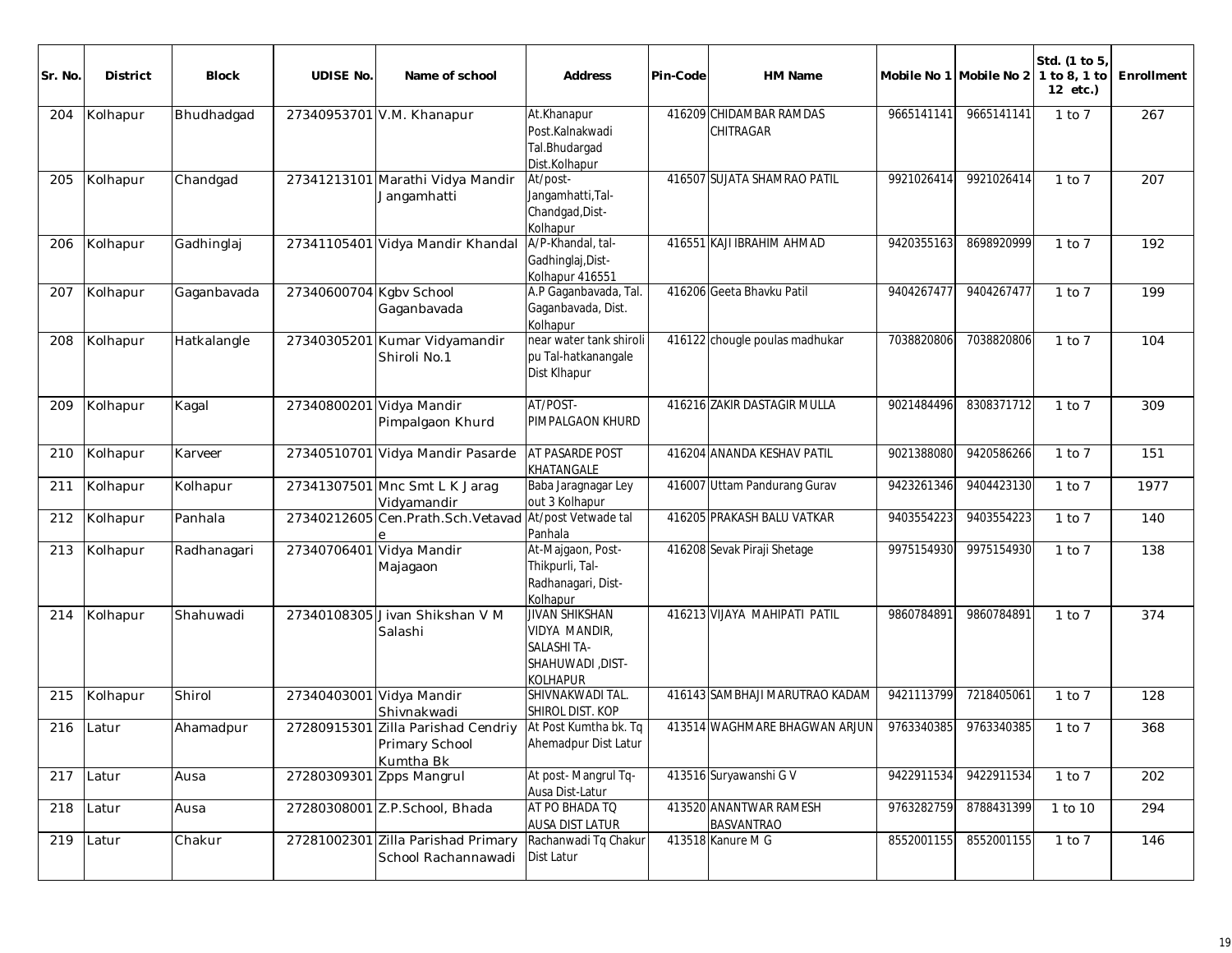| Sr. No. | District | Block | UDISE No. | Name of school | Address | Pin-Code | HM Name | Mobile No 1 | Mobile No 2 | Std. (1 to 5, 1 to 8, 1 to 12 etc.) | Enrollment |
|---|---|---|---|---|---|---|---|---|---|---|---|
| 204 | Kolhapur | Bhudhadgad | 27340953701 | V.M. Khanapur | At.Khanapur Post.Kalnakwadi Tal.Bhudargad Dist.Kolhapur | 416209 | CHIDAMBAR RAMDAS CHITRAGAR | 9665141141 | 9665141141 | 1 to 7 | 267 |
| 205 | Kolhapur | Chandgad | 27341213101 | Marathi Vidya Mandir Jangamhatti | At/post-Jangamhatti,Tal-Chandgad,Dist-Kolhapur | 416507 | SUJATA SHAMRAO PATIL | 9921026414 | 9921026414 | 1 to 7 | 207 |
| 206 | Kolhapur | Gadhinglaj | 27341105401 | Vidya Mandir Khandal | A/P-Khandal, tal-Gadhinglaj,Dist-Kolhapur 416551 | 416551 | KAJI IBRAHIM AHMAD | 9420355163 | 8698920999 | 1 to 7 | 192 |
| 207 | Kolhapur | Gaganbavada | 27340600704 | Kgbv School Gaganbavada | A.P Gaganbavada, Tal. Gaganbavada, Dist. Kolhapur | 416206 | Geeta Bhavku Patil | 9404267477 | 9404267477 | 1 to 7 | 199 |
| 208 | Kolhapur | Hatkalangle | 27340305201 | Kumar Vidyamandir Shiroli No.1 | near water tank shiroli pu Tal-hatkanangale Dist Klhapur | 416122 | chougle poulas madhukar | 7038820806 | 7038820806 | 1 to 7 | 104 |
| 209 | Kolhapur | Kagal | 27340800201 | Vidya Mandir Pimpalgaon Khurd | AT/POST-PIMPALGAON KHURD | 416216 | ZAKIR DASTAGIR MULLA | 9021484496 | 8308371712 | 1 to 7 | 309 |
| 210 | Kolhapur | Karveer | 27340510701 | Vidya Mandir Pasarde | AT PASARDE POST KHATANGALE | 416204 | ANANDA KESHAV PATIL | 9021388080 | 9420586266 | 1 to 7 | 151 |
| 211 | Kolhapur | Kolhapur | 27341307501 | Mnc Smt L K Jarag Vidyamandir | Baba Jaragnagar Ley out 3 Kolhapur | 416007 | Uttam Pandurang Gurav | 9423261346 | 9404423130 | 1 to 7 | 1977 |
| 212 | Kolhapur | Panhala | 27340212605 | Cen.Prath.Sch.Vetavade | At/post Vetwade tal Panhala | 416205 | PRAKASH BALU VATKAR | 9403554223 | 9403554223 | 1 to 7 | 140 |
| 213 | Kolhapur | Radhanagari | 27340706401 | Vidya Mandir Majagaon | At-Majgaon, Post-Thikpurli, Tal-Radhanagari, Dist-Kolhapur | 416208 | Sevak Piraji Shetage | 9975154930 | 9975154930 | 1 to 7 | 138 |
| 214 | Kolhapur | Shahuwadi | 27340108305 | Jivan Shikshan V M Salashi | JIVAN SHIKSHAN VIDYA MANDIR, SALASHI TA-SHAHUWADI ,DIST-KOLHAPUR | 416213 | VIJAYA MAHIPATI PATIL | 9860784891 | 9860784891 | 1 to 7 | 374 |
| 215 | Kolhapur | Shirol | 27340403001 | Vidya Mandir Shivnakwadi | SHIVNAKWADI TAL. SHIROL DIST. KOP | 416143 | SAMBHAJI MARUTRAO KADAM | 9421113799 | 7218405061 | 1 to 7 | 128 |
| 216 | Latur | Ahamadpur | 27280915301 | Zilla Parishad Cendriy Primary School Kumtha Bk | At Post Kumtha bk. Tq Ahemadpur Dist Latur | 413514 | WAGHMARE BHAGWAN ARJUN | 9763340385 | 9763340385 | 1 to 7 | 368 |
| 217 | Latur | Ausa | 27280309301 | Zpps Mangrul | At post- Mangrul Tq-Ausa Dist-Latur | 413516 | Suryawanshi G V | 9422911534 | 9422911534 | 1 to 7 | 202 |
| 218 | Latur | Ausa | 27280308001 | Z.P.School, Bhada | AT PO BHADA TQ AUSA DIST LATUR | 413520 | ANANTWAR RAMESH BASVANTRAO | 9763282759 | 8788431399 | 1 to 10 | 294 |
| 219 | Latur | Chakur | 27281002301 | Zilla Parishad Primary School Rachannawadi | Rachanwadi Tq Chakur Dist Latur | 413518 | Kanure M G | 8552001155 | 8552001155 | 1 to 7 | 146 |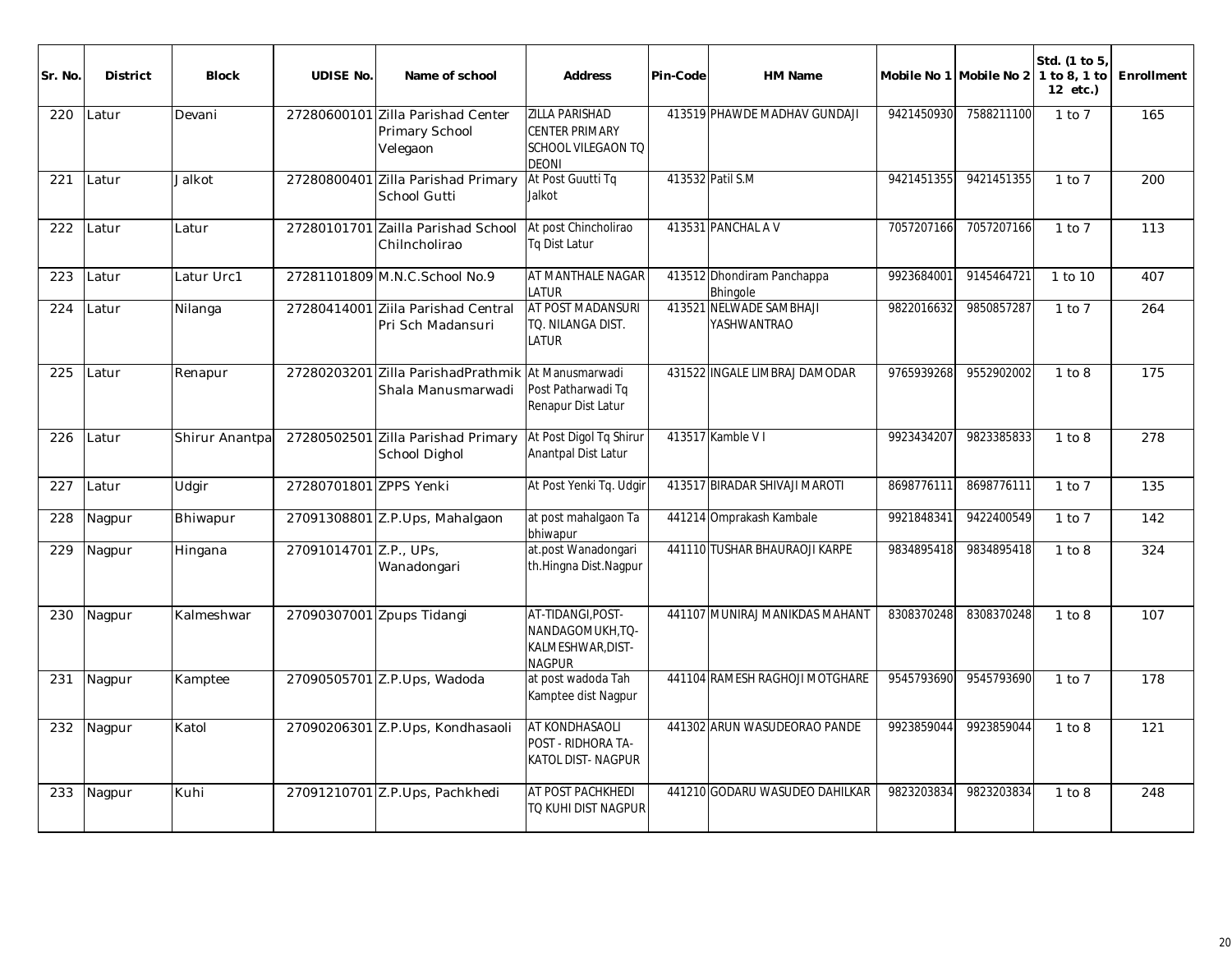| Sr. No. | District | Block | UDISE No. | Name of school | Address | Pin-Code | HM Name | Mobile No 1 | Mobile No 2 | Std. (1 to 5, 1 to 8, 1 to 12 etc.) | Enrollment |
|---|---|---|---|---|---|---|---|---|---|---|---|
| 220 | Latur | Devani | 27280600101 | Zilla Parishad Center Primary School Velegaon | ZILLA PARISHAD CENTER PRIMARY SCHOOL VILEGAON TQ DEONI | 413519 | PHAWDE MADHAV GUNDAJI | 9421450930 | 7588211100 | 1 to 7 | 165 |
| 221 | Latur | Jalkot | 27280800401 | Zilla Parishad Primary School Gutti | At Post Guutti Tq Jalkot | 413532 | Patil S.M | 9421451355 | 9421451355 | 1 to 7 | 200 |
| 222 | Latur | Latur | 27280101701 | Zailla Parishad School Chilncholirao | At post Chincholirao Tq Dist Latur | 413531 | PANCHAL A V | 7057207166 | 7057207166 | 1 to 7 | 113 |
| 223 | Latur | Latur Urc1 | 27281101809 | M.N.C.School No.9 | AT MANTHALE NAGAR LATUR | 413512 | Dhondiram Panchappa Bhingole | 9923684001 | 9145464721 | 1 to 10 | 407 |
| 224 | Latur | Nilanga | 27280414001 | Ziila Parishad Central Pri Sch Madansuri | AT POST MADANSURI TQ. NILANGA DIST. LATUR | 413521 | NELWADE SAMBHAJI YASHWANTRAO | 9822016632 | 9850857287 | 1 to 7 | 264 |
| 225 | Latur | Renapur | 27280203201 | Zilla ParishadPrathmik Shala Manusmarwadi | At Manusmarwadi Post Patharwadi Tq Renapur Dist Latur | 431522 | INGALE LIMBRAJ DAMODAR | 9765939268 | 9552902002 | 1 to 8 | 175 |
| 226 | Latur | Shirur Anantpa | 27280502501 | Zilla Parishad Primary School Dighol | At Post Digol Tq Shirur Anantpal Dist Latur | 413517 | Kamble V I | 9923434207 | 9823385833 | 1 to 8 | 278 |
| 227 | Latur | Udgir | 27280701801 | ZPPS Yenki | At Post Yenki Tq. Udgir | 413517 | BIRADAR SHIVAJI MAROTI | 8698776111 | 8698776111 | 1 to 7 | 135 |
| 228 | Nagpur | Bhiwapur | 27091308801 | Z.P.Ups, Mahalgaon | at post mahalgaon Ta bhiwapur | 441214 | Omprakash Kambale | 9921848341 | 9422400549 | 1 to 7 | 142 |
| 229 | Nagpur | Hingana | 27091014701 | Z.P., UPs, Wanadongari | at.post Wanadongari th.Hingna Dist.Nagpur | 441110 | TUSHAR BHAURAOJI KARPE | 9834895418 | 9834895418 | 1 to 8 | 324 |
| 230 | Nagpur | Kalmeshwar | 27090307001 | Zpups Tidangi | AT-TIDANGI,POST-NANDAGOMUKH,TQ-KALMESHWAR,DIST-NAGPUR | 441107 | MUNIRAJ MANIKDAS MAHANT | 8308370248 | 8308370248 | 1 to 8 | 107 |
| 231 | Nagpur | Kamptee | 27090505701 | Z.P.Ups, Wadoda | at post wadoda Tah Kamptee dist Nagpur | 441104 | RAMESH RAGHOJI MOTGHARE | 9545793690 | 9545793690 | 1 to 7 | 178 |
| 232 | Nagpur | Katol | 27090206301 | Z.P.Ups, Kondhasaoli | AT KONDHASAOLI POST - RIDHORA TA-KATOL DIST- NAGPUR | 441302 | ARUN WASUDEORAO PANDE | 9923859044 | 9923859044 | 1 to 8 | 121 |
| 233 | Nagpur | Kuhi | 27091210701 | Z.P.Ups, Pachkhedi | AT POST PACHKHEDI TQ KUHI DIST NAGPUR | 441210 | GODARU WASUDEO DAHILKAR | 9823203834 | 9823203834 | 1 to 8 | 248 |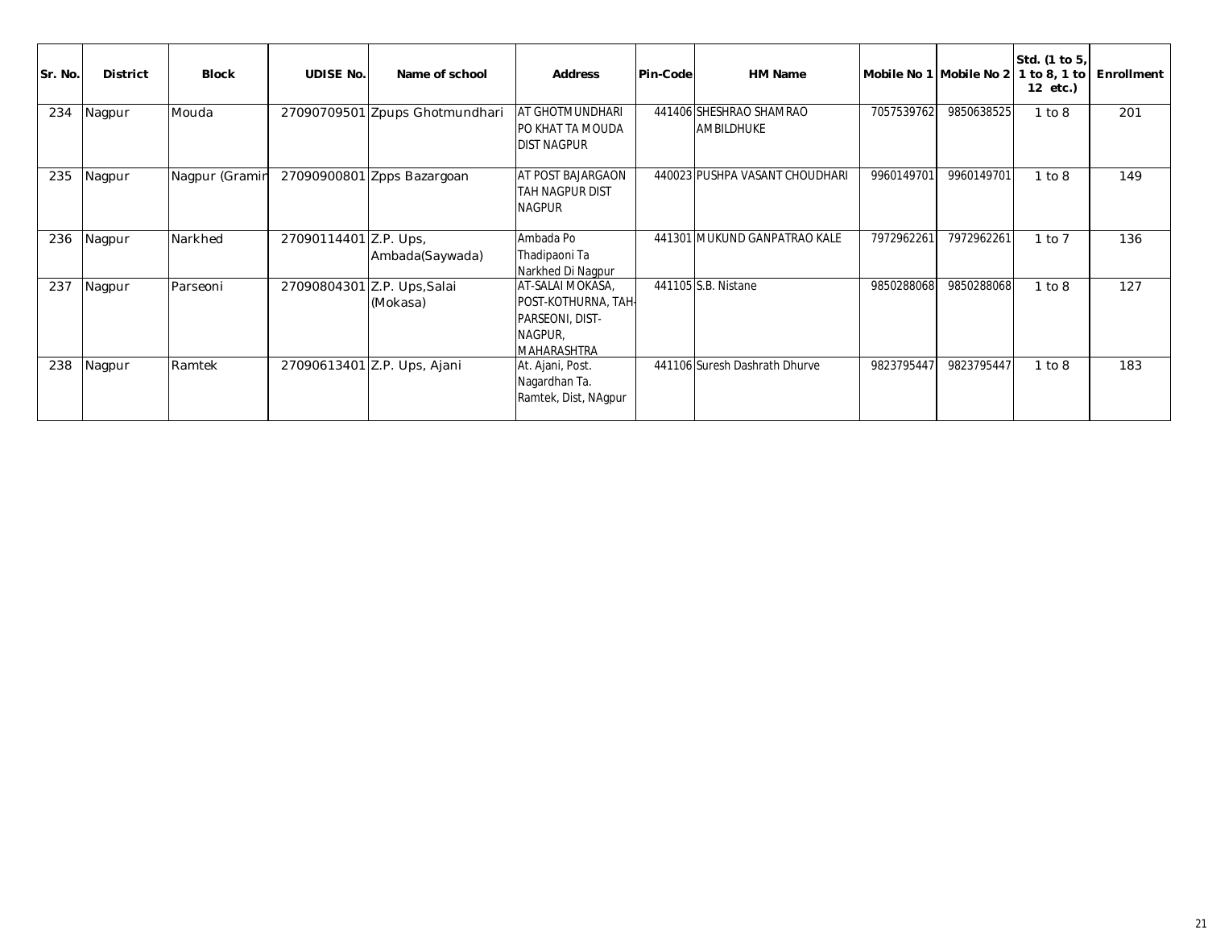| Sr. No. | District | Block | UDISE No. | Name of school | Address | Pin-Code | HM Name | Mobile No 1 | Mobile No 2 | Std. (1 to 5, 1 to 8, 1 to 12 etc.) | Enrollment |
|---|---|---|---|---|---|---|---|---|---|---|---|
| 234 | Nagpur | Mouda | 27090709501 | Zpups Ghotmundhari | AT GHOTMUNDHARI PO KHAT TA MOUDA DIST NAGPUR | 441406 | SHESHRAO SHAMRAO AMBILDHUKE | 7057539762 | 9850638525 | 1 to 8 | 201 |
| 235 | Nagpur | Nagpur (Gramin | 27090900801 | Zpps Bazargoan | AT POST BAJARGAON TAH NAGPUR DIST NAGPUR | 440023 | PUSHPA VASANT CHOUDHARI | 9960149701 | 9960149701 | 1 to 8 | 149 |
| 236 | Nagpur | Narkhed | 27090114401 | Z.P. Ups, Ambada(Saywada) | Ambada Po Thadipaoni Ta Narkhed Di Nagpur | 441301 | MUKUND GANPATRAO KALE | 7972962261 | 7972962261 | 1 to 7 | 136 |
| 237 | Nagpur | Parseoni | 27090804301 | Z.P. Ups,Salai (Mokasa) | AT-SALAI MOKASA, POST-KOTHURNA, TAH-PARSEONI, DIST-NAGPUR, MAHARASHTRA | 441105 | S.B. Nistane | 9850288068 | 9850288068 | 1 to 8 | 127 |
| 238 | Nagpur | Ramtek | 27090613401 | Z.P. Ups, Ajani | At. Ajani, Post. Nagardhan Ta. Ramtek, Dist, NAgpur | 441106 | Suresh Dashrath Dhurve | 9823795447 | 9823795447 | 1 to 8 | 183 |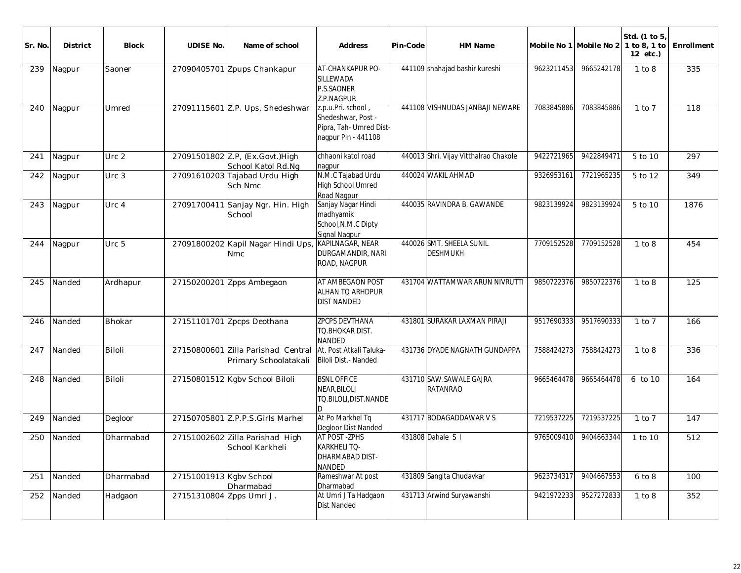| Sr. No. | District | Block | UDISE No. | Name of school | Address | Pin-Code | HM Name | Mobile No 1 | Mobile No 2 | Std. (1 to 5, 1 to 8, 1 to 12 etc.) | Enrollment |
|---|---|---|---|---|---|---|---|---|---|---|---|
| 239 | Nagpur | Saoner | 27090405701 | Zpups Chankapur | AT-CHANKAPUR PO-SILLEWADA P.S.SAONER Z.P.NAGPUR | 441109 | shahajad bashir kureshi | 9623211453 | 9665242178 | 1 to 8 | 335 |
| 240 | Nagpur | Umred | 27091115601 | Z.P. Ups, Shedeshwar | z.p.u.Pri. school , Shedeshwar, Post -Pipra, Tah- Umred Dist-nagpur Pin - 441108 | 441108 | VISHNUDAS JANBAJI NEWARE | 7083845886 | 7083845886 | 1 to 7 | 118 |
| 241 | Nagpur | Urc 2 | 27091501802 | Z.P, (Ex.Govt.)High School Katol Rd.Ng | chhaoni katol road nagpur | 440013 | Shri. Vijay Vitthalrao Chakole | 9422721965 | 9422849471 | 5 to 10 | 297 |
| 242 | Nagpur | Urc 3 | 27091610203 | Tajabad Urdu High Sch Nmc | N.M.C Tajabad Urdu High School Umred Road Nagpur | 440024 | WAKIL AHMAD | 9326953161 | 7721965235 | 5 to 12 | 349 |
| 243 | Nagpur | Urc 4 | 27091700411 | Sanjay Ngr. Hin. High School | Sanjay Nagar Hindi madhyamik School,N.M.C Dipty Signal Nagpur | 440035 | RAVINDRA B. GAWANDE | 9823139924 | 9823139924 | 5 to 10 | 1876 |
| 244 | Nagpur | Urc 5 | 27091800202 | Kapil Nagar Hindi Ups, Nmc | KAPILNAGAR, NEAR DURGAMANDIR, NARI ROAD, NAGPUR | 440026 | SMT. SHEELA SUNIL DESHMUKH | 7709152528 | 7709152528 | 1 to 8 | 454 |
| 245 | Nanded | Ardhapur | 27150200201 | Zpps Ambegaon | AT AMBEGAON POST ALHAN TQ ARHDPUR DIST NANDED | 431704 | WATTAMWAR ARUN NIVRUTTI | 9850722376 | 9850722376 | 1 to 8 | 125 |
| 246 | Nanded | Bhokar | 27151101701 | Zpcps Deothana | ZPCPS DEVTHANA TQ.BHOKAR DIST. NANDED | 431801 | SURAKAR LAXMAN PIRAJI | 9517690333 | 9517690333 | 1 to 7 | 166 |
| 247 | Nanded | Biloli | 27150800601 | Zilla Parishad Central Primary Schoolatakali | At. Post Atkali Taluka-Biloli Dist.- Nanded | 431736 | DYADE NAGNATH GUNDAPPA | 7588424273 | 7588424273 | 1 to 8 | 336 |
| 248 | Nanded | Biloli | 27150801512 | Kgbv School Biloli | BSNL OFFICE NEAR,BILOLI TQ.BILOLI,DIST.NANDED | 431710 | SAW.SAWALE GAJRA RATANRAO | 9665464478 | 9665464478 | 6 to 10 | 164 |
| 249 | Nanded | Degloor | 27150705801 | Z.P.P.S.Girls Marhel | At Po Markhel Tq Degloor Dist Nanded | 431717 | BODAGADDAWAR V S | 7219537225 | 7219537225 | 1 to 7 | 147 |
| 250 | Nanded | Dharmabad | 27151002602 | Zilla Parishad High School Karkheli | AT POST -ZPHS KARKHELI TQ-DHARMABAD DIST-NANDED | 431808 | Dahale S I | 9765009410 | 9404663344 | 1 to 10 | 512 |
| 251 | Nanded | Dharmabad | 27151001913 | Kgbv School Dharmabad | Rameshwar At post Dharmabad | 431809 | Sangita Chudavkar | 9623734317 | 9404667553 | 6 to 8 | 100 |
| 252 | Nanded | Hadgaon | 27151310804 | Zpps Umri J. | At Umri J Ta Hadgaon Dist Nanded | 431713 | Arwind Suryawanshi | 9421972233 | 9527272833 | 1 to 8 | 352 |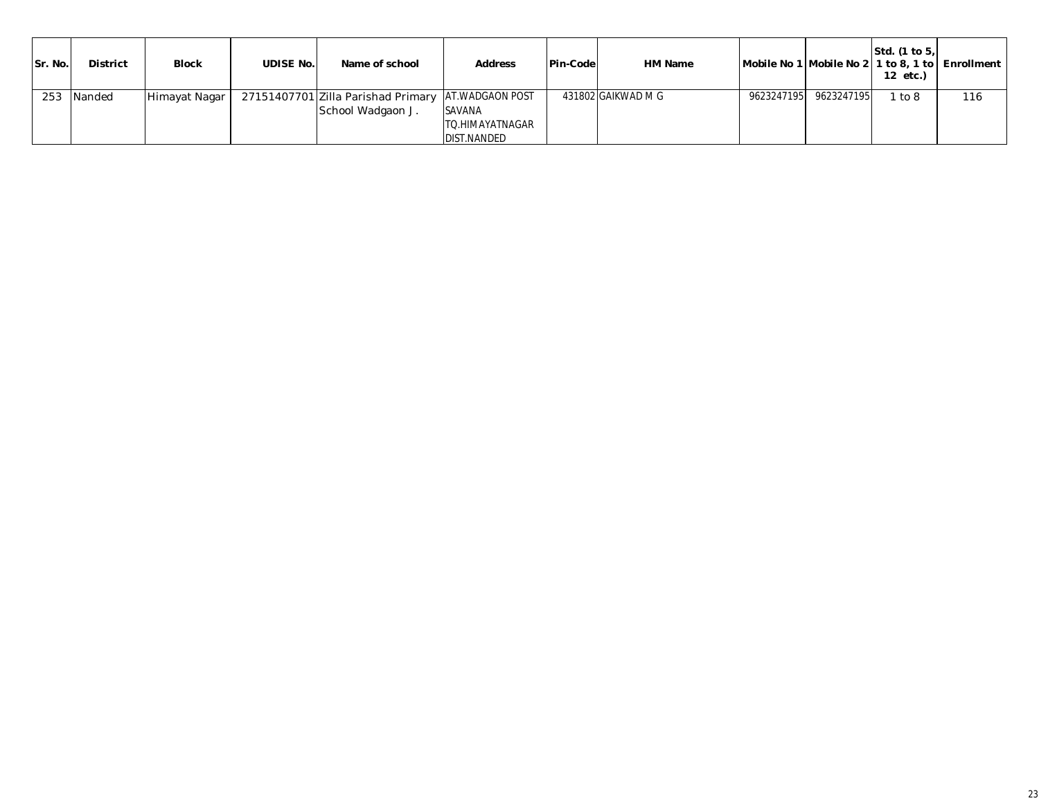| Sr. No. | District | Block | UDISE No. | Name of school | Address | Pin-Code | HM Name | Mobile No 1 | Mobile No 2 | Std. (1 to 5, 1 to 8, 1 to 12 etc.) | Enrollment |
|---|---|---|---|---|---|---|---|---|---|---|---|
| 253 | Nanded | Himayat Nagar | 27151407701 | Zilla Parishad Primary School Wadgaon J. | AT.WADGAON POST SAVANA TQ.HIMAYATNAGAR DIST.NANDED | 431802 | GAIKWAD M G | 9623247195 | 9623247195 | 1 to 8 | 116 |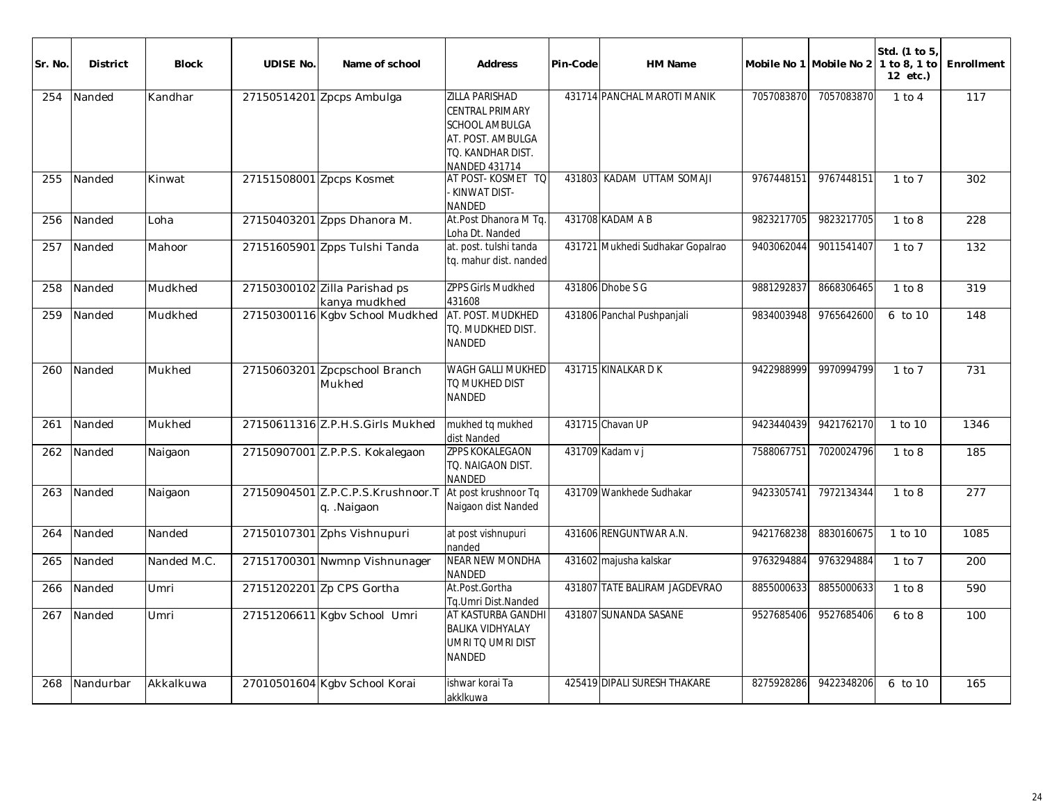| Sr. No. | District | Block | UDISE No. | Name of school | Address | Pin-Code | HM Name | Mobile No 1 | Mobile No 2 | Std. (1 to 5, 1 to 8, 1 to 12 etc.) | Enrollment |
|---|---|---|---|---|---|---|---|---|---|---|---|
| 254 | Nanded | Kandhar | 27150514201 | Zpcps Ambulga | ZILLA PARISHAD CENTRAL PRIMARY SCHOOL AMBULGA AT. POST. AMBULGA TQ. KANDHAR DIST. NANDED 431714 | 431714 | PANCHAL MAROTI MANIK | 7057083870 | 7057083870 | 1 to 4 | 117 |
| 255 | Nanded | Kinwat | 27151508001 | Zpcps Kosmet | AT POST- KOSMET TQ - KINWAT DIST- NANDED | 431803 | KADAM UTTAM SOMAJI | 9767448151 | 9767448151 | 1 to 7 | 302 |
| 256 | Nanded | Loha | 27150403201 | Zpps Dhanora M. | At.Post Dhanora M Tq. Loha Dt. Nanded | 431708 | KADAM A B | 9823217705 | 9823217705 | 1 to 8 | 228 |
| 257 | Nanded | Mahoor | 27151605901 | Zpps Tulshi Tanda | at. post. tulshi tanda tq. mahur dist. nanded | 431721 | Mukhedi Sudhakar Gopalrao | 9403062044 | 9011541407 | 1 to 7 | 132 |
| 258 | Nanded | Mudkhed | 27150300102 | Zilla Parishad ps kanya mudkhed | ZPPS Girls Mudkhed 431608 | 431806 | Dhobe S G | 9881292837 | 8668306465 | 1 to 8 | 319 |
| 259 | Nanded | Mudkhed | 27150300116 | Kgbv School Mudkhed | AT. POST. MUDKHED TQ. MUDKHED DIST. NANDED | 431806 | Panchal Pushpanjali | 9834003948 | 9765642600 | 6 to 10 | 148 |
| 260 | Nanded | Mukhed | 27150603201 | Zpcpschool Branch Mukhed | WAGH GALLI MUKHED TQ MUKHED DIST NANDED | 431715 | KINALKAR D K | 9422988999 | 9970994799 | 1 to 7 | 731 |
| 261 | Nanded | Mukhed | 27150611316 | Z.P.H.S.Girls Mukhed | mukhed tq mukhed dist Nanded | 431715 | Chavan UP | 9423440439 | 9421762170 | 1 to 10 | 1346 |
| 262 | Nanded | Naigaon | 27150907001 | Z.P.P.S. Kokalegaon | ZPPS KOKALEGAON TQ. NAIGAON DIST. NANDED | 431709 | Kadam v j | 7588067751 | 7020024796 | 1 to 8 | 185 |
| 263 | Nanded | Naigaon | 27150904501 | Z.P.C.P.S.Krushnoor.Tq. .Naigaon | At post krushnoor Tq Naigaon dist Nanded | 431709 | Wankhede Sudhakar | 9423305741 | 7972134344 | 1 to 8 | 277 |
| 264 | Nanded | Nanded | 27150107301 | Zphs Vishnupuri | at post vishnupuri nanded | 431606 | RENGUNTWAR A.N. | 9421768238 | 8830160675 | 1 to 10 | 1085 |
| 265 | Nanded | Nanded M.C. | 27151700301 | Nwmnp Vishnunager | NEAR NEW MONDHA NANDED | 431602 | majusha kalskar | 9763294884 | 9763294884 | 1 to 7 | 200 |
| 266 | Nanded | Umri | 27151202201 | Zp CPS Gortha | At.Post.Gortha Tq.Umri Dist.Nanded | 431807 | TATE BALIRAM JAGDEVRAO | 8855000633 | 8855000633 | 1 to 8 | 590 |
| 267 | Nanded | Umri | 27151206611 | Kgbv School Umri | AT KASTURBA GANDHI BALIKA VIDHYALAY UMRI TQ UMRI DIST NANDED | 431807 | SUNANDA SASANE | 9527685406 | 9527685406 | 6 to 8 | 100 |
| 268 | Nandurbar | Akkalkuwa | 27010501604 | Kgbv School Korai | ishwar korai Ta akklkuwa | 425419 | DIPALI SURESH THAKARE | 8275928286 | 9422348206 | 6 to 10 | 165 |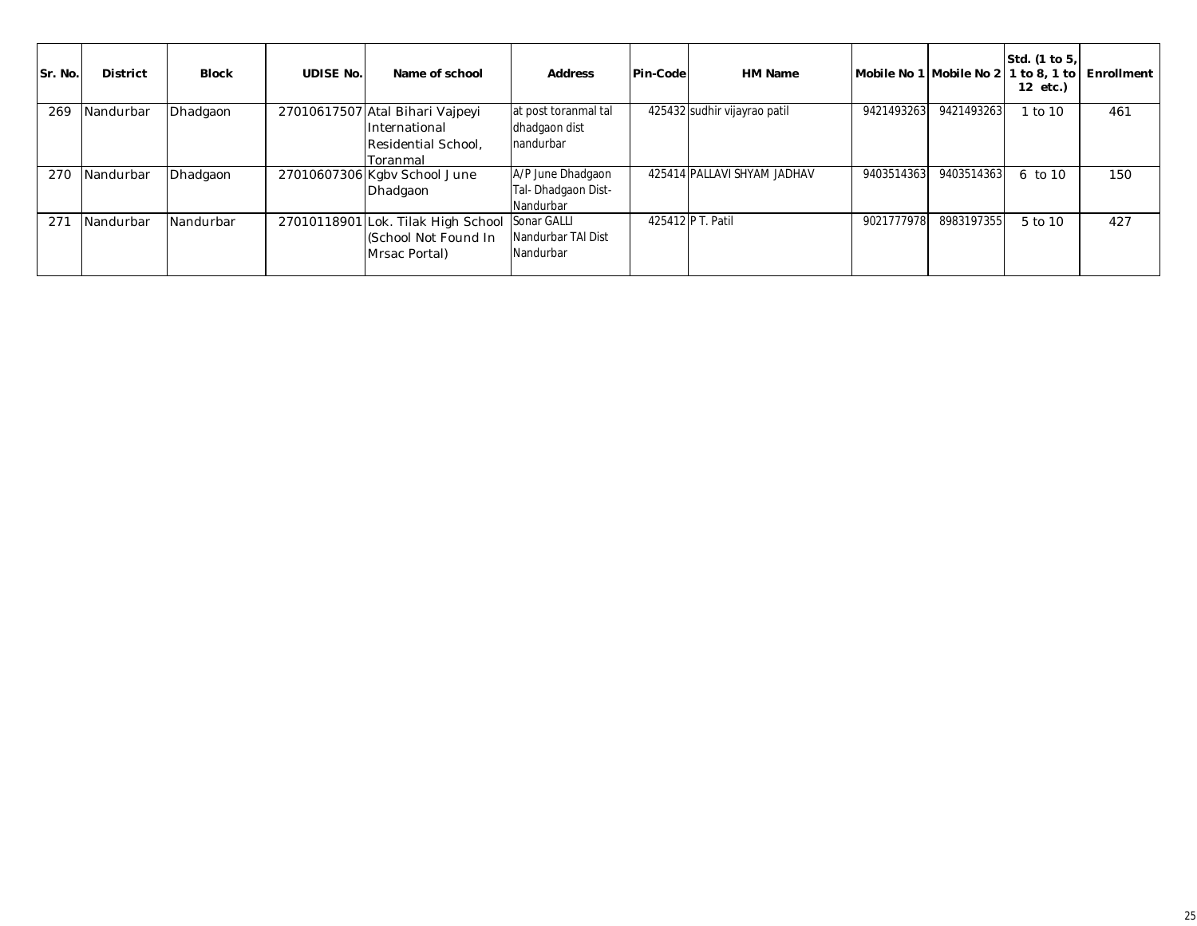| Sr. No. | District | Block | UDISE No. | Name of school | Address | Pin-Code | HM Name | Mobile No 1 | Mobile No 2 | Std. (1 to 5, 1 to 8, 1 to 12 etc.) | Enrollment |
|---|---|---|---|---|---|---|---|---|---|---|---|
| 269 | Nandurbar | Dhadgaon | 27010617507 | Atal Bihari Vajpeyi International Residential School, Toranmal | at post toranmal tal dhadgaon dist nandurbar | 425432 | sudhir vijayrao patil | 9421493263 | 9421493263 | 1 to 10 | 461 |
| 270 | Nandurbar | Dhadgaon | 27010607306 | Kgbv School June Dhadgaon | A/P June Dhadgaon Tal- Dhadgaon Dist- Nandurbar | 425414 | PALLAVI SHYAM JADHAV | 9403514363 | 9403514363 | 6 to 10 | 150 |
| 271 | Nandurbar | Nandurbar | 27010118901 | Lok. Tilak High School (School Not Found In Mrsac Portal) | Sonar GALLI Nandurbar TAl Dist Nandurbar | 425412 | P T. Patil | 9021777978 | 8983197355 | 5 to 10 | 427 |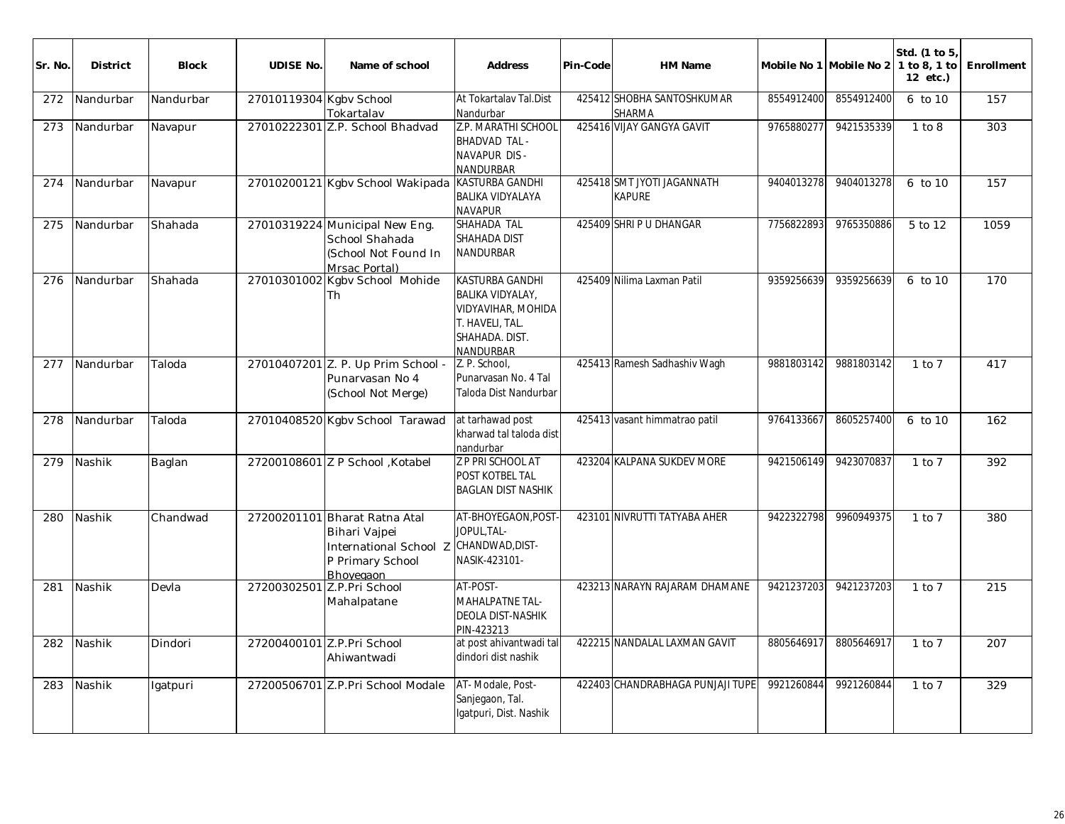| Sr. No. | District | Block | UDISE No. | Name of school | Address | Pin-Code | HM Name | Mobile No 1 | Mobile No 2 | Std. (1 to 5, 1 to 8, 1 to 12 etc.) | Enrollment |
|---|---|---|---|---|---|---|---|---|---|---|---|
| 272 | Nandurbar | Nandurbar | 27010119304 | Kgbv School Tokartalav | At Tokartalav Tal.Dist Nandurbar | 425412 | SHOBHA SANTOSHKUMAR SHARMA | 8554912400 | 8554912400 | 6 to 10 | 157 |
| 273 | Nandurbar | Navapur | 27010222301 | Z.P. School Bhadvad | Z.P. MARATHI SCHOOL BHADVAD TAL - NAVAPUR DIS - NANDURBAR | 425416 | VIJAY GANGYA GAVIT | 9765880277 | 9421535339 | 1 to 8 | 303 |
| 274 | Nandurbar | Navapur | 27010200121 | Kgbv School Wakipada | KASTURBA GANDHI BALIKA VIDYALAYA NAVAPUR | 425418 | SMT JYOTI JAGANNATH KAPURE | 9404013278 | 9404013278 | 6 to 10 | 157 |
| 275 | Nandurbar | Shahada | 27010319224 | Municipal New Eng. School Shahada (School Not Found In Mrsac Portal) | SHAHADA TAL SHAHADA DIST NANDURBAR | 425409 | SHRI P U DHANGAR | 7756822893 | 9765350886 | 5 to 12 | 1059 |
| 276 | Nandurbar | Shahada | 27010301002 | Kgbv School Mohide Th | KASTURBA GANDHI BALIKA VIDYALAY, VIDYAVIHAR, MOHIDA T. HAVELI, TAL. SHAHADA. DIST. NANDURBAR | 425409 | Nilima Laxman Patil | 9359256639 | 9359256639 | 6 to 10 | 170 |
| 277 | Nandurbar | Taloda | 27010407201 | Z. P. Up Prim School - Punarvasan No 4 (School Not Merge) | Z. P. School, Punarvasan No. 4 Tal Taloda Dist Nandurbar | 425413 | Ramesh Sadhashiv Wagh | 9881803142 | 9881803142 | 1 to 7 | 417 |
| 278 | Nandurbar | Taloda | 27010408520 | Kgbv School Tarawad | at tarhawad post kharwad tal taloda dist nandurbar | 425413 | vasant himmatrao patil | 9764133667 | 8605257400 | 6 to 10 | 162 |
| 279 | Nashik | Baglan | 27200108601 | Z P School ,Kotabel | Z P PRI SCHOOL AT POST KOTBEL TAL BAGLAN DIST NASHIK | 423204 | KALPANA SUKDEV MORE | 9421506149 | 9423070837 | 1 to 7 | 392 |
| 280 | Nashik | Chandwad | 27200201101 | Bharat Ratna Atal Bihari Vajpei International School Z P Primary School Bhoyegaon | AT-BHOYEGAON,POST-JOPUL,TAL-CHANDWAD,DIST-NASIK-423101- | 423101 | NIVRUTTI TATYABA AHER | 9422322798 | 9960949375 | 1 to 7 | 380 |
| 281 | Nashik | Devla | 27200302501 | Z.P.Pri School Mahalpatane | AT-POST-MAHALPATNE TAL-DEOLA DIST-NASHIK PIN-423213 | 423213 | NARAYN RAJARAM DHAMANE | 9421237203 | 9421237203 | 1 to 7 | 215 |
| 282 | Nashik | Dindori | 27200400101 | Z.P.Pri School Ahiwantwadi | at post ahivantwadi tal dindori dist nashik | 422215 | NANDALAL LAXMAN GAVIT | 8805646917 | 8805646917 | 1 to 7 | 207 |
| 283 | Nashik | Igatpuri | 27200506701 | Z.P.Pri School Modale | AT- Modale, Post-Sanjegaon, Tal. Igatpuri, Dist. Nashik | 422403 | CHANDRABHAGA PUNJAJI TUPE | 9921260844 | 9921260844 | 1 to 7 | 329 |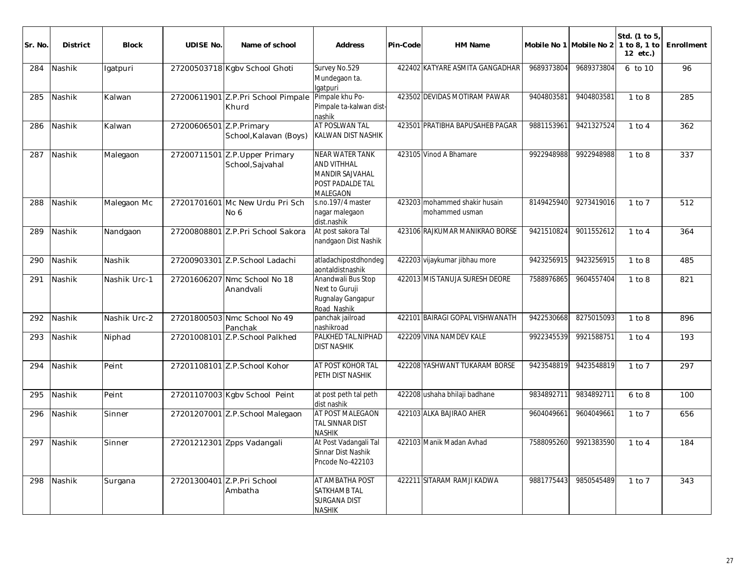| Sr. No. | District | Block | UDISE No. | Name of school | Address | Pin-Code | HM Name | Mobile No 1 | Mobile No 2 | Std. (1 to 5, 1 to 8, 1 to 12 etc.) | Enrollment |
|---|---|---|---|---|---|---|---|---|---|---|---|
| 284 | Nashik | Igatpuri | 27200503718 | Kgbv School Ghoti | Survey No.529 Mundegaon ta. Igatpuri | 422402 | KATYARE ASMITA GANGADHAR | 9689373804 | 9689373804 | 6 to 10 | 96 |
| 285 | Nashik | Kalwan | 27200611901 | Z.P.Pri School Pimpale Khurd | Pimpale khu Po-Pimpale ta-kalwan dist-nashik | 423502 | DEVIDAS MOTIRAM PAWAR | 9404803581 | 9404803581 | 1 to 8 | 285 |
| 286 | Nashik | Kalwan | 27200606501 | Z.P.Primary School,Kalavan (Boys) | AT POSLWAN TAL KALWAN DIST NASHIK | 423501 | PRATIBHA BAPUSAHEB PAGAR | 9881153961 | 9421327524 | 1 to 4 | 362 |
| 287 | Nashik | Malegaon | 27200711501 | Z.P.Upper Primary School,Sajvahal | NEAR WATER TANK AND VITHHAL MANDIR SAJVAHAL POST PADALDE TAL MALEGAON | 423105 | Vinod A Bhamare | 9922948988 | 9922948988 | 1 to 8 | 337 |
| 288 | Nashik | Malegaon Mc | 27201701601 | Mc New Urdu Pri Sch No 6 | s.no.197/4 master nagar malegaon dist.nashik | 423203 | mohammed shakir husain mohammed usman | 8149425940 | 9273419016 | 1 to 7 | 512 |
| 289 | Nashik | Nandgaon | 27200808801 | Z.P.Pri School Sakora | At post sakora Tal nandgaon Dist Nashik | 423106 | RAJKUMAR MANIKRAO BORSE | 9421510824 | 9011552612 | 1 to 4 | 364 |
| 290 | Nashik | Nashik | 27200903301 | Z.P.School Ladachi | atladachipostdhondegaontaldistnashik | 422203 | vijaykumar jibhau more | 9423256915 | 9423256915 | 1 to 8 | 485 |
| 291 | Nashik | Nashik Urc-1 | 27201606207 | Nmc School No 18 Anandvali | Anandwali Bus Stop Next to Guruji Rugnalay Gangapur Road Nashik | 422013 | MIS TANUJA SURESH DEORE | 7588976865 | 9604557404 | 1 to 8 | 821 |
| 292 | Nashik | Nashik Urc-2 | 27201800503 | Nmc School No 49 Panchak | panchak jailroad nashikroad | 422101 | BAIRAGI GOPAL VISHWANATH | 9422530668 | 8275015093 | 1 to 8 | 896 |
| 293 | Nashik | Niphad | 27201008101 | Z.P.School Palkhed | PALKHED TAL.NIPHAD DIST NASHIK | 422209 | VINA NAMDEV KALE | 9922345539 | 9921588751 | 1 to 4 | 193 |
| 294 | Nashik | Peint | 27201108101 | Z.P.School Kohor | AT POST KOHOR TAL PETH DIST NASHIK | 422208 | YASHWANT TUKARAM BORSE | 9423548819 | 9423548819 | 1 to 7 | 297 |
| 295 | Nashik | Peint | 27201107003 | Kgbv School Peint | at post peth tal peth dist nashik | 422208 | ushaha bhilaji badhane | 9834892711 | 9834892711 | 6 to 8 | 100 |
| 296 | Nashik | Sinner | 27201207001 | Z.P.School Malegaon | AT POST MALEGAON TAL SINNAR DIST NASHIK | 422103 | ALKA BAJIRAO AHER | 9604049661 | 9604049661 | 1 to 7 | 656 |
| 297 | Nashik | Sinner | 27201212301 | Zpps Vadangali | At Post Vadangali Tal Sinnar Dist Nashik Pncode No-422103 | 422103 | Manik Madan Avhad | 7588095260 | 9921383590 | 1 to 4 | 184 |
| 298 | Nashik | Surgana | 27201300401 | Z.P.Pri School Ambatha | AT AMBATHA POST SATKHAMB TAL SURGANA DIST NASHIK | 422211 | SITARAM RAMJI KADWA | 9881775443 | 9850545489 | 1 to 7 | 343 |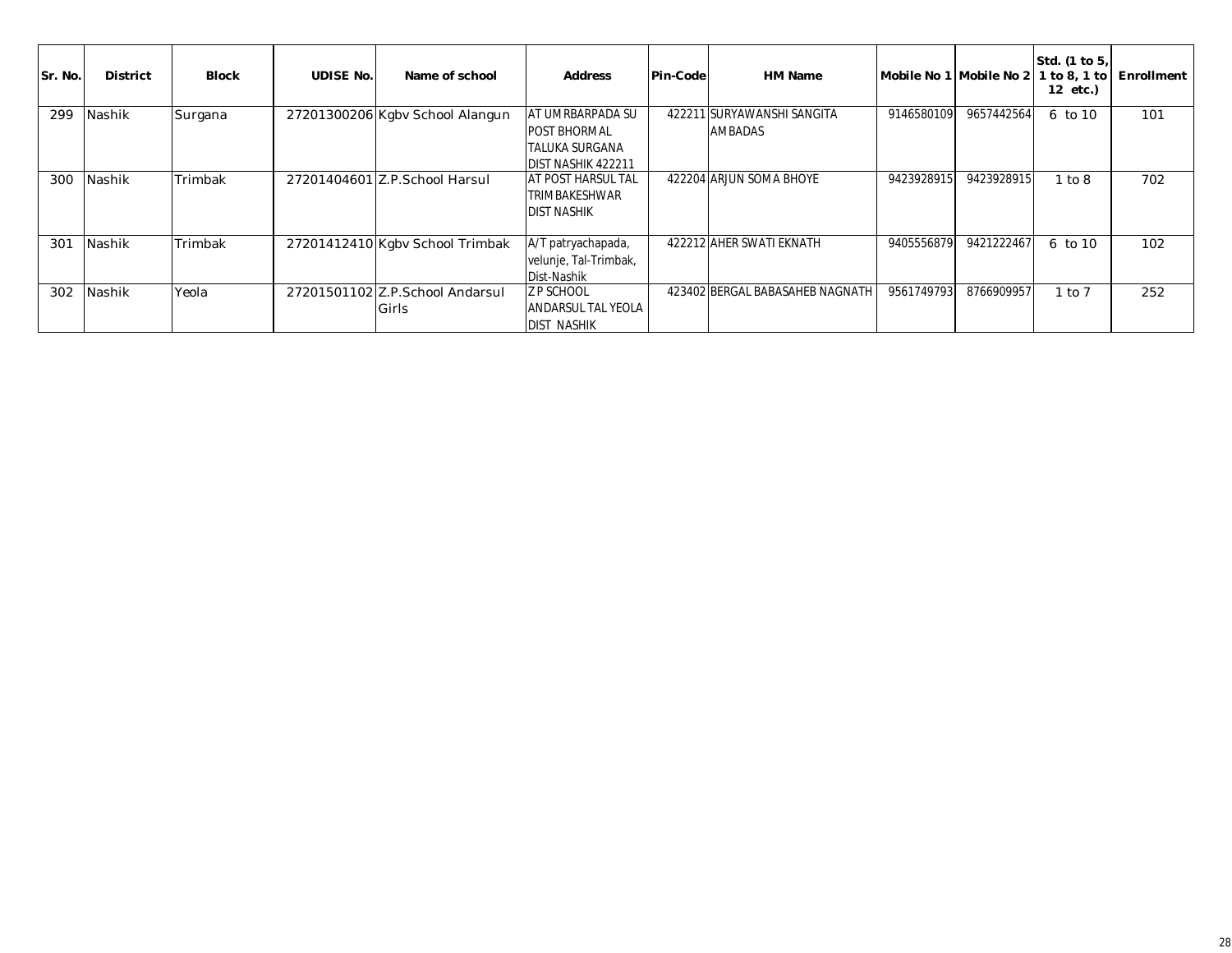| Sr. No. | District | Block | UDISE No. | Name of school | Address | Pin-Code | HM Name | Mobile No 1 | Mobile No 2 | Std. (1 to 5, 1 to 8, 1 to 12 etc.) | Enrollment |
|---|---|---|---|---|---|---|---|---|---|---|---|
| 299 | Nashik | Surgana | 27201300206 | Kgbv School Alangun | AT UMRBARPADA SU POST BHORMAL TALUKA SURGANA DIST NASHIK 422211 | 422211 | SURYAWANSHI SANGITA AMBADAS | 9146580109 | 9657442564 | 6 to 10 | 101 |
| 300 | Nashik | Trimbak | 27201404601 | Z.P.School Harsul | AT POST HARSUL TAL TRIMBAKESHWAR DIST NASHIK | 422204 | ARJUN SOMA BHOYE | 9423928915 | 9423928915 | 1 to 8 | 702 |
| 301 | Nashik | Trimbak | 27201412410 | Kgbv School Trimbak | A/T patryachapada, velunje, Tal-Trimbak, Dist-Nashik | 422212 | AHER SWATI EKNATH | 9405556879 | 9421222467 | 6 to 10 | 102 |
| 302 | Nashik | Yeola | 27201501102 | Z.P.School Andarsul Girls | Z P SCHOOL ANDARSUL TAL YEOLA DIST NASHIK | 423402 | BERGAL BABASAHEB NAGNATH | 9561749793 | 8766909957 | 1 to 7 | 252 |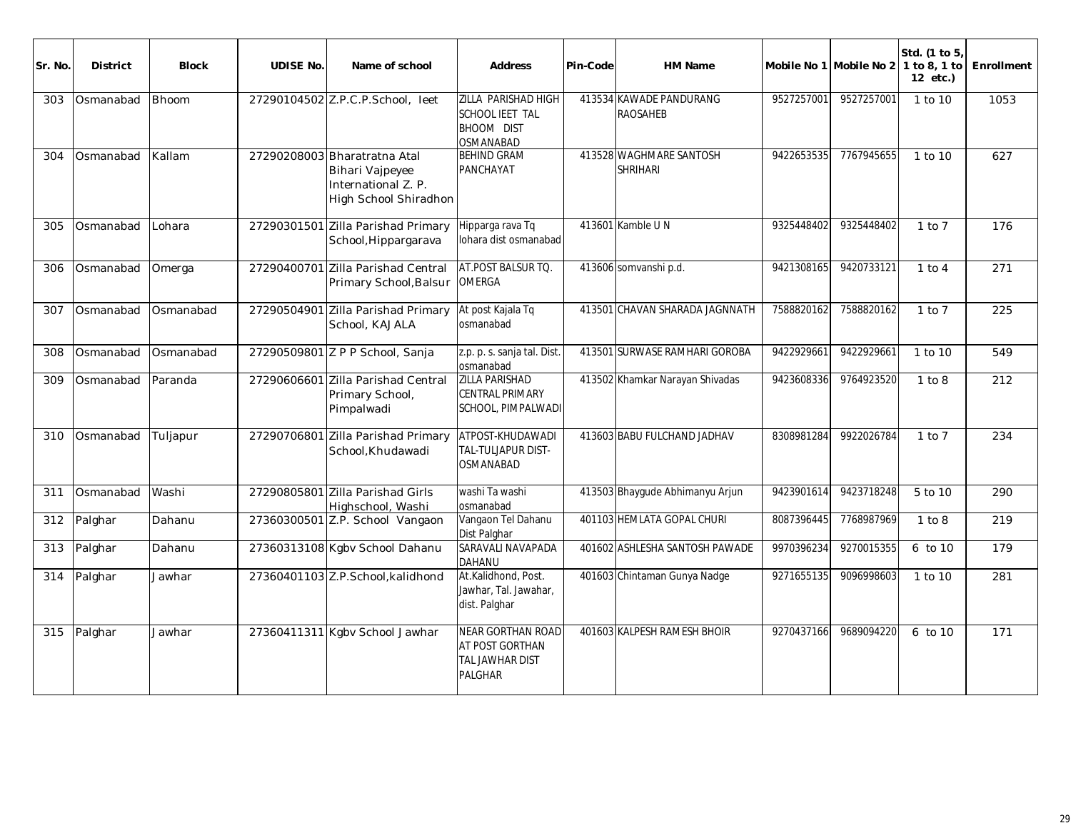| Sr. No. | District | Block | UDISE No. | Name of school | Address | Pin-Code | HM Name | Mobile No 1 | Mobile No 2 | Std. (1 to 5, 1 to 8, 1 to 12 etc.) | Enrollment |
|---|---|---|---|---|---|---|---|---|---|---|---|
| 303 | Osmanabad | Bhoom | 27290104502 | Z.P.C.P.School, Ieet | ZILLA PARISHAD HIGH SCHOOL IEET TAL BHOOM DIST OSMANABAD | 413534 | KAWADE PANDURANG RAOSAHEB | 9527257001 | 9527257001 | 1 to 10 | 1053 |
| 304 | Osmanabad | Kallam | 27290208003 | Bharatratna Atal Bihari Vajpeyee International Z. P. High School Shiradhon | BEHIND GRAM PANCHAYAT | 413528 | WAGHMARE SANTOSH SHRIHARI | 9422653535 | 7767945655 | 1 to 10 | 627 |
| 305 | Osmanabad | Lohara | 27290301501 | Zilla Parishad Primary School,Hippargarava | Hipparga rava Tq lohara dist osmanabad | 413601 | Kamble U N | 9325448402 | 9325448402 | 1 to 7 | 176 |
| 306 | Osmanabad | Omerga | 27290400701 | Zilla Parishad Central Primary School,Balsur | AT.POST BALSUR TQ. OMERGA | 413606 | somvanshi p.d. | 9421308165 | 9420733121 | 1 to 4 | 271 |
| 307 | Osmanabad | Osmanabad | 27290504901 | Zilla Parishad Primary School, KAJALA | At post Kajala Tq osmanabad | 413501 | CHAVAN SHARADA JAGNNATH | 7588820162 | 7588820162 | 1 to 7 | 225 |
| 308 | Osmanabad | Osmanabad | 27290509801 | Z P P School, Sanja | z.p. p. s. sanja tal. Dist. osmanabad | 413501 | SURWASE RAMHARI GOROBA | 9422929661 | 9422929661 | 1 to 10 | 549 |
| 309 | Osmanabad | Paranda | 27290606601 | Zilla Parishad Central Primary School, Pimpalwadi | ZILLA PARISHAD CENTRAL PRIMARY SCHOOL, PIMPALWADI | 413502 | Khamkar Narayan Shivadas | 9423608336 | 9764923520 | 1 to 8 | 212 |
| 310 | Osmanabad | Tuljapur | 27290706801 | Zilla Parishad Primary School,Khudawadi | ATPOST-KHUDAWADI TAL-TULJAPUR DIST-OSMANABAD | 413603 | BABU FULCHAND JADHAV | 8308981284 | 9922026784 | 1 to 7 | 234 |
| 311 | Osmanabad | Washi | 27290805801 | Zilla Parishad Girls Highschool, Washi | washi Ta washi osmanabad | 413503 | Bhaygude Abhimanyu Arjun | 9423901614 | 9423718248 | 5 to 10 | 290 |
| 312 | Palghar | Dahanu | 27360300501 | Z.P. School Vangaon | Vangaon Tel Dahanu Dist Palghar | 401103 | HEMLATA GOPAL CHURI | 8087396445 | 7768987969 | 1 to 8 | 219 |
| 313 | Palghar | Dahanu | 27360313108 | Kgbv School Dahanu | SARAVALI NAVAPADA DAHANU | 401602 | ASHLESHA SANTOSH PAWADE | 9970396234 | 9270015355 | 6 to 10 | 179 |
| 314 | Palghar | Jawhar | 27360401103 | Z.P.School,kalidhond | At.Kalidhond, Post. Jawhar, Tal. Jawahar, dist. Palghar | 401603 | Chintaman Gunya Nadge | 9271655135 | 9096998603 | 1 to 10 | 281 |
| 315 | Palghar | Jawhar | 27360411311 | Kgbv School Jawhar | NEAR GORTHAN ROAD AT POST GORTHAN TAL JAWHAR DIST PALGHAR | 401603 | KALPESH RAMESH BHOIR | 9270437166 | 9689094220 | 6 to 10 | 171 |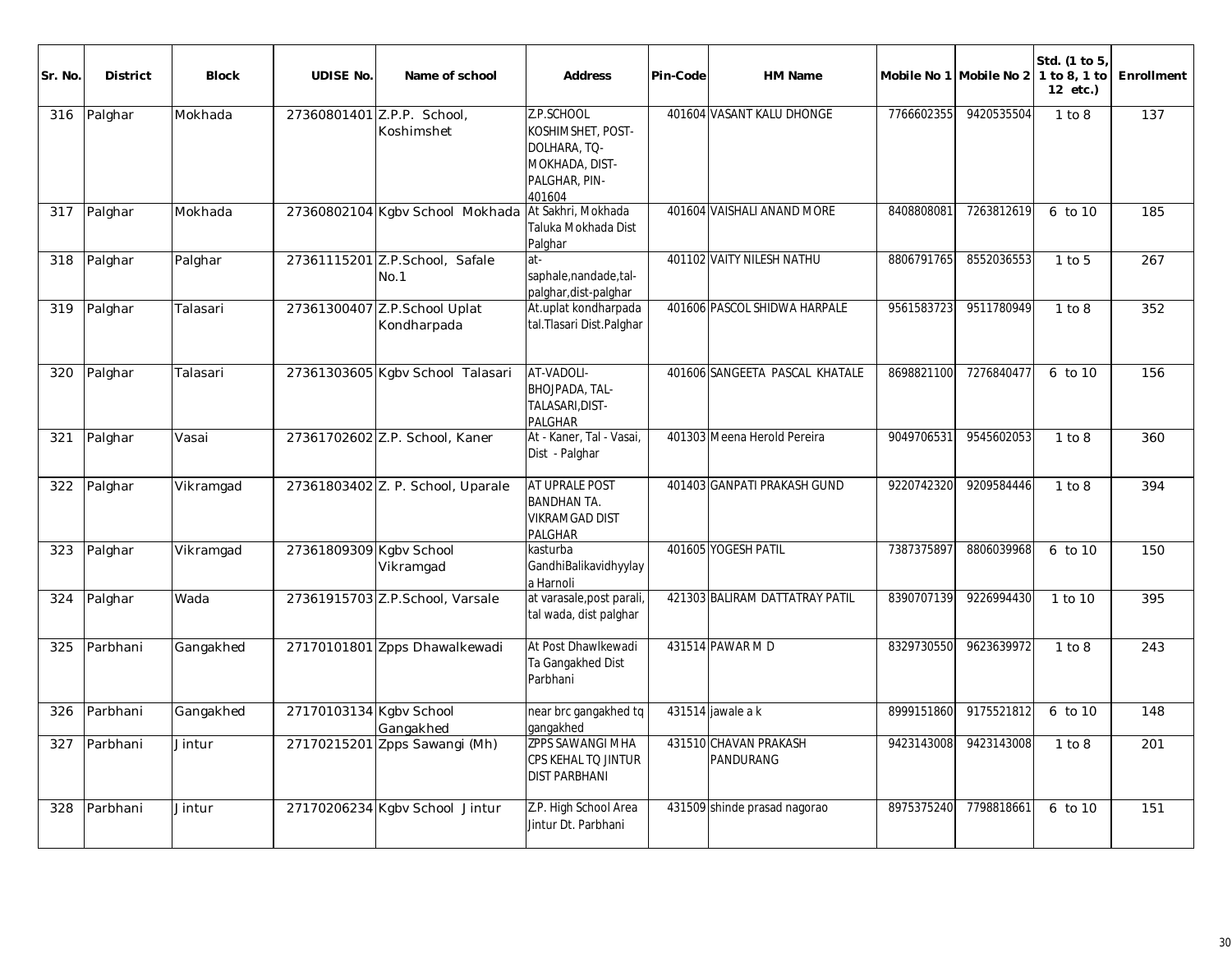| Sr. No. | District | Block | UDISE No. | Name of school | Address | Pin-Code | HM Name | Mobile No 1 | Mobile No 2 | Std. (1 to 5, 1 to 8, 1 to 12 etc.) | Enrollment |
|---|---|---|---|---|---|---|---|---|---|---|---|
| 316 | Palghar | Mokhada | 27360801401 | Z.P.P. School, Koshimshet | Z.P.SCHOOL KOSHIMSHET, POST-DOLHARA, TQ-MOKHADA, DIST-PALGHAR, PIN-401604 | 401604 | VASANT KALU DHONGE | 7766602355 | 9420535504 | 1 to 8 | 137 |
| 317 | Palghar | Mokhada | 27360802104 | Kgbv School Mokhada | At Sakhri, Mokhada Taluka Mokhada Dist Palghar | 401604 | VAISHALI ANAND MORE | 8408808081 | 7263812619 | 6 to 10 | 185 |
| 318 | Palghar | Palghar | 27361115201 | Z.P.School, Safale No.1 | at-saphale,nandade,tal-palghar,dist-palghar | 401102 | VAITY NILESH NATHU | 8806791765 | 8552036553 | 1 to 5 | 267 |
| 319 | Palghar | Talasari | 27361300407 | Z.P.School Uplat Kondharpada | At.uplat kondharpada tal.Tlasari Dist.Palghar | 401606 | PASCOL SHIDWA HARPALE | 9561583723 | 9511780949 | 1 to 8 | 352 |
| 320 | Palghar | Talasari | 27361303605 | Kgbv School Talasari | AT-VADOLI-BHOJPADA, TAL-TALASARI,DIST-PALGHAR | 401606 | SANGEETA PASCAL KHATALE | 8698821100 | 7276840477 | 6 to 10 | 156 |
| 321 | Palghar | Vasai | 27361702602 | Z.P. School, Kaner | At - Kaner, Tal - Vasai, Dist - Palghar | 401303 | Meena Herold Pereira | 9049706531 | 9545602053 | 1 to 8 | 360 |
| 322 | Palghar | Vikramgad | 27361803402 | Z. P. School, Uparale | AT UPRALE POST BANDHAN TA. VIKRAMGAD DIST PALGHAR | 401403 | GANPATI PRAKASH GUND | 9220742320 | 9209584446 | 1 to 8 | 394 |
| 323 | Palghar | Vikramgad | 27361809309 | Kgbv School Vikramgad | kasturba GandhiBalikavidhyylaya Harnoli | 401605 | YOGESH PATIL | 7387375897 | 8806039968 | 6 to 10 | 150 |
| 324 | Palghar | Wada | 27361915703 | Z.P.School, Varsale | at varasale,post parali, tal wada, dist palghar | 421303 | BALIRAM DATTATRAY PATIL | 8390707139 | 9226994430 | 1 to 10 | 395 |
| 325 | Parbhani | Gangakhed | 27170101801 | Zpps Dhawalkewadi | At Post Dhawlkewadi Ta Gangakhed Dist Parbhani | 431514 | PAWAR M D | 8329730550 | 9623639972 | 1 to 8 | 243 |
| 326 | Parbhani | Gangakhed | 27170103134 | Kgbv School Gangakhed | near brc gangakhed tq gangakhed | 431514 | jawale a k | 8999151860 | 9175521812 | 6 to 10 | 148 |
| 327 | Parbhani | Jintur | 27170215201 | Zpps Sawangi (Mh) | ZPPS SAWANGI MHA CPS KEHAL TQ JINTUR DIST PARBHANI | 431510 | CHAVAN PRAKASH PANDURANG | 9423143008 | 9423143008 | 1 to 8 | 201 |
| 328 | Parbhani | Jintur | 27170206234 | Kgbv School Jintur | Z.P. High School Area Jintur Dt. Parbhani | 431509 | shinde prasad nagorao | 8975375240 | 7798818661 | 6 to 10 | 151 |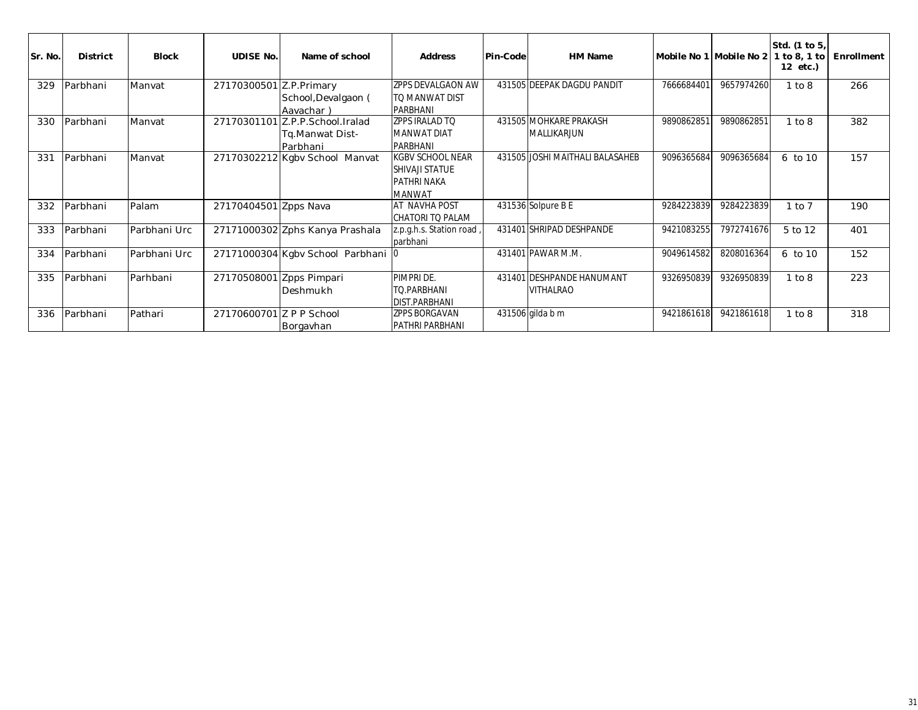| Sr. No. | District | Block | UDISE No. | Name of school | Address | Pin-Code | HM Name | Mobile No 1 | Mobile No 2 | Std. (1 to 5, 1 to 8, 1 to 12 etc.) | Enrollment |
|---|---|---|---|---|---|---|---|---|---|---|---|
| 329 | Parbhani | Manvat | 27170300501 | Z.P.Primary School,Devalgaon ( Aavachar ) | ZPPS DEVALGAON AW TQ MANWAT DIST PARBHANI | 431505 | DEEPAK DAGDU PANDIT | 7666684401 | 9657974260 | 1 to 8 | 266 |
| 330 | Parbhani | Manvat | 27170301101 | Z.P.P.School.Iralad Tq.Manwat Dist-Parbhani | ZPPS IRALAD TQ MANWAT DIAT PARBHANI | 431505 | MOHKARE PRAKASH MALLIKARJUN | 9890862851 | 9890862851 | 1 to 8 | 382 |
| 331 | Parbhani | Manvat | 27170302212 | Kgbv School Manvat | KGBV SCHOOL NEAR SHIVAJI STATUE PATHRI NAKA MANWAT | 431505 | JOSHI MAITHALI BALASAHEB | 9096365684 | 9096365684 | 6 to 10 | 157 |
| 332 | Parbhani | Palam | 27170404501 | Zpps Nava | AT NAVHA POST CHATORI TQ PALAM | 431536 | Solpure B E | 9284223839 | 9284223839 | 1 to 7 | 190 |
| 333 | Parbhani | Parbhani Urc | 27171000302 | Zphs Kanya Prashala | z.p.g.h.s. Station road , parbhani | 431401 | SHRIPAD DESHPANDE | 9421083255 | 7972741676 | 5 to 12 | 401 |
| 334 | Parbhani | Parbhani Urc | 27171000304 | Kgbv School Parbhani | 0 | 431401 | PAWAR M.M. | 9049614582 | 8208016364 | 6 to 10 | 152 |
| 335 | Parbhani | Parhbani | 27170508001 | Zpps Pimpari Deshmukh | PIMPRI DE. TQ.PARBHANI DIST.PARBHANI | 431401 | DESHPANDE HANUMANT VITHALRAO | 9326950839 | 9326950839 | 1 to 8 | 223 |
| 336 | Parbhani | Pathari | 27170600701 | Z P P School Borgavhan | ZPPS BORGAVAN PATHRI PARBHANI | 431506 | gilda b m | 9421861618 | 9421861618 | 1 to 8 | 318 |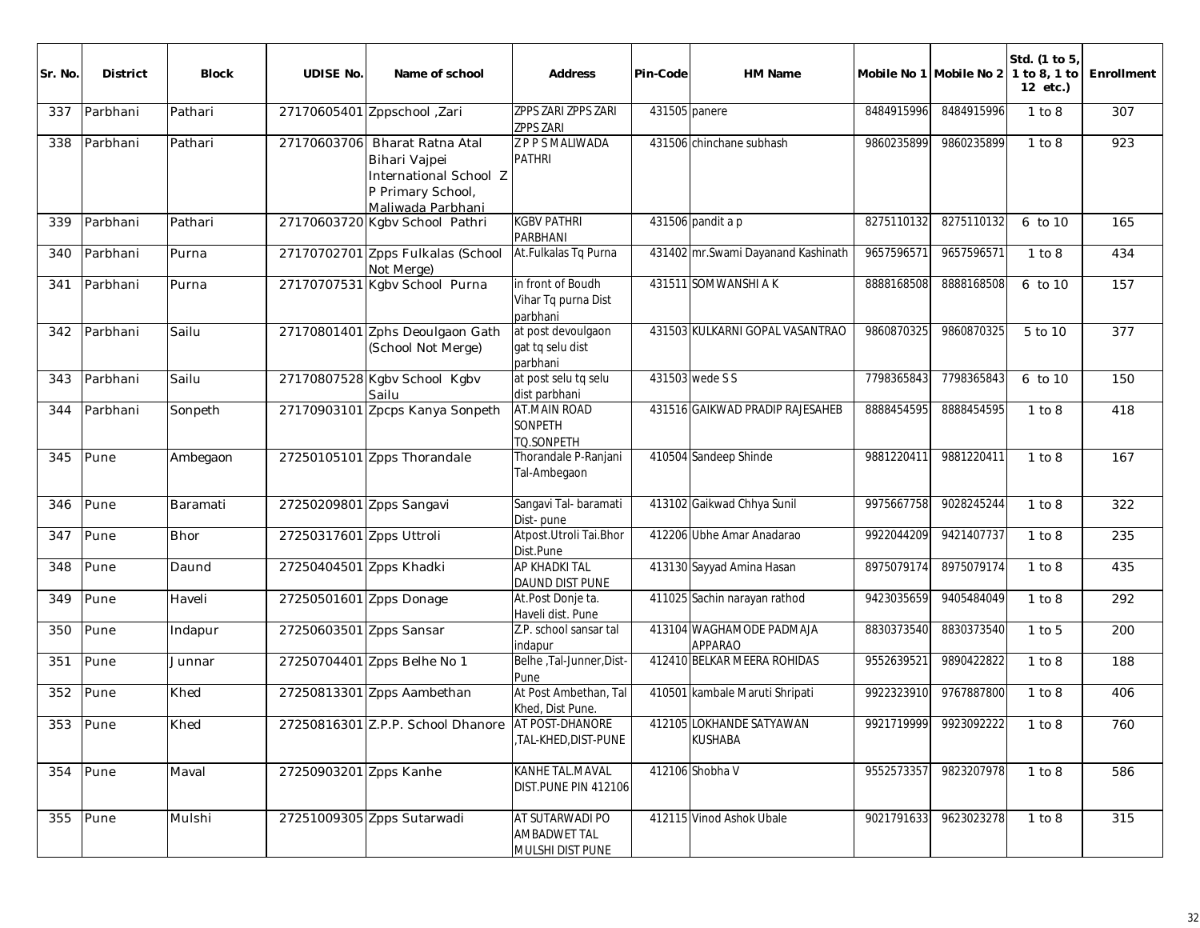| Sr. No. | District | Block | UDISE No. | Name of school | Address | Pin-Code | HM Name | Mobile No 1 | Mobile No 2 | Std. (1 to 5, 1 to 8, 1 to 12 etc.) | Enrollment |
|---|---|---|---|---|---|---|---|---|---|---|---|
| 337 | Parbhani | Pathari | 27170605401 | Zppschool ,Zari | ZPPS ZARI ZPPS ZARI ZPPS ZARI | 431505 | panere | 8484915996 | 8484915996 | 1 to 8 | 307 |
| 338 | Parbhani | Pathari | 27170603706 | Bharat Ratna Atal Bihari Vajpei International School Z P Primary School, Maliwada Parbhani | Z P P S MALIWADA PATHRI | 431506 | chinchane subhash | 9860235899 | 9860235899 | 1 to 8 | 923 |
| 339 | Parbhani | Pathari | 27170603720 | Kgbv School Pathri | KGBV PATHRI PARBHANI | 431506 | pandit a p | 8275110132 | 8275110132 | 6 to 10 | 165 |
| 340 | Parbhani | Purna | 27170702701 | Zpps Fulkalas (School Not Merge) | At.Fulkalas Tq Purna | 431402 | mr.Swami Dayanand Kashinath | 9657596571 | 9657596571 | 1 to 8 | 434 |
| 341 | Parbhani | Purna | 27170707531 | Kgbv School Purna | in front of Boudh Vihar Tq purna Dist parbhani | 431511 | SOMWANSHI A K | 8888168508 | 8888168508 | 6 to 10 | 157 |
| 342 | Parbhani | Sailu | 27170801401 | Zphs Deoulgaon Gath (School Not Merge) | at post devoulgaon gat tq selu dist parbhani | 431503 | KULKARNI GOPAL VASANTRAO | 9860870325 | 9860870325 | 5 to 10 | 377 |
| 343 | Parbhani | Sailu | 27170807528 | Kgbv School Kgbv Sailu | at post selu tq selu dist parbhani | 431503 | wede S S | 7798365843 | 7798365843 | 6 to 10 | 150 |
| 344 | Parbhani | Sonpeth | 27170903101 | Zpcps Kanya Sonpeth | AT.MAIN ROAD SONPETH TQ.SONPETH | 431516 | GAIKWAD PRADIP RAJESAHEB | 8888454595 | 8888454595 | 1 to 8 | 418 |
| 345 | Pune | Ambegaon | 27250105101 | Zpps Thorandale | Thorandale P-Ranjani Tal-Ambegaon | 410504 | Sandeep Shinde | 9881220411 | 9881220411 | 1 to 8 | 167 |
| 346 | Pune | Baramati | 27250209801 | Zpps Sangavi | Sangavi Tal- baramati Dist- pune | 413102 | Gaikwad Chhya Sunil | 9975667758 | 9028245244 | 1 to 8 | 322 |
| 347 | Pune | Bhor | 27250317601 | Zpps Uttroli | Atpost.Utroli Tai.Bhor Dist.Pune | 412206 | Ubhe Amar Anadarao | 9922044209 | 9421407737 | 1 to 8 | 235 |
| 348 | Pune | Daund | 27250404501 | Zpps Khadki | AP KHADKI TAL DAUND DIST PUNE | 413130 | Sayyad Amina Hasan | 8975079174 | 8975079174 | 1 to 8 | 435 |
| 349 | Pune | Haveli | 27250501601 | Zpps Donage | At.Post Donje ta. Haveli dist. Pune | 411025 | Sachin narayan rathod | 9423035659 | 9405484049 | 1 to 8 | 292 |
| 350 | Pune | Indapur | 27250603501 | Zpps Sansar | Z.P. school sansar tal indapur | 413104 | WAGHAMODE PADMAJA APPARAO | 8830373540 | 8830373540 | 1 to 5 | 200 |
| 351 | Pune | Junnar | 27250704401 | Zpps Belhe No 1 | Belhe ,Tal-Junner,Dist-Pune | 412410 | BELKAR MEERA ROHIDAS | 9552639521 | 9890422822 | 1 to 8 | 188 |
| 352 | Pune | Khed | 27250813301 | Zpps Aambethan | At Post Ambethan, Tal Khed, Dist Pune. | 410501 | kambale Maruti Shripati | 9922323910 | 9767887800 | 1 to 8 | 406 |
| 353 | Pune | Khed | 27250816301 | Z.P.P. School Dhanore | AT POST-DHANORE ,TAL-KHED,DIST-PUNE | 412105 | LOKHANDE SATYAWAN KUSHABA | 9921719999 | 9923092222 | 1 to 8 | 760 |
| 354 | Pune | Maval | 27250903201 | Zpps Kanhe | KANHE TAL.MAVAL DIST.PUNE PIN 412106 | 412106 | Shobha V | 9552573357 | 9823207978 | 1 to 8 | 586 |
| 355 | Pune | Mulshi | 27251009305 | Zpps Sutarwadi | AT SUTARWADI PO AMBADWET TAL MULSHI DIST PUNE | 412115 | Vinod Ashok Ubale | 9021791633 | 9623023278 | 1 to 8 | 315 |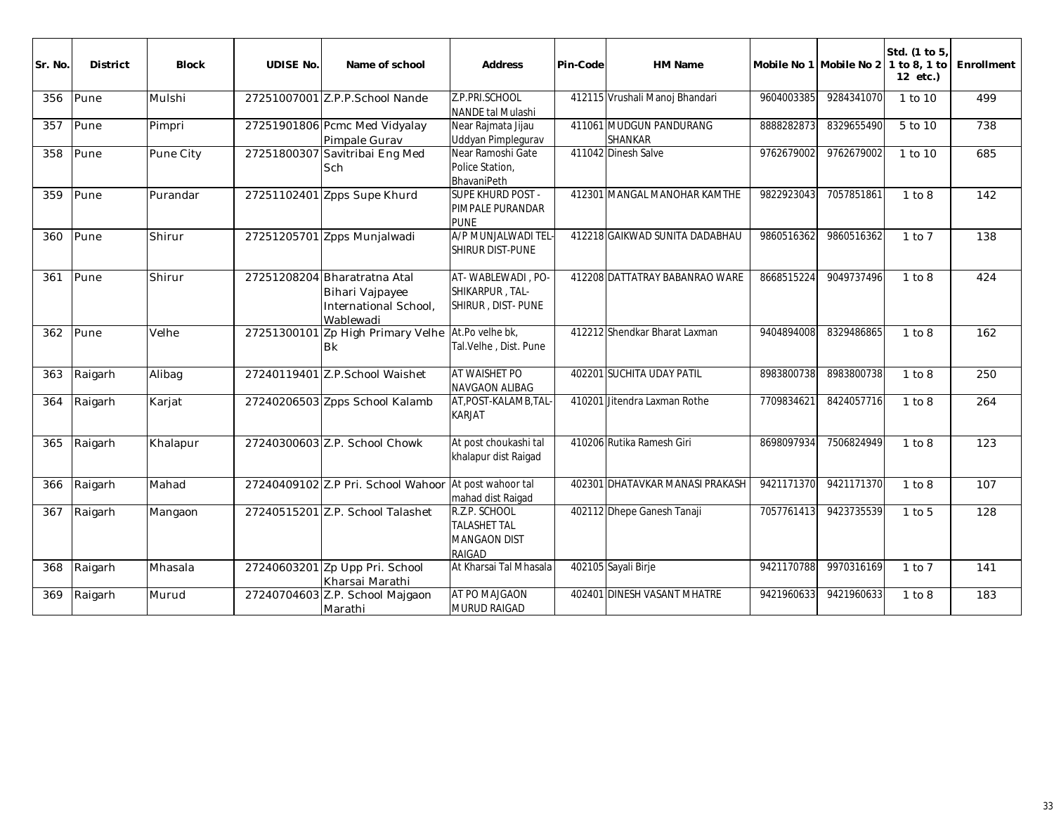| Sr. No. | District | Block | UDISE No. | Name of school | Address | Pin-Code | HM Name | Mobile No 1 | Mobile No 2 | Std. (1 to 5, 1 to 8, 1 to 12 etc.) | Enrollment |
|---|---|---|---|---|---|---|---|---|---|---|---|
| 356 | Pune | Mulshi | 27251007001 | Z.P.P.School Nande | Z.P.PRI.SCHOOL NANDE tal Mulashi | 412115 | Vrushali Manoj Bhandari | 9604003385 | 9284341070 | 1 to 10 | 499 |
| 357 | Pune | Pimpri | 27251901806 | Pcmc Med Vidyalay Pimpale Gurav | Near Rajmata Jijau Uddyan Pimplegurav | 411061 | MUDGUN PANDURANG SHANKAR | 8888282873 | 8329655490 | 5 to 10 | 738 |
| 358 | Pune | Pune City | 27251800307 | Savitribai Eng Med Sch | Near Ramoshi Gate Police Station, BhavaniPeth | 411042 | Dinesh Salve | 9762679002 | 9762679002 | 1 to 10 | 685 |
| 359 | Pune | Purandar | 27251102401 | Zpps Supe Khurd | SUPE KHURD POST - PIMPALE PURANDAR PUNE | 412301 | MANGAL MANOHAR KAMTHE | 9822923043 | 7057851861 | 1 to 8 | 142 |
| 360 | Pune | Shirur | 27251205701 | Zpps Munjalwadi | A/P MUNJALWADI TEL-SHIRUR DIST-PUNE | 412218 | GAIKWAD SUNITA DADABHAU | 9860516362 | 9860516362 | 1 to 7 | 138 |
| 361 | Pune | Shirur | 27251208204 | Bharatratna Atal Bihari Vajpayee International School, Wablewadi | AT- WABLEWADI , PO-SHIKARPUR , TAL-SHIRUR , DIST- PUNE | 412208 | DATTATRAY BABANRAO WARE | 8668515224 | 9049737496 | 1 to 8 | 424 |
| 362 | Pune | Velhe | 27251300101 | Zp High Primary Velhe Bk | At.Po velhe bk, Tal.Velhe , Dist. Pune | 412212 | Shendkar Bharat Laxman | 9404894008 | 8329486865 | 1 to 8 | 162 |
| 363 | Raigarh | Alibag | 27240119401 | Z.P.School Waishet | AT WAISHET PO NAVGAON ALIBAG | 402201 | SUCHITA UDAY PATIL | 8983800738 | 8983800738 | 1 to 8 | 250 |
| 364 | Raigarh | Karjat | 27240206503 | Zpps School Kalamb | AT,POST-KALAMB,TAL-KARJAT | 410201 | Jitendra Laxman Rothe | 7709834621 | 8424057716 | 1 to 8 | 264 |
| 365 | Raigarh | Khalapur | 27240300603 | Z.P. School Chowk | At post choukashi tal khalapur dist Raigad | 410206 | Rutika Ramesh Giri | 8698097934 | 7506824949 | 1 to 8 | 123 |
| 366 | Raigarh | Mahad | 27240409102 | Z.P Pri. School Wahoor | At post wahoor tal mahad dist Raigad | 402301 | DHATAVKAR MANASI PRAKASH | 9421171370 | 9421171370 | 1 to 8 | 107 |
| 367 | Raigarh | Mangaon | 27240515201 | Z.P. School Talashet | R.Z.P. SCHOOL TALASHET TAL MANGAON DIST RAIGAD | 402112 | Dhepe Ganesh Tanaji | 7057761413 | 9423735539 | 1 to 5 | 128 |
| 368 | Raigarh | Mhasala | 27240603201 | Zp Upp Pri. School Kharsai Marathi | At Kharsai Tal Mhasala | 402105 | Sayali Birje | 9421170788 | 9970316169 | 1 to 7 | 141 |
| 369 | Raigarh | Murud | 27240704603 | Z.P. School Majgaon Marathi | AT PO MAJGAON MURUD RAIGAD | 402401 | DINESH VASANT MHATRE | 9421960633 | 9421960633 | 1 to 8 | 183 |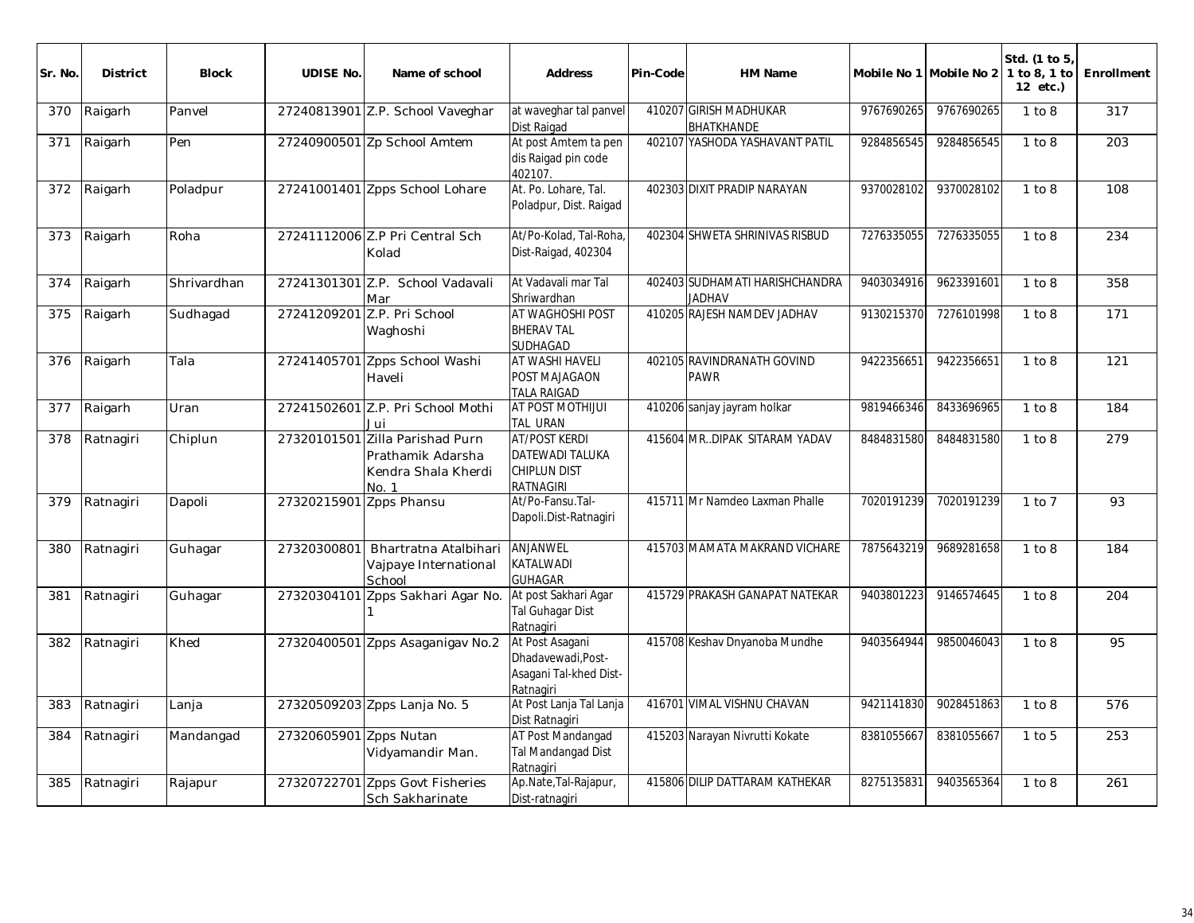| Sr. No. | District | Block | UDISE No. | Name of school | Address | Pin-Code | HM Name | Mobile No 1 | Mobile No 2 | Std. (1 to 5, 1 to 8, 1 to 12 etc.) | Enrollment |
|---|---|---|---|---|---|---|---|---|---|---|---|
| 370 | Raigarh | Panvel | 27240813901 | Z.P. School Vaveghar | at waveghar tal panvel Dist Raigad | 410207 | GIRISH MADHUKAR BHATKHANDE | 9767690265 | 9767690265 | 1 to 8 | 317 |
| 371 | Raigarh | Pen | 27240900501 | Zp School Amtem | At post Amtem ta pen dis Raigad pin code 402107. | 402107 | YASHODA YASHAVANT PATIL | 9284856545 | 9284856545 | 1 to 8 | 203 |
| 372 | Raigarh | Poladpur | 27241001401 | Zpps School Lohare | At. Po. Lohare, Tal. Poladpur, Dist. Raigad | 402303 | DIXIT PRADIP NARAYAN | 9370028102 | 9370028102 | 1 to 8 | 108 |
| 373 | Raigarh | Roha | 27241112006 | Z.P Pri Central Sch Kolad | At/Po-Kolad, Tal-Roha, Dist-Raigad, 402304 | 402304 | SHWETA SHRINIVAS RISBUD | 7276335055 | 7276335055 | 1 to 8 | 234 |
| 374 | Raigarh | Shrivardhan | 27241301301 | Z.P. School Vadavali Mar | At Vadavali mar Tal Shriwardhan | 402403 | SUDHAMATI HARISHCHANDRA JADHAV | 9403034916 | 9623391601 | 1 to 8 | 358 |
| 375 | Raigarh | Sudhagad | 27241209201 | Z.P. Pri School Waghoshi | AT WAGHOSHI POST BHERAV TAL SUDHAGAD | 410205 | RAJESH NAMDEV JADHAV | 9130215370 | 7276101998 | 1 to 8 | 171 |
| 376 | Raigarh | Tala | 27241405701 | Zpps School Washi Haveli | AT WASHI HAVELI POST MAJAGAON TALA RAIGAD | 402105 | RAVINDRANATH GOVIND PAWR | 9422356651 | 9422356651 | 1 to 8 | 121 |
| 377 | Raigarh | Uran | 27241502601 | Z.P. Pri School Mothi Jui | AT POST MOTHIJUI TAL URAN | 410206 | sanjay jayram holkar | 9819466346 | 8433696965 | 1 to 8 | 184 |
| 378 | Ratnagiri | Chiplun | 27320101501 | Zilla Parishad Purn Prathamik Adarsha Kendra Shala Kherdi No. 1 | AT/POST KERDI DATEWADI TALUKA CHIPLUN DIST RATNAGIRI | 415604 | MR..DIPAK SITARAM YADAV | 8484831580 | 8484831580 | 1 to 8 | 279 |
| 379 | Ratnagiri | Dapoli | 27320215901 | Zpps Phansu | At/Po-Fansu.Tal-Dapoli.Dist-Ratnagiri | 415711 | Mr Namdeo Laxman Phalle | 7020191239 | 7020191239 | 1 to 7 | 93 |
| 380 | Ratnagiri | Guhagar | 27320300801 | Bhartratna Atalbihari Vajpaye International School | ANJANWEL KATALWADI GUHAGAR | 415703 | MAMATA MAKRAND VICHARE | 7875643219 | 9689281658 | 1 to 8 | 184 |
| 381 | Ratnagiri | Guhagar | 27320304101 | Zpps Sakhari Agar No. 1 | At post Sakhari Agar Tal Guhagar Dist Ratnagiri | 415729 | PRAKASH GANAPAT NATEKAR | 9403801223 | 9146574645 | 1 to 8 | 204 |
| 382 | Ratnagiri | Khed | 27320400501 | Zpps Asaganigav No.2 | At Post Asagani Dhadavewadi,Post-Asagani Tal-khed Dist-Ratnagiri | 415708 | Keshav Dnyanoba Mundhe | 9403564944 | 9850046043 | 1 to 8 | 95 |
| 383 | Ratnagiri | Lanja | 27320509203 | Zpps Lanja No. 5 | At Post Lanja Tal Lanja Dist Ratnagiri | 416701 | VIMAL VISHNU CHAVAN | 9421141830 | 9028451863 | 1 to 8 | 576 |
| 384 | Ratnagiri | Mandangad | 27320605901 | Zpps Nutan Vidyamandir Man. | AT Post Mandangad Tal Mandangad Dist Ratnagiri | 415203 | Narayan Nivrutti Kokate | 8381055667 | 8381055667 | 1 to 5 | 253 |
| 385 | Ratnagiri | Rajapur | 27320722701 | Zpps Govt Fisheries Sch Sakharinate | Ap.Nate,Tal-Rajapur, Dist-ratnagiri | 415806 | DILIP DATTARAM KATHEKAR | 8275135831 | 9403565364 | 1 to 8 | 261 |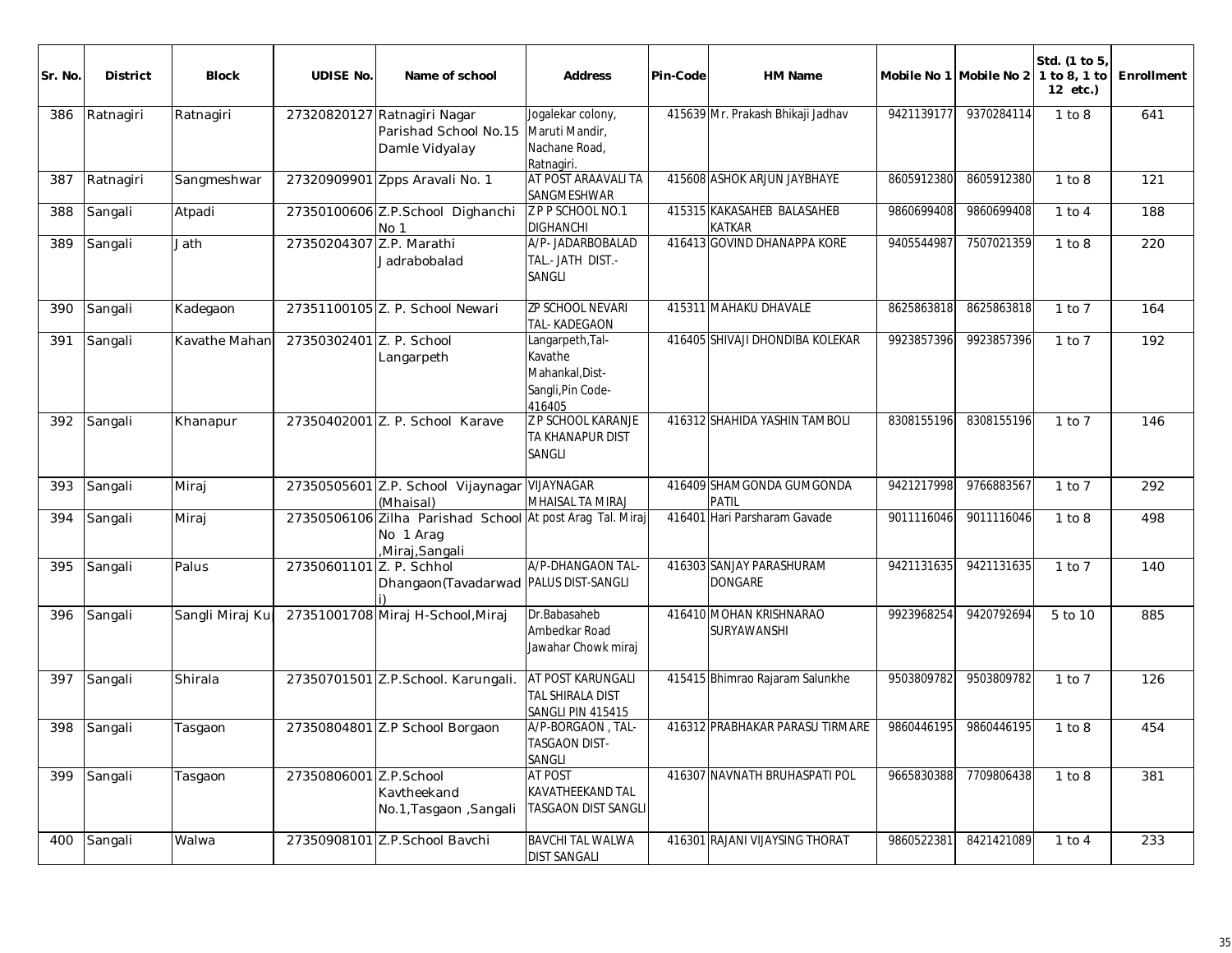| Sr. No. | District | Block | UDISE No. | Name of school | Address | Pin-Code | HM Name | Mobile No 1 | Mobile No 2 | Std. (1 to 5, 1 to 8, 1 to 12 etc.) | Enrollment |
|---|---|---|---|---|---|---|---|---|---|---|---|
| 386 | Ratnagiri | Ratnagiri | 27320820127 | Ratnagiri Nagar Parishad School No.15 Damle Vidyalay | Jogalekar colony, Maruti Mandir, Nachane Road, Ratnagiri. | 415639 | Mr. Prakash Bhikaji Jadhav | 9421139177 | 9370284114 | 1 to 8 | 641 |
| 387 | Ratnagiri | Sangmeshwar | 27320909901 | Zpps Aravali No. 1 | AT POST ARAAVALI TA SANGMESHWAR | 415608 | ASHOK ARJUN JAYBHAYE | 8605912380 | 8605912380 | 1 to 8 | 121 |
| 388 | Sangali | Atpadi | 27350100606 | Z.P.School Dighanchi No 1 | Z P P SCHOOL NO.1 DIGHANCHI | 415315 | KAKASAHEB BALASAHEB KATKAR | 9860699408 | 9860699408 | 1 to 4 | 188 |
| 389 | Sangali | Jath | 27350204307 | Z.P. Marathi Jadrabobalad | A/P- JADARBOBALAD TAL.- JATH DIST.- SANGLI | 416413 | GOVIND DHANAPPA KORE | 9405544987 | 7507021359 | 1 to 8 | 220 |
| 390 | Sangali | Kadegaon | 27351100105 | Z. P. School Newari | ZP SCHOOL NEVARI TAL- KADEGAON | 415311 | MAHAKU DHAVALE | 8625863818 | 8625863818 | 1 to 7 | 164 |
| 391 | Sangali | Kavathe Mahan | 27350302401 | Z. P. School Langarpeth | Langarpeth,Tal-Kavathe Mahankal,Dist-Sangli,Pin Code-416405 | 416405 | SHIVAJI DHONDIBA KOLEKAR | 9923857396 | 9923857396 | 1 to 7 | 192 |
| 392 | Sangali | Khanapur | 27350402001 | Z. P. School Karave | Z P SCHOOL KARANJE TA KHANAPUR DIST SANGLI | 416312 | SHAHIDA YASHIN TAMBOLI | 8308155196 | 8308155196 | 1 to 7 | 146 |
| 393 | Sangali | Miraj | 27350505601 | Z.P. School Vijaynagar (Mhaisal) | VIJAYNAGAR MHAISAL TA MIRAJ | 416409 | SHAMGONDA GUMGONDA PATIL | 9421217998 | 9766883567 | 1 to 7 | 292 |
| 394 | Sangali | Miraj | 27350506106 | Zilha Parishad School No 1 Arag ,Miraj,Sangali | At post Arag Tal. Miraj | 416401 | Hari Parsharam Gavade | 9011116046 | 9011116046 | 1 to 8 | 498 |
| 395 | Sangali | Palus | 27350601101 | Z. P. Schhol Dhangaon(Tavadarwadi) | A/P-DHANGAON TAL-PALUS DIST-SANGLI | 416303 | SANJAY PARASHURAM DONGARE | 9421131635 | 9421131635 | 1 to 7 | 140 |
| 396 | Sangali | Sangli Miraj Ku | 27351001708 | Miraj H-School,Miraj | Dr.Babasaheb Ambedkar Road Jawahar Chowk miraj | 416410 | MOHAN KRISHNARAO SURYAWANSHI | 9923968254 | 9420792694 | 5 to 10 | 885 |
| 397 | Sangali | Shirala | 27350701501 | Z.P.School. Karungali. | AT POST KARUNGALI TAL SHIRALA DIST SANGLI PIN 415415 | 415415 | Bhimrao Rajaram Salunkhe | 9503809782 | 9503809782 | 1 to 7 | 126 |
| 398 | Sangali | Tasgaon | 27350804801 | Z.P School Borgaon | A/P-BORGAON , TAL-TASGAON DIST-SANGLI | 416312 | PRABHAKAR PARASU TIRMARE | 9860446195 | 9860446195 | 1 to 8 | 454 |
| 399 | Sangali | Tasgaon | 27350806001 | Z.P.School Kavtheekand No.1,Tasgaon ,Sangali | AT POST KAVATHEEKAND TAL TASGAON DIST SANGLI | 416307 | NAVNATH BRUHASPATI POL | 9665830388 | 7709806438 | 1 to 8 | 381 |
| 400 | Sangali | Walwa | 27350908101 | Z.P.School Bavchi | BAVCHI TAL WALWA DIST SANGALI | 416301 | RAJANI VIJAYSING THORAT | 9860522381 | 8421421089 | 1 to 4 | 233 |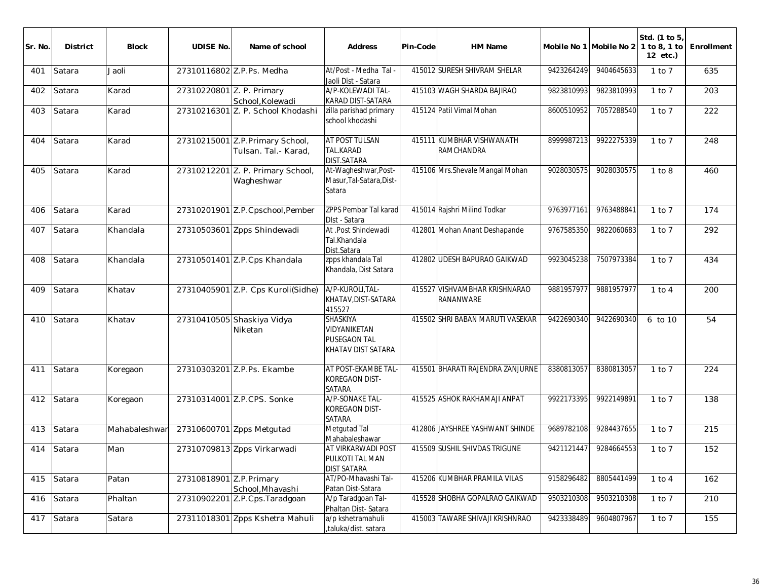| Sr. No. | District | Block | UDISE No. | Name of school | Address | Pin-Code | HM Name | Mobile No 1 | Mobile No 2 | Std. (1 to 5, 1 to 8, 1 to 12 etc.) | Enrollment |
|---|---|---|---|---|---|---|---|---|---|---|---|
| 401 | Satara | Jaoli | 27310116802 | Z.P.Ps. Medha | At/Post - Medha Tal - Jaoli Dist - Satara | 415012 | SURESH SHIVRAM SHELAR | 9423264249 | 9404645633 | 1 to 7 | 635 |
| 402 | Satara | Karad | 27310220801 | Z. P. Primary School,Kolewadi | A/P-KOLEWADI TAL-KARAD DIST-SATARA | 415103 | WAGH SHARDA BAJIRAO | 9823810993 | 9823810993 | 1 to 7 | 203 |
| 403 | Satara | Karad | 27310216301 | Z. P. School Khodashi | zilla parishad primary school khodashi | 415124 | Patil Vimal Mohan | 8600510952 | 7057288540 | 1 to 7 | 222 |
| 404 | Satara | Karad | 27310215001 | Z.P.Primary School, Tulsan. Tal.- Karad, | AT POST TULSAN TAL.KARAD DIST.SATARA | 415111 | KUMBHAR VISHWANATH RAMCHANDRA | 8999987213 | 9922275339 | 1 to 7 | 248 |
| 405 | Satara | Karad | 27310212201 | Z. P. Primary School, Wagheshwar | At-Wagheshwar,Post-Masur,Tal-Satara,Dist-Satara | 415106 | Mrs.Shevale Mangal Mohan | 9028030575 | 9028030575 | 1 to 8 | 460 |
| 406 | Satara | Karad | 27310201901 | Z.P.Cpschool,Pember | ZPPS Pembar Tal karad DIst - Satara | 415014 | Rajshri Milind Todkar | 9763977161 | 9763488841 | 1 to 7 | 174 |
| 407 | Satara | Khandala | 27310503601 | Zpps Shindewadi | At .Post Shindewadi Tal.Khandala Dist.Satara | 412801 | Mohan Anant Deshapande | 9767585350 | 9822060683 | 1 to 7 | 292 |
| 408 | Satara | Khandala | 27310501401 | Z.P.Cps Khandala | zpps khandala Tal Khandala, Dist Satara | 412802 | UDESH BAPURAO GAIKWAD | 9923045238 | 7507973384 | 1 to 7 | 434 |
| 409 | Satara | Khatav | 27310405901 | Z.P. Cps Kuroli(Sidhe) | A/P-KUROLI,TAL-KHATAV,DIST-SATARA 415527 | 415527 | VISHVAMBHAR KRISHNARAO RANANWARE | 9881957977 | 9881957977 | 1 to 4 | 200 |
| 410 | Satara | Khatav | 27310410505 | Shaskiya Vidya Niketan | SHASKIYA VIDYANIKETAN PUSEGAON TAL KHATAV DIST SATARA | 415502 | SHRI BABAN MARUTI VASEKAR | 9422690340 | 9422690340 | 6 to 10 | 54 |
| 411 | Satara | Koregaon | 27310303201 | Z.P.Ps. Ekambe | AT POST-EKAMBE TAL-KOREGAON DIST-SATARA | 415501 | BHARATI RAJENDRA ZANJURNE | 8380813057 | 8380813057 | 1 to 7 | 224 |
| 412 | Satara | Koregaon | 27310314001 | Z.P.CPS. Sonke | A/P-SONAKE TAL-KOREGAON DIST-SATARA | 415525 | ASHOK RAKHAMAJI ANPAT | 9922173395 | 9922149891 | 1 to 7 | 138 |
| 413 | Satara | Mahabaleshwar | 27310600701 | Zpps Metgutad | Metgutad Tal Mahabaleshawar | 412806 | JAYSHREE YASHWANT SHINDE | 9689782108 | 9284437655 | 1 to 7 | 215 |
| 414 | Satara | Man | 27310709813 | Zpps Virkarwadi | AT VIRKARWADI POST PULKOTI TAL MAN DIST SATARA | 415509 | SUSHIL SHIVDAS TRIGUNE | 9421121447 | 9284664553 | 1 to 7 | 152 |
| 415 | Satara | Patan | 27310818901 | Z.P.Primary School,Mhavashi | AT/PO-Mhavashi Tal-Patan Dist-Satara | 415206 | KUMBHAR PRAMILA VILAS | 9158296482 | 8805441499 | 1 to 4 | 162 |
| 416 | Satara | Phaltan | 27310902201 | Z.P.Cps.Taradgoan | A/p Taradgoan Tal-Phaltan Dist- Satara | 415528 | SHOBHA GOPALRAO GAIKWAD | 9503210308 | 9503210308 | 1 to 7 | 210 |
| 417 | Satara | Satara | 27311018301 | Zpps Kshetra Mahuli | a/p kshetramahuli ,taluka/dist. satara | 415003 | TAWARE SHIVAJI KRISHNRAO | 9423338489 | 9604807967 | 1 to 7 | 155 |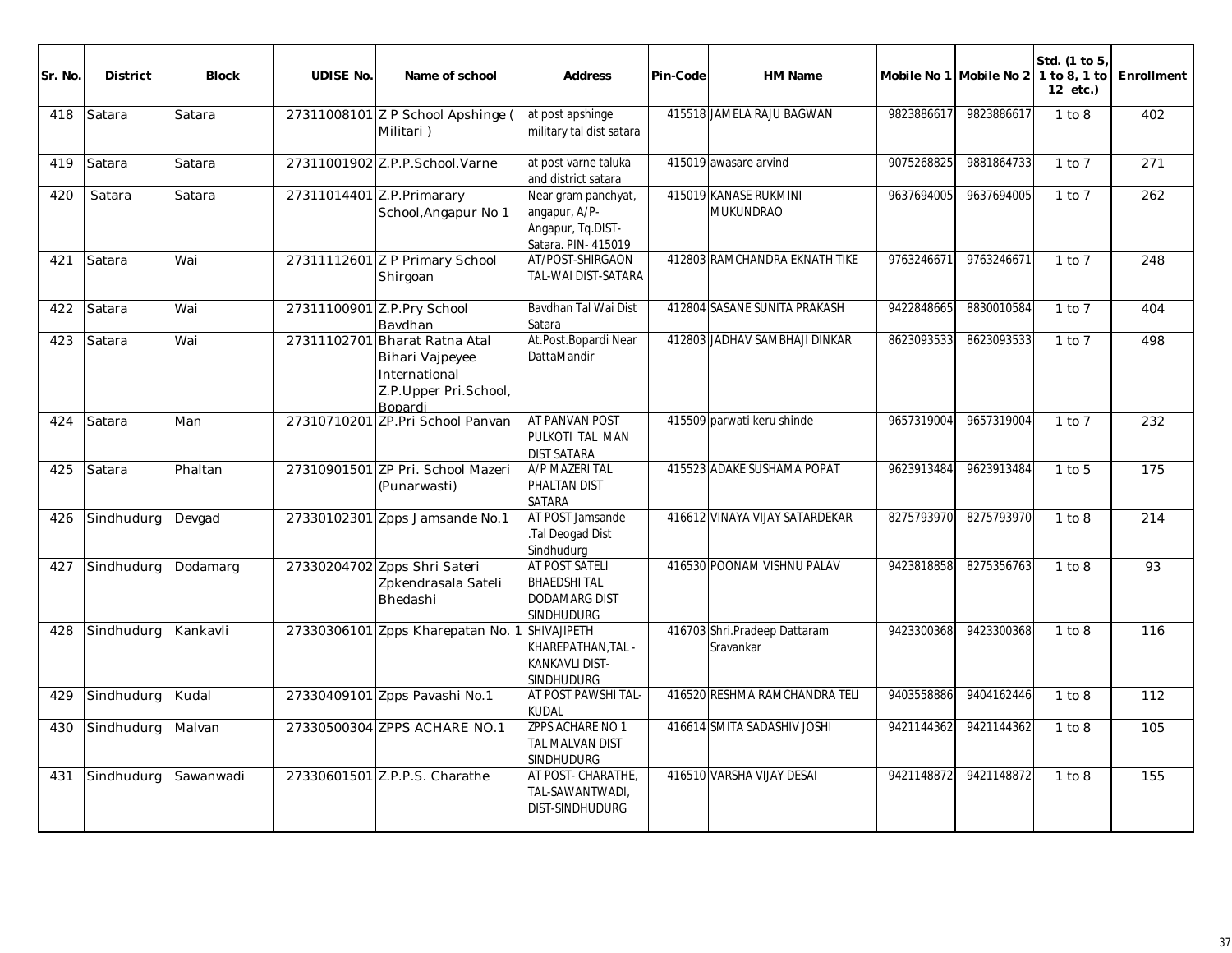| Sr. No. | District | Block | UDISE No. | Name of school | Address | Pin-Code | HM Name | Mobile No 1 | Mobile No 2 | Std. (1 to 5, 1 to 8, 1 to 12 etc.) | Enrollment |
|---|---|---|---|---|---|---|---|---|---|---|---|
| 418 | Satara | Satara | 27311008101 | Z P School Apshinge ( Militari ) | at post apshinge military tal dist satara | 415518 | JAMELA RAJU BAGWAN | 9823886617 | 9823886617 | 1 to 8 | 402 |
| 419 | Satara | Satara | 27311001902 | Z.P.P.School.Varne | at post varne taluka and district satara | 415019 | awasare arvind | 9075268825 | 9881864733 | 1 to 7 | 271 |
| 420 | Satara | Satara | 27311014401 | Z.P.Primarary School,Angapur No 1 | Near gram panchyat, angapur, A/P-Angapur, Tq.DIST-Satara. PIN- 415019 | 415019 | KANASE RUKMINI MUKUNDRAO | 9637694005 | 9637694005 | 1 to 7 | 262 |
| 421 | Satara | Wai | 27311112601 | Z P Primary School Shirgoan | AT/POST-SHIRGAON TAL-WAI DIST-SATARA | 412803 | RAMCHANDRA EKNATH TIKE | 9763246671 | 9763246671 | 1 to 7 | 248 |
| 422 | Satara | Wai | 27311100901 | Z.P.Pry School Bavdhan | Bavdhan Tal Wai Dist Satara | 412804 | SASANE SUNITA PRAKASH | 9422848665 | 8830010584 | 1 to 7 | 404 |
| 423 | Satara | Wai | 27311102701 | Bharat Ratna Atal Bihari Vajpeyee International Z.P.Upper Pri.School, Bopardi | At.Post.Bopardi Near DattaMandir | 412803 | JADHAV SAMBHAJI DINKAR | 8623093533 | 8623093533 | 1 to 7 | 498 |
| 424 | Satara | Man | 27310710201 | ZP.Pri School Panvan | AT PANVAN POST PULKOTI TAL MAN DIST SATARA | 415509 | parwati keru shinde | 9657319004 | 9657319004 | 1 to 7 | 232 |
| 425 | Satara | Phaltan | 27310901501 | ZP Pri. School Mazeri (Punarwasti) | A/P MAZERI TAL PHALTAN DIST SATARA | 415523 | ADAKE SUSHAMA POPAT | 9623913484 | 9623913484 | 1 to 5 | 175 |
| 426 | Sindhudurg | Devgad | 27330102301 | Zpps Jamsande No.1 | AT POST Jamsande .Tal Deogad Dist Sindhudurg | 416612 | VINAYA VIJAY SATARDEKAR | 8275793970 | 8275793970 | 1 to 8 | 214 |
| 427 | Sindhudurg | Dodamarg | 27330204702 | Zpps Shri Sateri Zpkendrasala Sateli Bhedashi | AT POST SATELI BHAEDSHI TAL DODAMARG DIST SINDHUDURG | 416530 | POONAM VISHNU PALAV | 9423818858 | 8275356763 | 1 to 8 | 93 |
| 428 | Sindhudurg | Kankavli | 27330306101 | Zpps Kharepatan No. 1 | SHIVAJIPETH KHAREPATHAN,TAL - KANKAVLI DIST-SINDHUDURG | 416703 | Shri.Pradeep Dattaram Sravankar | 9423300368 | 9423300368 | 1 to 8 | 116 |
| 429 | Sindhudurg | Kudal | 27330409101 | Zpps Pavashi No.1 | AT POST PAWSHI TAL-KUDAL | 416520 | RESHMA RAMCHANDRA TELI | 9403558886 | 9404162446 | 1 to 8 | 112 |
| 430 | Sindhudurg | Malvan | 27330500304 | ZPPS ACHARE NO.1 | ZPPS ACHARE NO 1 TAL MALVAN DIST SINDHUDURG | 416614 | SMITA SADASHIV JOSHI | 9421144362 | 9421144362 | 1 to 8 | 105 |
| 431 | Sindhudurg | Sawanwadi | 27330601501 | Z.P.P.S. Charathe | AT POST- CHARATHE, TAL-SAWANTWADI, DIST-SINDHUDURG | 416510 | VARSHA VIJAY DESAI | 9421148872 | 9421148872 | 1 to 8 | 155 |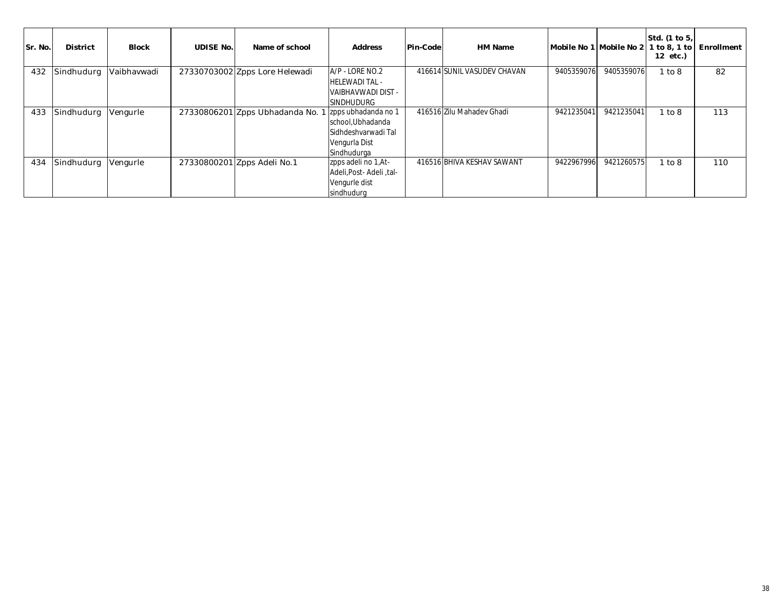| Sr. No. | District | Block | UDISE No. | Name of school | Address | Pin-Code | HM Name | Mobile No 1 | Mobile No 2 | Std. (1 to 5, 1 to 8, 1 to 12 etc.) | Enrollment |
|---|---|---|---|---|---|---|---|---|---|---|---|
| 432 | Sindhudurg | Vaibhavwadi | 27330703002 | Zpps Lore Helewadi | A/P - LORE NO.2 HELEWADI TAL - VAIBHAVWADI DIST - SINDHUDURG | 416614 | SUNIL VASUDEV CHAVAN | 9405359076 | 9405359076 | 1 to 8 | 82 |
| 433 | Sindhudurg | Vengurle | 27330806201 | Zpps Ubhadanda No. 1 | zpps ubhadanda no 1 school,Ubhadanda Sidhdeshvarwadi Tal Vengurla Dist Sindhudurga | 416516 | Zilu Mahadev Ghadi | 9421235041 | 9421235041 | 1 to 8 | 113 |
| 434 | Sindhudurg | Vengurle | 27330800201 | Zpps Adeli No.1 | zpps adeli no 1,At-Adeli,Post- Adeli ,tal-Vengurle dist sindhudurg | 416516 | BHIVA KESHAV SAWANT | 9422967996 | 9421260575 | 1 to 8 | 110 |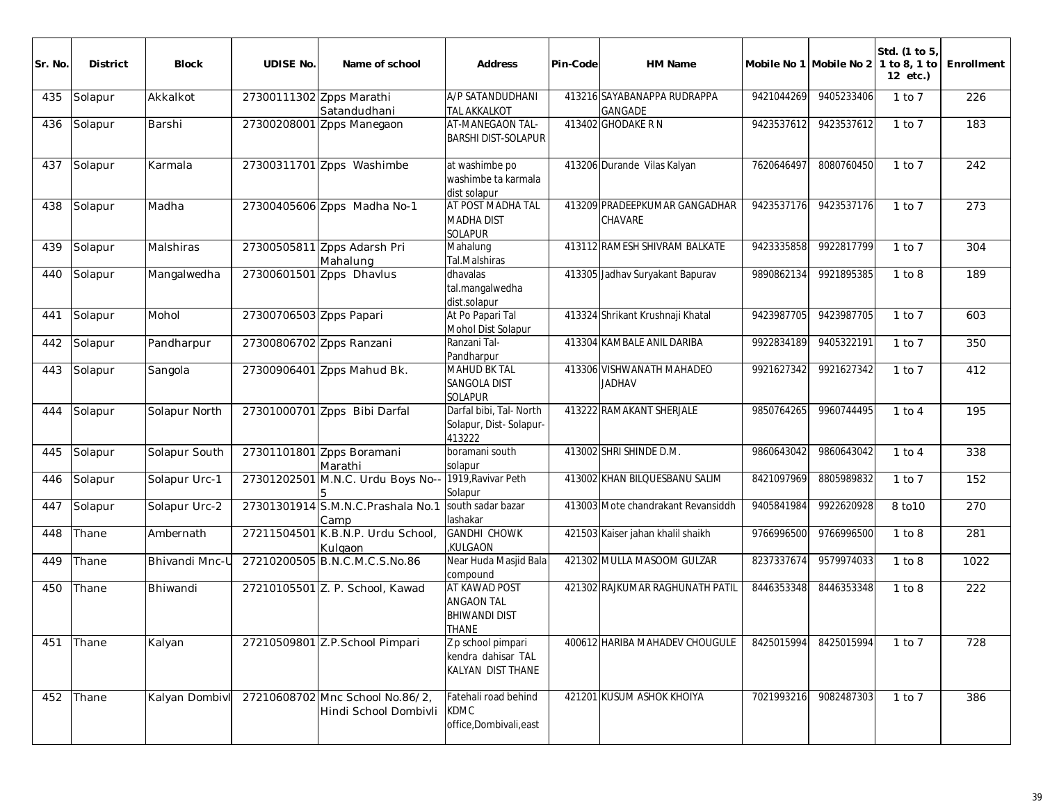| Sr. No. | District | Block | UDISE No. | Name of school | Address | Pin-Code | HM Name | Mobile No 1 | Mobile No 2 | Std. (1 to 5, 1 to 8, 1 to 12 etc.) | Enrollment |
|---|---|---|---|---|---|---|---|---|---|---|---|
| 435 | Solapur | Akkalkot | 27300111302 | Zpps Marathi Satandudhani | A/P SATANDUDHANI TAL AKKALKOT | 413216 | SAYABANAPPA RUDRAPPA GANGADE | 9421044269 | 9405233406 | 1 to 7 | 226 |
| 436 | Solapur | Barshi | 27300208001 | Zpps Manegaon | AT-MANEGAON TAL-BARSHI DIST-SOLAPUR | 413402 | GHODAKE R N | 9423537612 | 9423537612 | 1 to 7 | 183 |
| 437 | Solapur | Karmala | 27300311701 | Zpps Washimbe | at washimbe po washimbe ta karmala dist solapur | 413206 | Durande Vilas Kalyan | 7620646497 | 8080760450 | 1 to 7 | 242 |
| 438 | Solapur | Madha | 27300405606 | Zpps Madha No-1 | AT POST MADHA TAL MADHA DIST SOLAPUR | 413209 | PRADEEPKUMAR GANGADHAR CHAVARE | 9423537176 | 9423537176 | 1 to 7 | 273 |
| 439 | Solapur | Malshiras | 27300505811 | Zpps Adarsh Pri Mahalung | Mahalung Tal.Malshiras | 413112 | RAMESH SHIVRAM BALKATE | 9423335858 | 9922817799 | 1 to 7 | 304 |
| 440 | Solapur | Mangalwedha | 27300601501 | Zpps Dhavlus | dhavalas tal.mangalwedha dist.solapur | 413305 | Jadhav Suryakant Bapurav | 9890862134 | 9921895385 | 1 to 8 | 189 |
| 441 | Solapur | Mohol | 27300706503 | Zpps Papari | At Po Papari Tal Mohol Dist Solapur | 413324 | Shrikant Krushnaji Khatal | 9423987705 | 9423987705 | 1 to 7 | 603 |
| 442 | Solapur | Pandharpur | 27300806702 | Zpps Ranzani | Ranzani Tal-Pandharpur | 413304 | KAMBALE ANIL DARIBA | 9922834189 | 9405322191 | 1 to 7 | 350 |
| 443 | Solapur | Sangola | 27300906401 | Zpps Mahud Bk. | MAHUD BK TAL SANGOLA DIST SOLAPUR | 413306 | VISHWANATH MAHADEO JADHAV | 9921627342 | 9921627342 | 1 to 7 | 412 |
| 444 | Solapur | Solapur North | 27301000701 | Zpps Bibi Darfal | Darfal bibi, Tal- North Solapur, Dist- Solapur-413222 | 413222 | RAMAKANT SHERJALE | 9850764265 | 9960744495 | 1 to 4 | 195 |
| 445 | Solapur | Solapur South | 27301101801 | Zpps Boramani Marathi | boramani south solapur | 413002 | SHRI SHINDE D.M. | 9860643042 | 9860643042 | 1 to 4 | 338 |
| 446 | Solapur | Solapur Urc-1 | 27301202501 | M.N.C. Urdu Boys No--5 | 1919,Ravivar Peth Solapur | 413002 | KHAN BILQUESBANU SALIM | 8421097969 | 8805989832 | 1 to 7 | 152 |
| 447 | Solapur | Solapur Urc-2 | 27301301914 | S.M.N.C.Prashala No.1 Camp | south sadar bazar lashakar | 413003 | Mote chandrakant Revansiddh | 9405841984 | 9922620928 | 8 to10 | 270 |
| 448 | Thane | Ambernath | 27211504501 | K.B.N.P. Urdu School, Kulgaon | GANDHI CHOWK ,KULGAON | 421503 | Kaiser jahan khalil shaikh | 9766996500 | 9766996500 | 1 to 8 | 281 |
| 449 | Thane | Bhivandi Mnc-U | 27210200505 | B.N.C.M.C.S.No.86 | Near Huda Masjid Bala compound | 421302 | MULLA MASOOM GULZAR | 8237337674 | 9579974033 | 1 to 8 | 1022 |
| 450 | Thane | Bhiwandi | 27210105501 | Z. P. School, Kawad | AT KAWAD POST ANGAON TAL BHIWANDI DIST THANE | 421302 | RAJKUMAR RAGHUNATH PATIL | 8446353348 | 8446353348 | 1 to 8 | 222 |
| 451 | Thane | Kalyan | 27210509801 | Z.P.School Pimpari | Z p school pimpari kendra dahisar TAL KALYAN DIST THANE | 400612 | HARIBA MAHADEV CHOUGULE | 8425015994 | 8425015994 | 1 to 7 | 728 |
| 452 | Thane | Kalyan Dombivl | 27210608702 | Mnc School No.86/2, Hindi School Dombivli | Fatehali road behind KDMC office,Dombivali,east | 421201 | KUSUM ASHOK KHOIYA | 7021993216 | 9082487303 | 1 to 7 | 386 |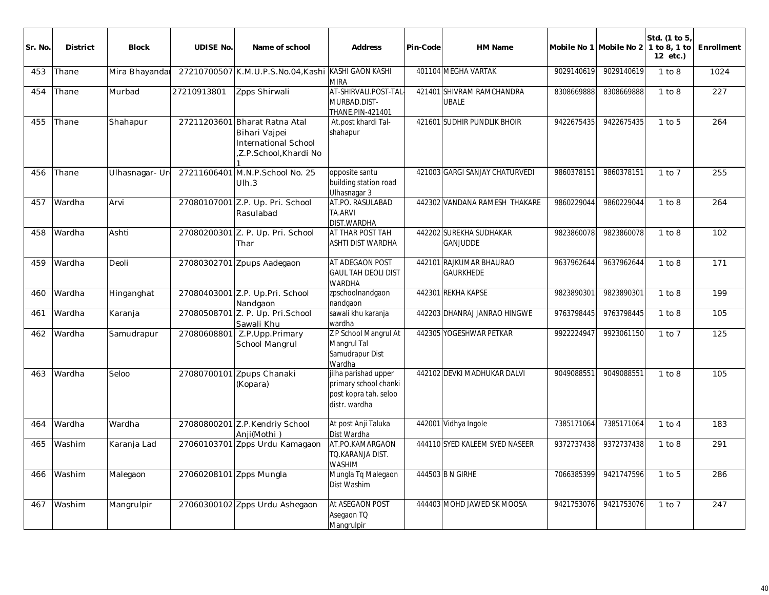| Sr. No. | District | Block | UDISE No. | Name of school | Address | Pin-Code | HM Name | Mobile No 1 | Mobile No 2 | Std. (1 to 5, 1 to 8, 1 to 12 etc.) | Enrollment |
|---|---|---|---|---|---|---|---|---|---|---|---|
| 453 | Thane | Mira Bhayandar | 27210700507 | K.M.U.P.S.No.04,Kashi | KASHI GAON KASHI MIRA | 401104 | MEGHA VARTAK | 9029140619 | 9029140619 | 1 to 8 | 1024 |
| 454 | Thane | Murbad | 27210913801 | Zpps Shirwali | AT-SHIRVALI.POST-TAL-MURBAD.DIST-THANE.PIN-421401 | 421401 | SHIVRAM RAMCHANDRA UBALE | 8308669888 | 8308669888 | 1 to 8 | 227 |
| 455 | Thane | Shahapur | 27211203601 | Bharat Ratna Atal Bihari Vajpei International School ,Z.P.School,Khardi No 1 | At.post khardi Tal-shahapur | 421601 | SUDHIR PUNDLIK BHOIR | 9422675435 | 9422675435 | 1 to 5 | 264 |
| 456 | Thane | Ulhasnagar- Ur | 27211606401 | M.N.P.School No. 25 Ulh.3 | opposite santu building station road Ulhasnagar 3 | 421003 | GARGI SANJAY CHATURVEDI | 9860378151 | 9860378151 | 1 to 7 | 255 |
| 457 | Wardha | Arvi | 27080107001 | Z.P. Up. Pri. School Rasulabad | AT.PO. RASULABAD TA.ARVI DIST.WARDHA | 442302 | VANDANA RAMESH THAKARE | 9860229044 | 9860229044 | 1 to 8 | 264 |
| 458 | Wardha | Ashti | 27080200301 | Z. P. Up. Pri. School Thar | AT THAR POST TAH ASHTI DIST WARDHA | 442202 | SUREKHA SUDHAKAR GANJUDDE | 9823860078 | 9823860078 | 1 to 8 | 102 |
| 459 | Wardha | Deoli | 27080302701 | Zpups Aadegaon | AT ADEGAON POST GAUL TAH DEOLI DIST WARDHA | 442101 | RAJKUMAR BHAURAO GAURKHEDE | 9637962644 | 9637962644 | 1 to 8 | 171 |
| 460 | Wardha | Hinganghat | 27080403001 | Z.P. Up.Pri. School Nandgaon | zpschoolnandgaon nandgaon | 442301 | REKHA KAPSE | 9823890301 | 9823890301 | 1 to 8 | 199 |
| 461 | Wardha | Karanja | 27080508701 | Z. P. Up. Pri.School Sawali Khu | sawali khu karanja wardha | 442203 | DHANRAJ JANRAO HINGWE | 9763798445 | 9763798445 | 1 to 8 | 105 |
| 462 | Wardha | Samudrapur | 27080608801 | Z.P.Upp.Primary School Mangrul | Z P School Mangrul At Mangrul Tal Samudrapur Dist Wardha | 442305 | YOGESHWAR PETKAR | 9922224947 | 9923061150 | 1 to 7 | 125 |
| 463 | Wardha | Seloo | 27080700101 | Zpups Chanaki (Kopara) | jilha parishad upper primary school chanki post kopra tah. seloo distr. wardha | 442102 | DEVKI MADHUKAR DALVI | 9049088551 | 9049088551 | 1 to 8 | 105 |
| 464 | Wardha | Wardha | 27080800201 | Z.P.Kendriy School Anji(Mothi ) | At post Anji Taluka Dist Wardha | 442001 | Vidhya Ingole | 7385171064 | 7385171064 | 1 to 4 | 183 |
| 465 | Washim | Karanja Lad | 27060103701 | Zpps Urdu Kamagaon | AT.PO.KAMARGAON TQ.KARANJA DIST. WASHIM | 444110 | SYED KALEEM SYED NASEER | 9372737438 | 9372737438 | 1 to 8 | 291 |
| 466 | Washim | Malegaon | 27060208101 | Zpps Mungla | Mungla Tq Malegaon Dist Washim | 444503 | B N GIRHE | 7066385399 | 9421747596 | 1 to 5 | 286 |
| 467 | Washim | Mangrulpir | 27060300102 | Zpps Urdu Ashegaon | At ASEGAON POST Asegaon TQ Mangrulpir | 444403 | MOHD JAWED SK MOOSA | 9421753076 | 9421753076 | 1 to 7 | 247 |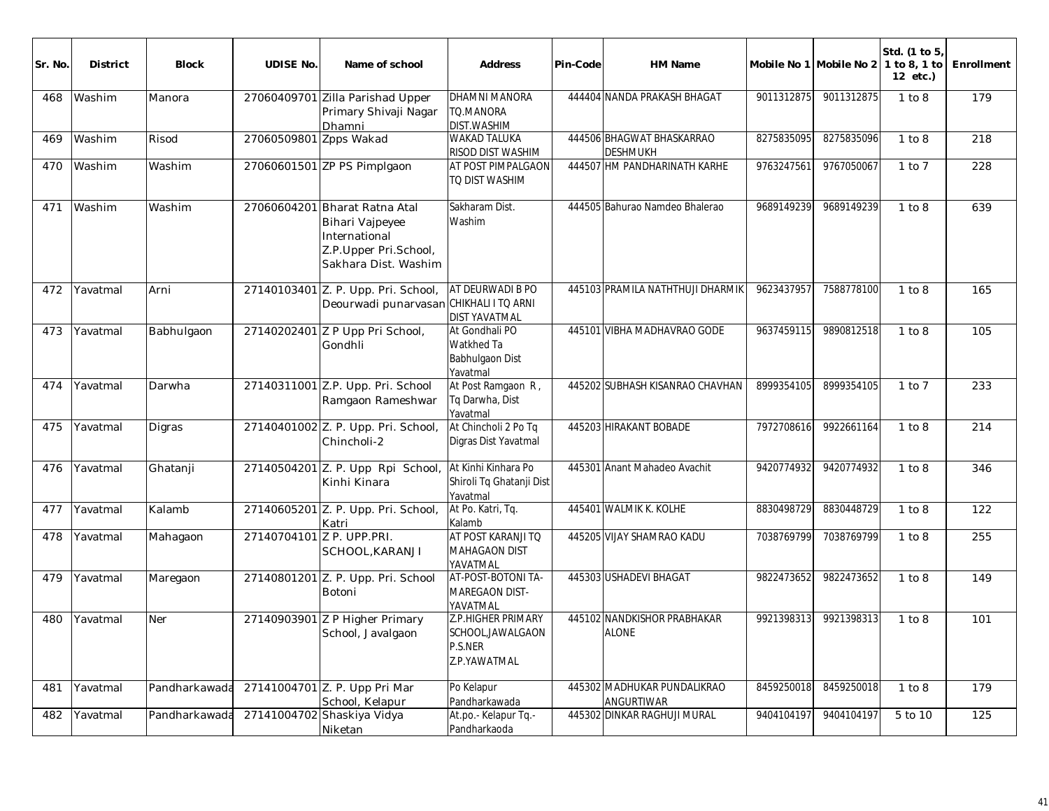| Sr. No. | District | Block | UDISE No. | Name of school | Address | Pin-Code | HM Name | Mobile No 1 | Mobile No 2 | Std. (1 to 5, 1 to 8, 1 to 12 etc.) | Enrollment |
|---|---|---|---|---|---|---|---|---|---|---|---|
| 468 | Washim | Manora | 27060409701 | Zilla Parishad Upper Primary Shivaji Nagar Dhamni | DHAMNI MANORA TQ.MANORA DIST.WASHIM | 444404 | NANDA PRAKASH BHAGAT | 9011312875 | 9011312875 | 1 to 8 | 179 |
| 469 | Washim | Risod | 27060509801 | Zpps Wakad | WAKAD TALUKA RISOD DIST WASHIM | 444506 | BHAGWAT BHASKARRAO DESHMUKH | 8275835095 | 8275835096 | 1 to 8 | 218 |
| 470 | Washim | Washim | 27060601501 | ZP PS Pimplgaon | AT POST PIMPALGAON TQ DIST WASHIM | 444507 | HM PANDHARINATH KARHE | 9763247561 | 9767050067 | 1 to 7 | 228 |
| 471 | Washim | Washim | 27060604201 | Bharat Ratna Atal Bihari Vajpeyee International Z.P.Upper Pri.School, Sakhara Dist. Washim | Sakharam Dist. Washim | 444505 | Bahurao Namdeo Bhalerao | 9689149239 | 9689149239 | 1 to 8 | 639 |
| 472 | Yavatmal | Arni | 27140103401 | Z. P. Upp. Pri. School, Deourwadi punarvasan | AT DEURWADI B PO CHIKHALI I TQ ARNI DIST YAVATMAL | 445103 | PRAMILA NATHTHUJI DHARMIK | 9623437957 | 7588778100 | 1 to 8 | 165 |
| 473 | Yavatmal | Babhulgaon | 27140202401 | Z P Upp Pri School, Gondhli | At Gondhali PO Watkhed Ta Babhulgaon Dist Yavatmal | 445101 | VIBHA MADHAVRAO GODE | 9637459115 | 9890812518 | 1 to 8 | 105 |
| 474 | Yavatmal | Darwha | 27140311001 | Z.P. Upp. Pri. School Ramgaon Rameshwar | At Post Ramgaon R, Tq Darwha, Dist Yavatmal | 445202 | SUBHASH KISANRAO CHAVHAN | 8999354105 | 8999354105 | 1 to 7 | 233 |
| 475 | Yavatmal | Digras | 27140401002 | Z. P. Upp. Pri. School, Chincholi-2 | At Chincholi 2 Po Tq Digras Dist Yavatmal | 445203 | HIRAKANT BOBADE | 7972708616 | 9922661164 | 1 to 8 | 214 |
| 476 | Yavatmal | Ghatanji | 27140504201 | Z. P. Upp Rpi School, Kinhi Kinara | At Kinhi Kinhara Po Shiroli Tq Ghatanji Dist Yavatmal | 445301 | Anant Mahadeo Avachit | 9420774932 | 9420774932 | 1 to 8 | 346 |
| 477 | Yavatmal | Kalamb | 27140605201 | Z. P. Upp. Pri. School, Katri | At Po. Katri, Tq. Kalamb | 445401 | WALMIK K. KOLHE | 8830498729 | 8830448729 | 1 to 8 | 122 |
| 478 | Yavatmal | Mahagaon | 27140704101 | Z P. UPP.PRI. SCHOOL,KARANJI | AT POST KARANJI TQ MAHAGAON DIST YAVATMAL | 445205 | VIJAY SHAMRAO KADU | 7038769799 | 7038769799 | 1 to 8 | 255 |
| 479 | Yavatmal | Maregaon | 27140801201 | Z. P. Upp. Pri. School Botoni | AT-POST-BOTONI TA-MAREGAON DIST-YAVATMAL | 445303 | USHADEVI BHAGAT | 9822473652 | 9822473652 | 1 to 8 | 149 |
| 480 | Yavatmal | Ner | 27140903901 | Z P Higher Primary School, Javalgaon | Z.P.HIGHER PRIMARY SCHOOL,JAWALGAON P.S.NER Z.P.YAWATMAL | 445102 | NANDKISHOR PRABHAKAR ALONE | 9921398313 | 9921398313 | 1 to 8 | 101 |
| 481 | Yavatmal | Pandharkawada | 27141004701 | Z. P. Upp Pri Mar School, Kelapur | Po Kelapur Pandharkawada | 445302 | MADHUKAR PUNDALIKRAO ANGURTIWAR | 8459250018 | 8459250018 | 1 to 8 | 179 |
| 482 | Yavatmal | Pandharkawada | 27141004702 | Shaskiya Vidya Niketan | At.po.- Kelapur Tq.- Pandharkaoda | 445302 | DINKAR RAGHUJI MURAL | 9404104197 | 9404104197 | 5 to 10 | 125 |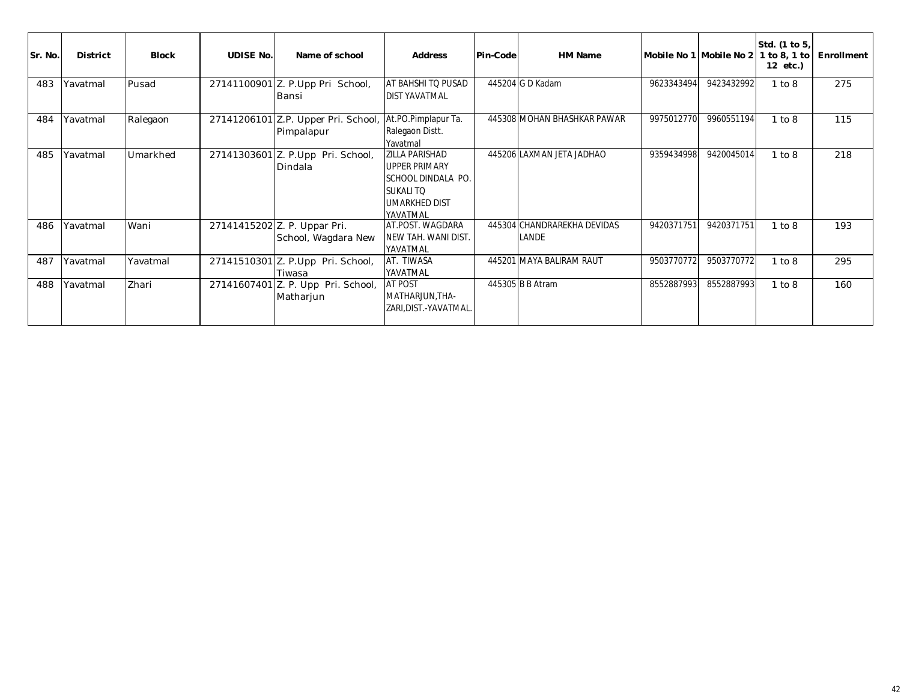| Sr. No. | District | Block | UDISE No. | Name of school | Address | Pin-Code | HM Name | Mobile No 1 | Mobile No 2 | Std. (1 to 5, 1 to 8, 1 to 12 etc.) | Enrollment |
|---|---|---|---|---|---|---|---|---|---|---|---|
| 483 | Yavatmal | Pusad | 27141100901 | Z. P.Upp Pri School, Bansi | AT BAHSHI TQ PUSAD DIST YAVATMAL | 445204 | G D Kadam | 9623343494 | 9423432992 | 1 to 8 | 275 |
| 484 | Yavatmal | Ralegaon | 27141206101 | Z.P. Upper Pri. School, Pimpalapur | At.PO.Pimplapur Ta. Ralegaon Distt. Yavatmal | 445308 | MOHAN BHASHKAR PAWAR | 9975012770 | 9960551194 | 1 to 8 | 115 |
| 485 | Yavatmal | Umarkhed | 27141303601 | Z. P.Upp Pri. School, Dindala | ZILLA PARISHAD UPPER PRIMARY SCHOOL DINDALA PO. SUKALI TQ UMARKHED DIST YAVATMAL | 445206 | LAXMAN JETA JADHAO | 9359434998 | 9420045014 | 1 to 8 | 218 |
| 486 | Yavatmal | Wani | 27141415202 | Z. P. Uppar Pri. School, Wagdara New | AT.POST. WAGDARA NEW TAH. WANI DIST. YAVATMAL | 445304 | CHANDRAREKHA DEVIDAS LANDE | 9420371751 | 9420371751 | 1 to 8 | 193 |
| 487 | Yavatmal | Yavatmal | 27141510301 | Z. P.Upp Pri. School, Tiwasa | AT. TIWASA YAVATMAL | 445201 | MAYA BALIRAM RAUT | 9503770772 | 9503770772 | 1 to 8 | 295 |
| 488 | Yavatmal | Zhari | 27141607401 | Z. P. Upp Pri. School, Matharjun | AT POST MATHARJUN,THA-ZARI,DIST.-YAVATMAL. | 445305 | B B Atram | 8552887993 | 8552887993 | 1 to 8 | 160 |